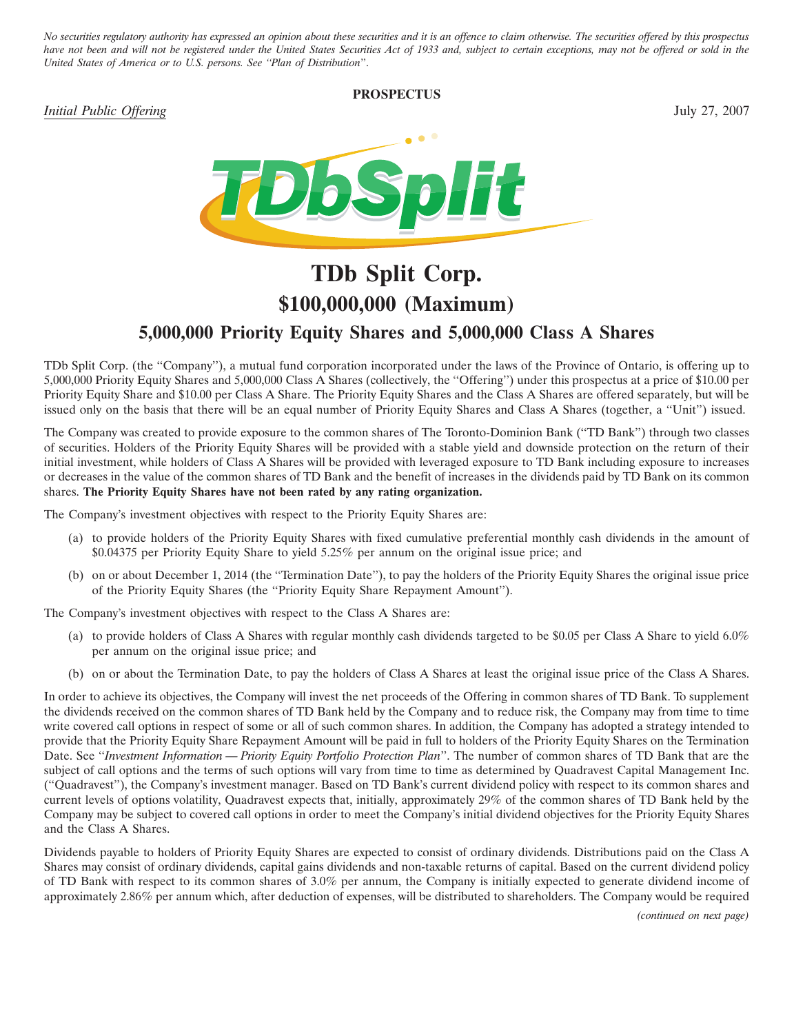*No securities regulatory authority has expressed an opinion about these securities and it is an offence to claim otherwise. The securities offered by this prospectus have not been and will not be registered under the United States Securities Act of 1933 and, subject to certain exceptions, may not be offered or sold in the United States of America or to U.S. persons. See "Plan of Distribution".*

**PROSPECTUS**

*Initial Public Offering* July 27, 2007

# TDb Split Corp.

## $100,000,000 (Maximum)

## 5,000,000 Priority Equity Shares and 5,000,000 Class A Shares

TDb Split Corp. (the "Company"), a mutual fund corporation incorporated under the laws of the Province of Ontario, is offering up to 5,000,000 Priority Equity Shares and 5,000,000 Class A Shares (collectively, the "Offering") under this prospectus at a price of $10.00 per Priority Equity Share and $10.00 per Class A Share. The Priority Equity Shares and the Class A Shares are offered separately, but will be issued only on the basis that there will be an equal number of Priority Equity Shares and Class A Shares (together, a "Unit") issued.

The Company was created to provide exposure to the common shares of The Toronto-Dominion Bank ("TD Bank") through two classes of securities. Holders of the Priority Equity Shares will be provided with a stable yield and downside protection on the return of their initial investment, while holders of Class A Shares will be provided with leveraged exposure to TD Bank including exposure to increases or decreases in the value of the common shares of TD Bank and the benefit of increases in the dividends paid by TD Bank on its common shares. **The Priority Equity Shares have not been rated by any rating organization.**

The Company's investment objectives with respect to the Priority Equity Shares are:

(a) to provide holders of the Priority Equity Shares with fixed cumulative preferential monthly cash dividends in the amount of $0.04375 per Priority Equity Share to yield 5.25% per annum on the original issue price; and

(b) on or about December 1, 2014 (the "Termination Date"), to pay the holders of the Priority Equity Shares the original issue price of the Priority Equity Shares (the "Priority Equity Share Repayment Amount").

The Company's investment objectives with respect to the Class A Shares are:

(a) to provide holders of Class A Shares with regular monthly cash dividends targeted to be $0.05 per Class A Share to yield 6.0% per annum on the original issue price; and

(b) on or about the Termination Date, to pay the holders of Class A Shares at least the original issue price of the Class A Shares.

In order to achieve its objectives, the Company will invest the net proceeds of the Offering in common shares of TD Bank. To supplement the dividends received on the common shares of TD Bank held by the Company and to reduce risk, the Company may from time to time write covered call options in respect of some or all of such common shares. In addition, the Company has adopted a strategy intended to provide that the Priority Equity Share Repayment Amount will be paid in full to holders of the Priority Equity Shares on the Termination Date. See "*Investment Information — Priority Equity Portfolio Protection Plan*". The number of common shares of TD Bank that are the subject of call options and the terms of such options will vary from time to time as determined by Quadravest Capital Management Inc. ("Quadravest"), the Company's investment manager. Based on TD Bank's current dividend policy with respect to its common shares and current levels of options volatility, Quadravest expects that, initially, approximately 29% of the common shares of TD Bank held by the Company may be subject to covered call options in order to meet the Company's initial dividend objectives for the Priority Equity Shares and the Class A Shares.

Dividends payable to holders of Priority Equity Shares are expected to consist of ordinary dividends. Distributions paid on the Class A Shares may consist of ordinary dividends, capital gains dividends and non-taxable returns of capital. Based on the current dividend policy of TD Bank with respect to its common shares of 3.0% per annum, the Company is initially expected to generate dividend income of approximately 2.86% per annum which, after deduction of expenses, will be distributed to shareholders. The Company would be required

*(continued on next page)*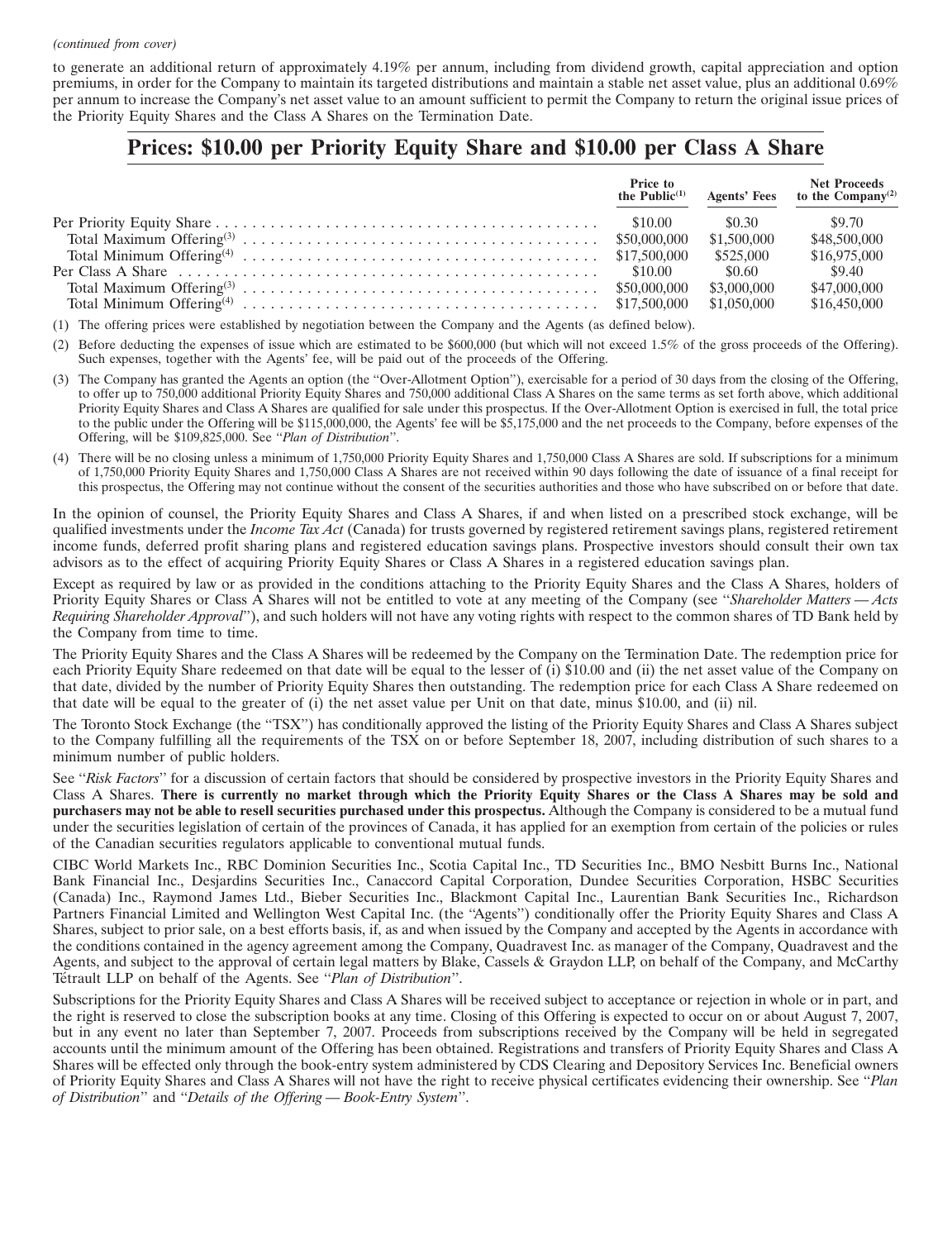*(continued from cover)*

to generate an additional return of approximately 4.19% per annum, including from dividend growth, capital appreciation and option premiums, in order for the Company to maintain its targeted distributions and maintain a stable net asset value, plus an additional 0.69% per annum to increase the Company's net asset value to an amount sufficient to permit the Company to return the original issue prices of the Priority Equity Shares and the Class A Shares on the Termination Date.

# Prices: $10.00 per Priority Equity Share and $10.00 per Class A Share

| | Price to the Public[(1)] | Agents' Fees | Net Proceeds to the Company[(2)] |
|---|---|---|---|
| Per Priority Equity Share | $10.00 | $0.30 | $9.70 |
| Total Maximum Offering[(3)] | $50,000,000 | $1,500,000 | $48,500,000 |
| Total Minimum Offering[(4)] | $17,500,000 | $525,000 | $16,975,000 |
| Per Class A Share | $10.00 | $0.60 | $9.40 |
| Total Maximum Offering[(3)] | $50,000,000 | $3,000,000 | $47,000,000 |
| Total Minimum Offering[(4)] | $17,500,000 | $1,050,000 | $16,450,000 |

(1) The offering prices were established by negotiation between the Company and the Agents (as defined below).

(2) Before deducting the expenses of issue which are estimated to be $600,000 (but which will not exceed 1.5% of the gross proceeds of the Offering). Such expenses, together with the Agents' fee, will be paid out of the proceeds of the Offering.

(3) The Company has granted the Agents an option (the "Over-Allotment Option"), exercisable for a period of 30 days from the closing of the Offering, to offer up to 750,000 additional Priority Equity Shares and 750,000 additional Class A Shares on the same terms as set forth above, which additional Priority Equity Shares and Class A Shares are qualified for sale under this prospectus. If the Over-Allotment Option is exercised in full, the total price to the public under the Offering will be $115,000,000, the Agents' fee will be $5,175,000 and the net proceeds to the Company, before expenses of the Offering, will be $109,825,000. See "*Plan of Distribution*".

(4) There will be no closing unless a minimum of 1,750,000 Priority Equity Shares and 1,750,000 Class A Shares are sold. If subscriptions for a minimum of 1,750,000 Priority Equity Shares and 1,750,000 Class A Shares are not received within 90 days following the date of issuance of a final receipt for this prospectus, the Offering may not continue without the consent of the securities authorities and those who have subscribed on or before that date.

In the opinion of counsel, the Priority Equity Shares and Class A Shares, if and when listed on a prescribed stock exchange, will be qualified investments under the *Income Tax Act* (Canada) for trusts governed by registered retirement savings plans, registered retirement income funds, deferred profit sharing plans and registered education savings plans. Prospective investors should consult their own tax advisors as to the effect of acquiring Priority Equity Shares or Class A Shares in a registered education savings plan.

Except as required by law or as provided in the conditions attaching to the Priority Equity Shares and the Class A Shares, holders of Priority Equity Shares or Class A Shares will not be entitled to vote at any meeting of the Company (see "*Shareholder Matters — Acts Requiring Shareholder Approval*"), and such holders will not have any voting rights with respect to the common shares of TD Bank held by the Company from time to time.

The Priority Equity Shares and the Class A Shares will be redeemed by the Company on the Termination Date. The redemption price for each Priority Equity Share redeemed on that date will be equal to the lesser of (i) $10.00 and (ii) the net asset value of the Company on that date, divided by the number of Priority Equity Shares then outstanding. The redemption price for each Class A Share redeemed on that date will be equal to the greater of (i) the net asset value per Unit on that date, minus $10.00, and (ii) nil.

The Toronto Stock Exchange (the "TSX") has conditionally approved the listing of the Priority Equity Shares and Class A Shares subject to the Company fulfilling all the requirements of the TSX on or before September 18, 2007, including distribution of such shares to a minimum number of public holders.

See "*Risk Factors*" for a discussion of certain factors that should be considered by prospective investors in the Priority Equity Shares and Class A Shares. **There is currently no market through which the Priority Equity Shares or the Class A Shares may be sold and purchasers may not be able to resell securities purchased under this prospectus.** Although the Company is considered to be a mutual fund under the securities legislation of certain of the provinces of Canada, it has applied for an exemption from certain of the policies or rules of the Canadian securities regulators applicable to conventional mutual funds.

CIBC World Markets Inc., RBC Dominion Securities Inc., Scotia Capital Inc., TD Securities Inc., BMO Nesbitt Burns Inc., National Bank Financial Inc., Desjardins Securities Inc., Canaccord Capital Corporation, Dundee Securities Corporation, HSBC Securities (Canada) Inc., Raymond James Ltd., Bieber Securities Inc., Blackmont Capital Inc., Laurentian Bank Securities Inc., Richardson Partners Financial Limited and Wellington West Capital Inc. (the "Agents") conditionally offer the Priority Equity Shares and Class A Shares, subject to prior sale, on a best efforts basis, if, as and when issued by the Company and accepted by the Agents in accordance with the conditions contained in the agency agreement among the Company, Quadravest Inc. as manager of the Company, Quadravest and the Agents, and subject to the approval of certain legal matters by Blake, Cassels & Graydon LLP, on behalf of the Company, and McCarthy Tétrault LLP on behalf of the Agents. See "*Plan of Distribution*".

Subscriptions for the Priority Equity Shares and Class A Shares will be received subject to acceptance or rejection in whole or in part, and the right is reserved to close the subscription books at any time. Closing of this Offering is expected to occur on or about August 7, 2007, but in any event no later than September 7, 2007. Proceeds from subscriptions received by the Company will be held in segregated accounts until the minimum amount of the Offering has been obtained. Registrations and transfers of Priority Equity Shares and Class A Shares will be effected only through the book-entry system administered by CDS Clearing and Depository Services Inc. Beneficial owners of Priority Equity Shares and Class A Shares will not have the right to receive physical certificates evidencing their ownership. See "*Plan of Distribution*" and "*Details of the Offering — Book-Entry System*".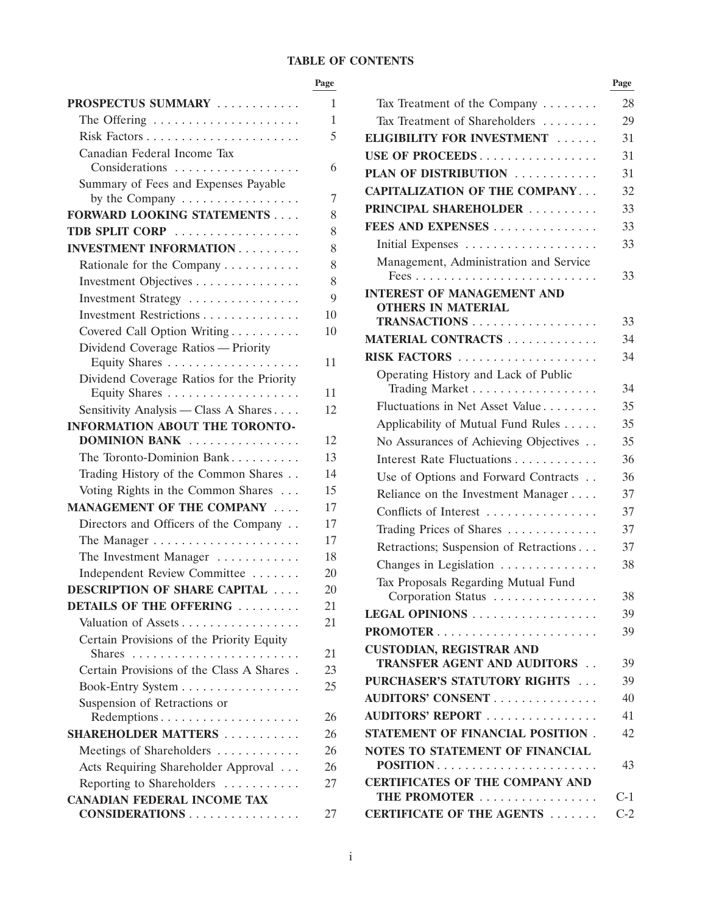# TABLE OF CONTENTS

| | Page |
|---|---|
| **PROSPECTUS SUMMARY** | 1 |
| The Offering | 1 |
| Risk Factors | 5 |
| Canadian Federal Income Tax Considerations | 6 |
| Summary of Fees and Expenses Payable by the Company | 7 |
| **FORWARD LOOKING STATEMENTS** | 8 |
| **TDB SPLIT CORP** | 8 |
| **INVESTMENT INFORMATION** | 8 |
| Rationale for the Company | 8 |
| Investment Objectives | 8 |
| Investment Strategy | 9 |
| Investment Restrictions | 10 |
| Covered Call Option Writing | 10 |
| Dividend Coverage Ratios — Priority Equity Shares | 11 |
| Dividend Coverage Ratios for the Priority Equity Shares | 11 |
| Sensitivity Analysis — Class A Shares | 12 |
| **INFORMATION ABOUT THE TORONTO-DOMINION BANK** | 12 |
| The Toronto-Dominion Bank | 13 |
| Trading History of the Common Shares | 14 |
| Voting Rights in the Common Shares | 15 |
| **MANAGEMENT OF THE COMPANY** | 17 |
| Directors and Officers of the Company | 17 |
| The Manager | 17 |
| The Investment Manager | 18 |
| Independent Review Committee | 20 |
| **DESCRIPTION OF SHARE CAPITAL** | 20 |
| **DETAILS OF THE OFFERING** | 21 |
| Valuation of Assets | 21 |
| Certain Provisions of the Priority Equity Shares | 21 |
| Certain Provisions of the Class A Shares | 23 |
| Book-Entry System | 25 |
| Suspension of Retractions or Redemptions | 26 |
| **SHAREHOLDER MATTERS** | 26 |
| Meetings of Shareholders | 26 |
| Acts Requiring Shareholder Approval | 26 |
| Reporting to Shareholders | 27 |
| **CANADIAN FEDERAL INCOME TAX CONSIDERATIONS** | 27 |
| Tax Treatment of the Company | 28 |
| Tax Treatment of Shareholders | 29 |
| **ELIGIBILITY FOR INVESTMENT** | 31 |
| **USE OF PROCEEDS** | 31 |
| **PLAN OF DISTRIBUTION** | 31 |
| **CAPITALIZATION OF THE COMPANY** | 32 |
| **PRINCIPAL SHAREHOLDER** | 33 |
| **FEES AND EXPENSES** | 33 |
| Initial Expenses | 33 |
| Management, Administration and Service Fees | 33 |
| **INTEREST OF MANAGEMENT AND OTHERS IN MATERIAL TRANSACTIONS** | 33 |
| **MATERIAL CONTRACTS** | 34 |
| **RISK FACTORS** | 34 |
| Operating History and Lack of Public Trading Market | 34 |
| Fluctuations in Net Asset Value | 35 |
| Applicability of Mutual Fund Rules | 35 |
| No Assurances of Achieving Objectives | 35 |
| Interest Rate Fluctuations | 36 |
| Use of Options and Forward Contracts | 36 |
| Reliance on the Investment Manager | 37 |
| Conflicts of Interest | 37 |
| Trading Prices of Shares | 37 |
| Retractions; Suspension of Retractions | 37 |
| Changes in Legislation | 38 |
| Tax Proposals Regarding Mutual Fund Corporation Status | 38 |
| **LEGAL OPINIONS** | 39 |
| **PROMOTER** | 39 |
| **CUSTODIAN, REGISTRAR AND TRANSFER AGENT AND AUDITORS** | 39 |
| **PURCHASER'S STATUTORY RIGHTS** | 39 |
| **AUDITORS' CONSENT** | 40 |
| **AUDITORS' REPORT** | 41 |
| **STATEMENT OF FINANCIAL POSITION** | 42 |
| **NOTES TO STATEMENT OF FINANCIAL POSITION** | 43 |
| **CERTIFICATES OF THE COMPANY AND THE PROMOTER** | C-1 |
| **CERTIFICATE OF THE AGENTS** | C-2 |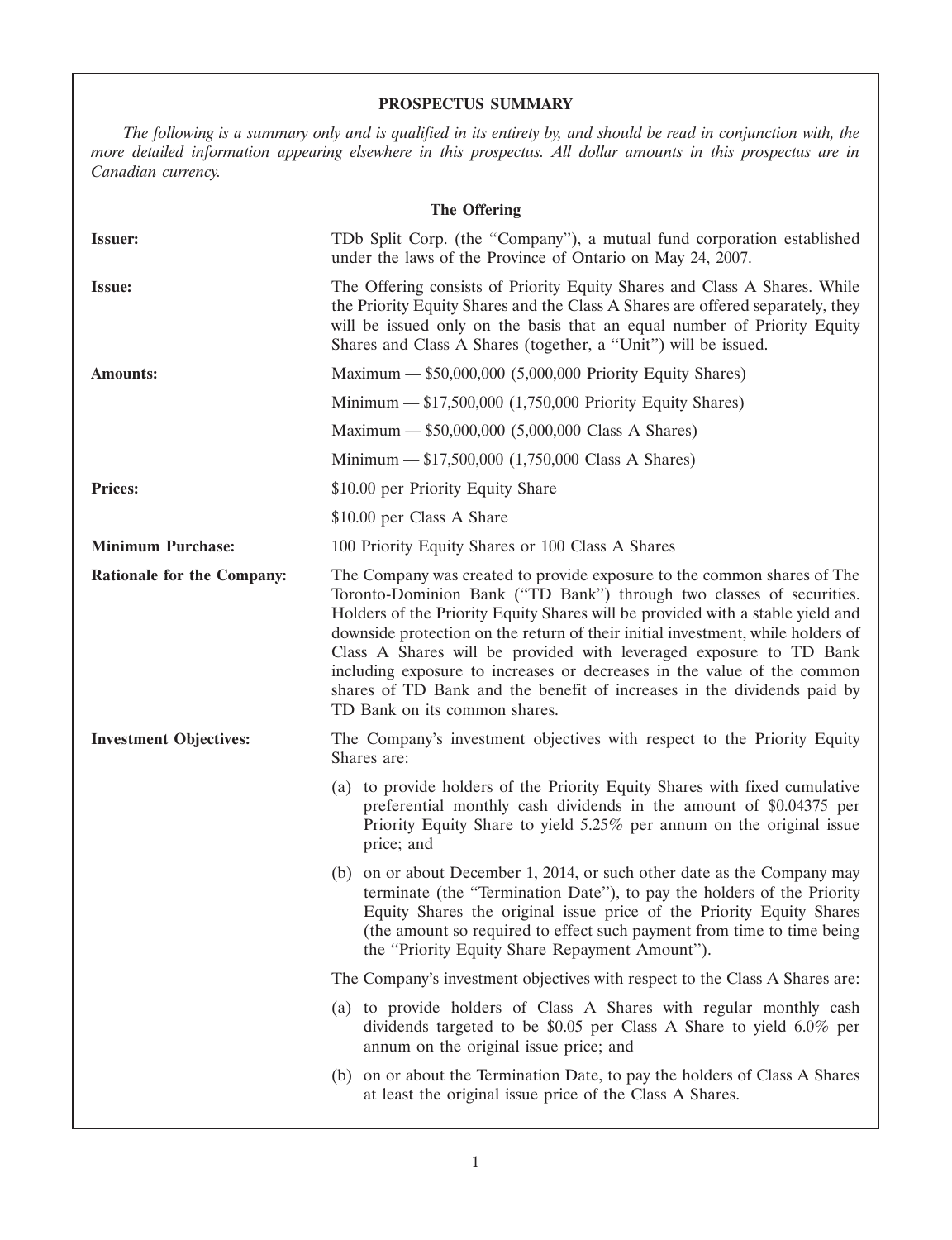## PROSPECTUS SUMMARY

*The following is a summary only and is qualified in its entirety by, and should be read in conjunction with, the more detailed information appearing elsewhere in this prospectus. All dollar amounts in this prospectus are in Canadian currency.*

### The Offering

**Issuer:** TDb Split Corp. (the "Company"), a mutual fund corporation established under the laws of the Province of Ontario on May 24, 2007.

**Issue:** The Offering consists of Priority Equity Shares and Class A Shares. While the Priority Equity Shares and the Class A Shares are offered separately, they will be issued only on the basis that an equal number of Priority Equity Shares and Class A Shares (together, a "Unit") will be issued.

**Amounts:**

Maximum — $50,000,000 (5,000,000 Priority Equity Shares)

Minimum — $17,500,000 (1,750,000 Priority Equity Shares)

Maximum — $50,000,000 (5,000,000 Class A Shares)

Minimum — $17,500,000 (1,750,000 Class A Shares)

**Prices:**

$10.00 per Priority Equity Share

$10.00 per Class A Share

**Minimum Purchase:** 100 Priority Equity Shares or 100 Class A Shares

**Rationale for the Company:** The Company was created to provide exposure to the common shares of The Toronto-Dominion Bank ("TD Bank") through two classes of securities. Holders of the Priority Equity Shares will be provided with a stable yield and downside protection on the return of their initial investment, while holders of Class A Shares will be provided with leveraged exposure to TD Bank including exposure to increases or decreases in the value of the common shares of TD Bank and the benefit of increases in the dividends paid by TD Bank on its common shares.

**Investment Objectives:** The Company's investment objectives with respect to the Priority Equity Shares are:

(a) to provide holders of the Priority Equity Shares with fixed cumulative preferential monthly cash dividends in the amount of $0.04375 per Priority Equity Share to yield 5.25% per annum on the original issue price; and

(b) on or about December 1, 2014, or such other date as the Company may terminate (the "Termination Date"), to pay the holders of the Priority Equity Shares the original issue price of the Priority Equity Shares (the amount so required to effect such payment from time to time being the "Priority Equity Share Repayment Amount").

The Company's investment objectives with respect to the Class A Shares are:

(a) to provide holders of Class A Shares with regular monthly cash dividends targeted to be $0.05 per Class A Share to yield 6.0% per annum on the original issue price; and

(b) on or about the Termination Date, to pay the holders of Class A Shares at least the original issue price of the Class A Shares.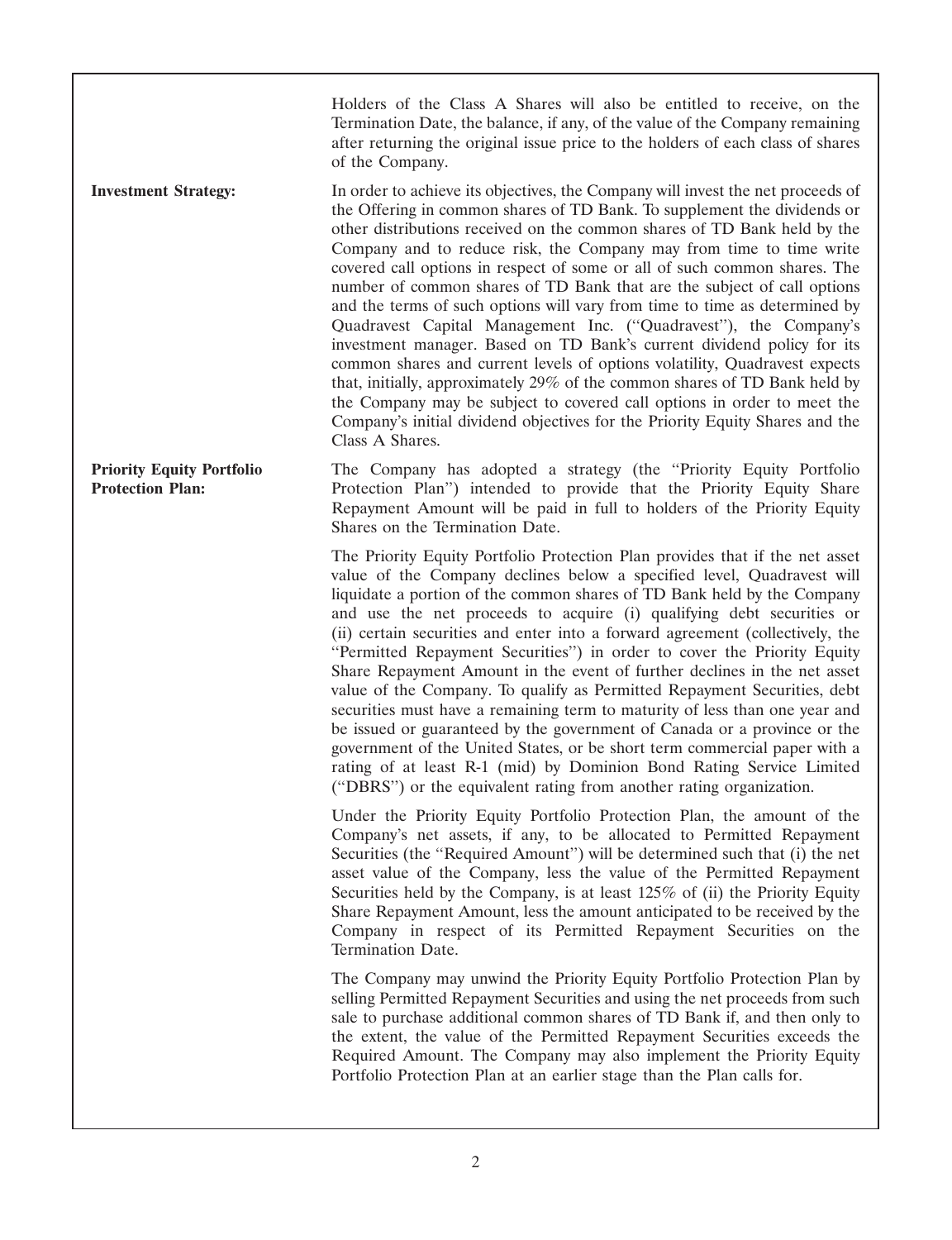Holders of the Class A Shares will also be entitled to receive, on the Termination Date, the balance, if any, of the value of the Company remaining after returning the original issue price to the holders of each class of shares of the Company.

**Investment Strategy:**

In order to achieve its objectives, the Company will invest the net proceeds of the Offering in common shares of TD Bank. To supplement the dividends or other distributions received on the common shares of TD Bank held by the Company and to reduce risk, the Company may from time to time write covered call options in respect of some or all of such common shares. The number of common shares of TD Bank that are the subject of call options and the terms of such options will vary from time to time as determined by Quadravest Capital Management Inc. (''Quadravest''), the Company's investment manager. Based on TD Bank's current dividend policy for its common shares and current levels of options volatility, Quadravest expects that, initially, approximately 29% of the common shares of TD Bank held by the Company may be subject to covered call options in order to meet the Company's initial dividend objectives for the Priority Equity Shares and the Class A Shares.

**Priority Equity Portfolio Protection Plan:**

The Company has adopted a strategy (the ''Priority Equity Portfolio Protection Plan'') intended to provide that the Priority Equity Share Repayment Amount will be paid in full to holders of the Priority Equity Shares on the Termination Date.

The Priority Equity Portfolio Protection Plan provides that if the net asset value of the Company declines below a specified level, Quadravest will liquidate a portion of the common shares of TD Bank held by the Company and use the net proceeds to acquire (i) qualifying debt securities or (ii) certain securities and enter into a forward agreement (collectively, the ''Permitted Repayment Securities'') in order to cover the Priority Equity Share Repayment Amount in the event of further declines in the net asset value of the Company. To qualify as Permitted Repayment Securities, debt securities must have a remaining term to maturity of less than one year and be issued or guaranteed by the government of Canada or a province or the government of the United States, or be short term commercial paper with a rating of at least R-1 (mid) by Dominion Bond Rating Service Limited (''DBRS'') or the equivalent rating from another rating organization.

Under the Priority Equity Portfolio Protection Plan, the amount of the Company's net assets, if any, to be allocated to Permitted Repayment Securities (the ''Required Amount'') will be determined such that (i) the net asset value of the Company, less the value of the Permitted Repayment Securities held by the Company, is at least 125% of (ii) the Priority Equity Share Repayment Amount, less the amount anticipated to be received by the Company in respect of its Permitted Repayment Securities on the Termination Date.

The Company may unwind the Priority Equity Portfolio Protection Plan by selling Permitted Repayment Securities and using the net proceeds from such sale to purchase additional common shares of TD Bank if, and then only to the extent, the value of the Permitted Repayment Securities exceeds the Required Amount. The Company may also implement the Priority Equity Portfolio Protection Plan at an earlier stage than the Plan calls for.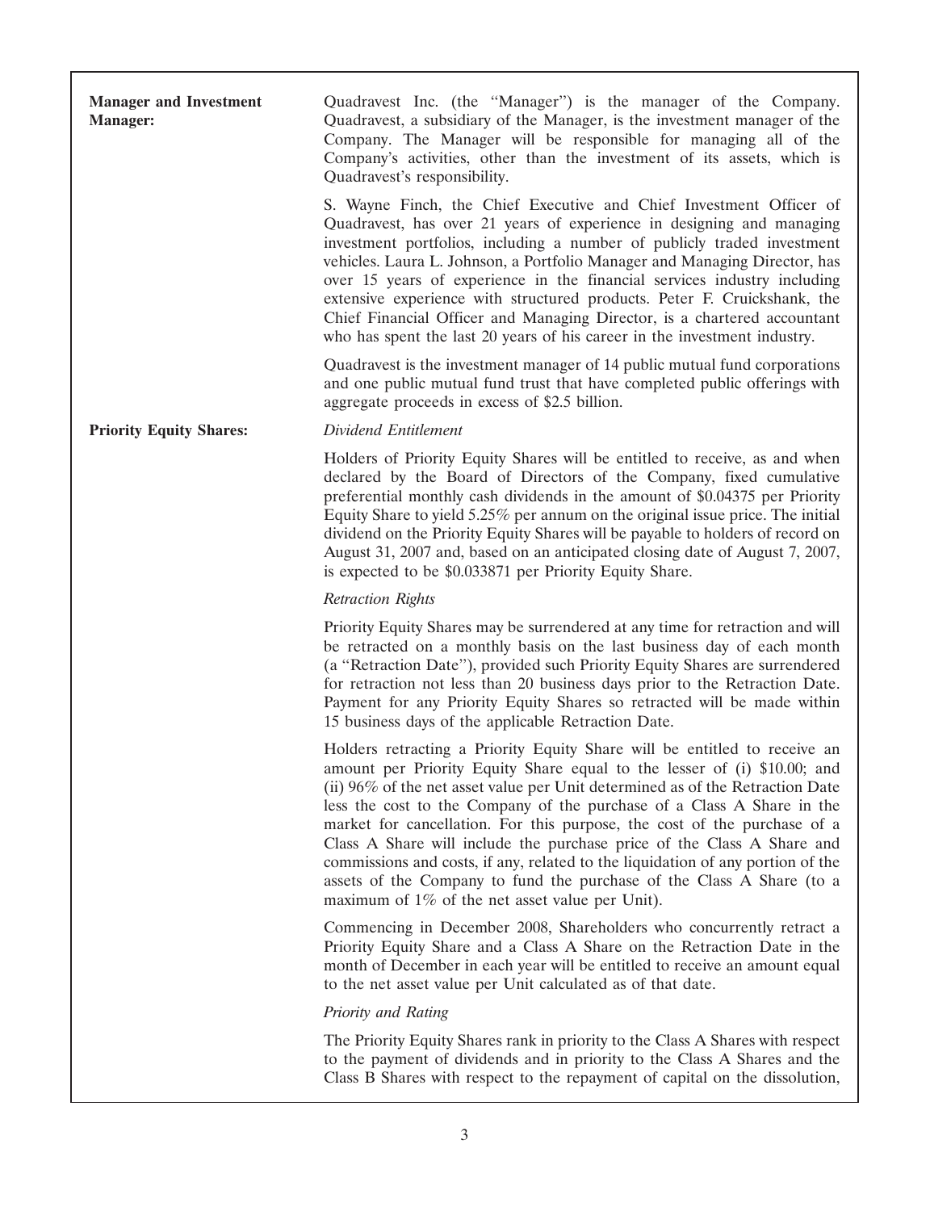**Manager and Investment Manager:**

Quadravest Inc. (the "Manager") is the manager of the Company. Quadravest, a subsidiary of the Manager, is the investment manager of the Company. The Manager will be responsible for managing all of the Company's activities, other than the investment of its assets, which is Quadravest's responsibility.

S. Wayne Finch, the Chief Executive and Chief Investment Officer of Quadravest, has over 21 years of experience in designing and managing investment portfolios, including a number of publicly traded investment vehicles. Laura L. Johnson, a Portfolio Manager and Managing Director, has over 15 years of experience in the financial services industry including extensive experience with structured products. Peter F. Cruickshank, the Chief Financial Officer and Managing Director, is a chartered accountant who has spent the last 20 years of his career in the investment industry.

Quadravest is the investment manager of 14 public mutual fund corporations and one public mutual fund trust that have completed public offerings with aggregate proceeds in excess of $2.5 billion.

**Priority Equity Shares:**

*Dividend Entitlement*

Holders of Priority Equity Shares will be entitled to receive, as and when declared by the Board of Directors of the Company, fixed cumulative preferential monthly cash dividends in the amount of $0.04375 per Priority Equity Share to yield 5.25% per annum on the original issue price. The initial dividend on the Priority Equity Shares will be payable to holders of record on August 31, 2007 and, based on an anticipated closing date of August 7, 2007, is expected to be $0.033871 per Priority Equity Share.

*Retraction Rights*

Priority Equity Shares may be surrendered at any time for retraction and will be retracted on a monthly basis on the last business day of each month (a "Retraction Date"), provided such Priority Equity Shares are surrendered for retraction not less than 20 business days prior to the Retraction Date. Payment for any Priority Equity Shares so retracted will be made within 15 business days of the applicable Retraction Date.

Holders retracting a Priority Equity Share will be entitled to receive an amount per Priority Equity Share equal to the lesser of (i) $10.00; and (ii) 96% of the net asset value per Unit determined as of the Retraction Date less the cost to the Company of the purchase of a Class A Share in the market for cancellation. For this purpose, the cost of the purchase of a Class A Share will include the purchase price of the Class A Share and commissions and costs, if any, related to the liquidation of any portion of the assets of the Company to fund the purchase of the Class A Share (to a maximum of 1% of the net asset value per Unit).

Commencing in December 2008, Shareholders who concurrently retract a Priority Equity Share and a Class A Share on the Retraction Date in the month of December in each year will be entitled to receive an amount equal to the net asset value per Unit calculated as of that date.

*Priority and Rating*

The Priority Equity Shares rank in priority to the Class A Shares with respect to the payment of dividends and in priority to the Class A Shares and the Class B Shares with respect to the repayment of capital on the dissolution,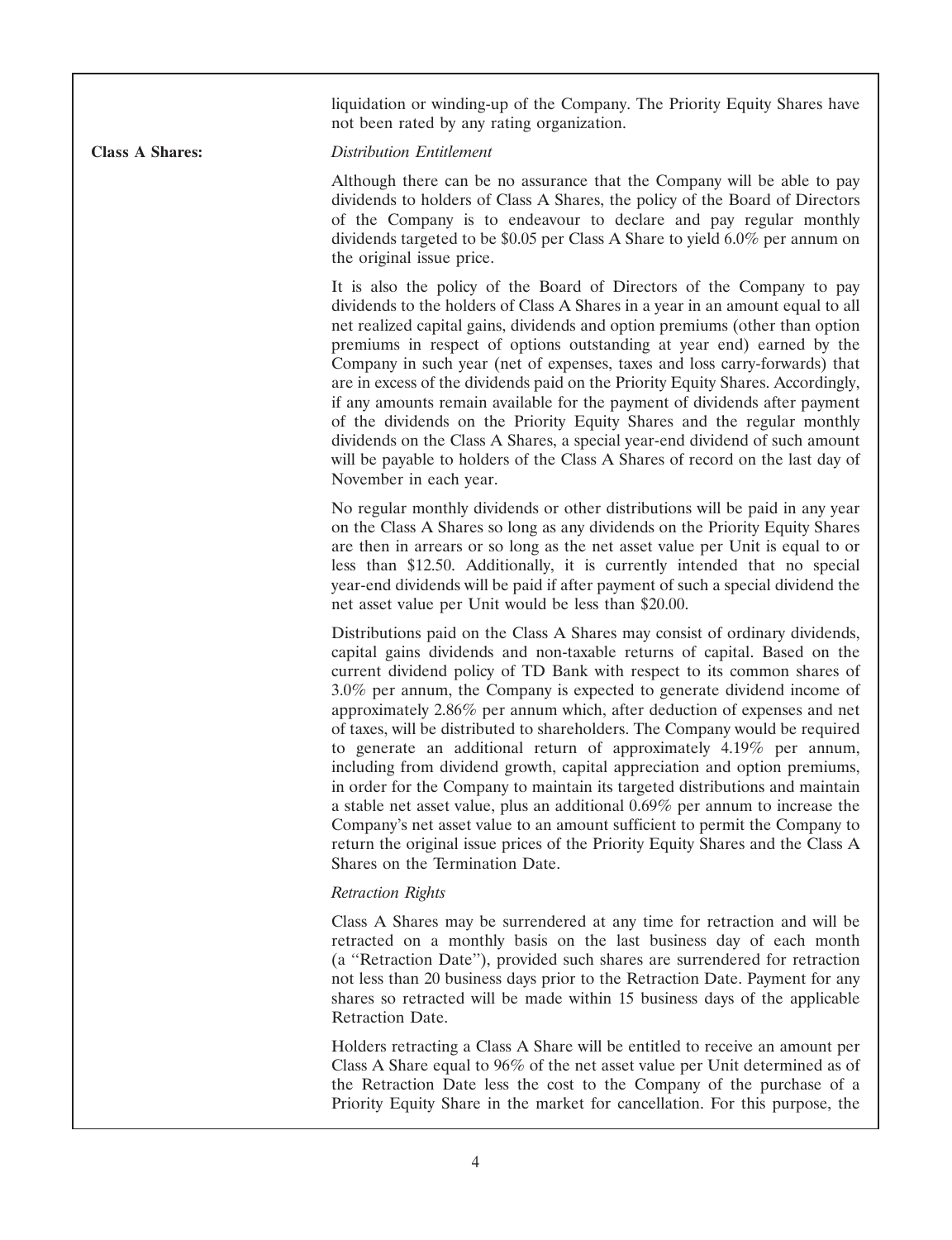liquidation or winding-up of the Company. The Priority Equity Shares have not been rated by any rating organization.

**Class A Shares:**

*Distribution Entitlement*

Although there can be no assurance that the Company will be able to pay dividends to holders of Class A Shares, the policy of the Board of Directors of the Company is to endeavour to declare and pay regular monthly dividends targeted to be $0.05 per Class A Share to yield 6.0% per annum on the original issue price.

It is also the policy of the Board of Directors of the Company to pay dividends to the holders of Class A Shares in a year in an amount equal to all net realized capital gains, dividends and option premiums (other than option premiums in respect of options outstanding at year end) earned by the Company in such year (net of expenses, taxes and loss carry-forwards) that are in excess of the dividends paid on the Priority Equity Shares. Accordingly, if any amounts remain available for the payment of dividends after payment of the dividends on the Priority Equity Shares and the regular monthly dividends on the Class A Shares, a special year-end dividend of such amount will be payable to holders of the Class A Shares of record on the last day of November in each year.

No regular monthly dividends or other distributions will be paid in any year on the Class A Shares so long as any dividends on the Priority Equity Shares are then in arrears or so long as the net asset value per Unit is equal to or less than $12.50. Additionally, it is currently intended that no special year-end dividends will be paid if after payment of such a special dividend the net asset value per Unit would be less than $20.00.

Distributions paid on the Class A Shares may consist of ordinary dividends, capital gains dividends and non-taxable returns of capital. Based on the current dividend policy of TD Bank with respect to its common shares of 3.0% per annum, the Company is expected to generate dividend income of approximately 2.86% per annum which, after deduction of expenses and net of taxes, will be distributed to shareholders. The Company would be required to generate an additional return of approximately 4.19% per annum, including from dividend growth, capital appreciation and option premiums, in order for the Company to maintain its targeted distributions and maintain a stable net asset value, plus an additional 0.69% per annum to increase the Company's net asset value to an amount sufficient to permit the Company to return the original issue prices of the Priority Equity Shares and the Class A Shares on the Termination Date.

*Retraction Rights*

Class A Shares may be surrendered at any time for retraction and will be retracted on a monthly basis on the last business day of each month (a "Retraction Date"), provided such shares are surrendered for retraction not less than 20 business days prior to the Retraction Date. Payment for any shares so retracted will be made within 15 business days of the applicable Retraction Date.

Holders retracting a Class A Share will be entitled to receive an amount per Class A Share equal to 96% of the net asset value per Unit determined as of the Retraction Date less the cost to the Company of the purchase of a Priority Equity Share in the market for cancellation. For this purpose, the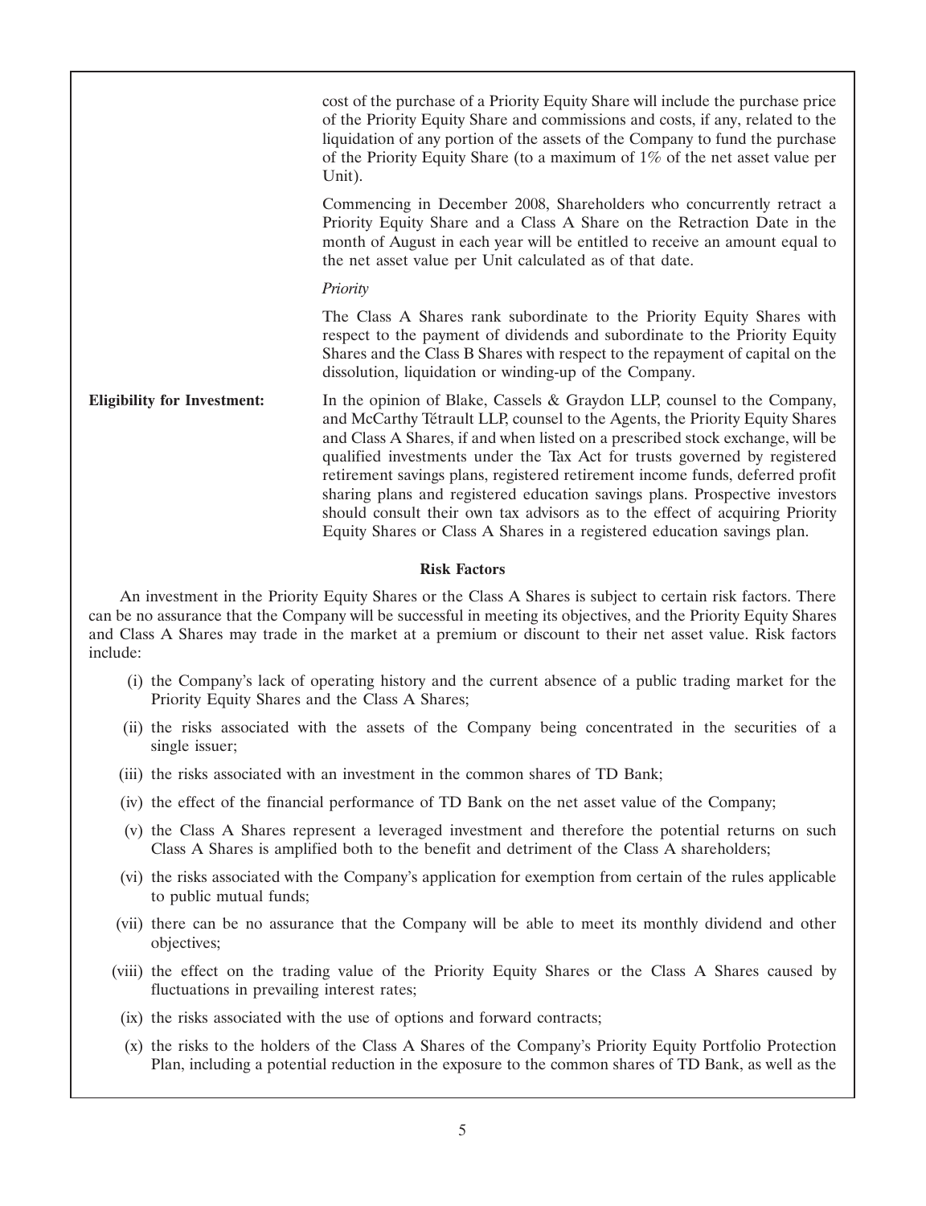cost of the purchase of a Priority Equity Share will include the purchase price of the Priority Equity Share and commissions and costs, if any, related to the liquidation of any portion of the assets of the Company to fund the purchase of the Priority Equity Share (to a maximum of 1% of the net asset value per Unit).

Commencing in December 2008, Shareholders who concurrently retract a Priority Equity Share and a Class A Share on the Retraction Date in the month of August in each year will be entitled to receive an amount equal to the net asset value per Unit calculated as of that date.

*Priority*

The Class A Shares rank subordinate to the Priority Equity Shares with respect to the payment of dividends and subordinate to the Priority Equity Shares and the Class B Shares with respect to the repayment of capital on the dissolution, liquidation or winding-up of the Company.

**Eligibility for Investment:** In the opinion of Blake, Cassels & Graydon LLP, counsel to the Company, and McCarthy Tétrault LLP, counsel to the Agents, the Priority Equity Shares and Class A Shares, if and when listed on a prescribed stock exchange, will be qualified investments under the Tax Act for trusts governed by registered retirement savings plans, registered retirement income funds, deferred profit sharing plans and registered education savings plans. Prospective investors should consult their own tax advisors as to the effect of acquiring Priority Equity Shares or Class A Shares in a registered education savings plan.

**Risk Factors**

An investment in the Priority Equity Shares or the Class A Shares is subject to certain risk factors. There can be no assurance that the Company will be successful in meeting its objectives, and the Priority Equity Shares and Class A Shares may trade in the market at a premium or discount to their net asset value. Risk factors include:

(i) the Company's lack of operating history and the current absence of a public trading market for the Priority Equity Shares and the Class A Shares;

(ii) the risks associated with the assets of the Company being concentrated in the securities of a single issuer;

(iii) the risks associated with an investment in the common shares of TD Bank;

(iv) the effect of the financial performance of TD Bank on the net asset value of the Company;

(v) the Class A Shares represent a leveraged investment and therefore the potential returns on such Class A Shares is amplified both to the benefit and detriment of the Class A shareholders;

(vi) the risks associated with the Company's application for exemption from certain of the rules applicable to public mutual funds;

(vii) there can be no assurance that the Company will be able to meet its monthly dividend and other objectives;

(viii) the effect on the trading value of the Priority Equity Shares or the Class A Shares caused by fluctuations in prevailing interest rates;

(ix) the risks associated with the use of options and forward contracts;

(x) the risks to the holders of the Class A Shares of the Company's Priority Equity Portfolio Protection Plan, including a potential reduction in the exposure to the common shares of TD Bank, as well as the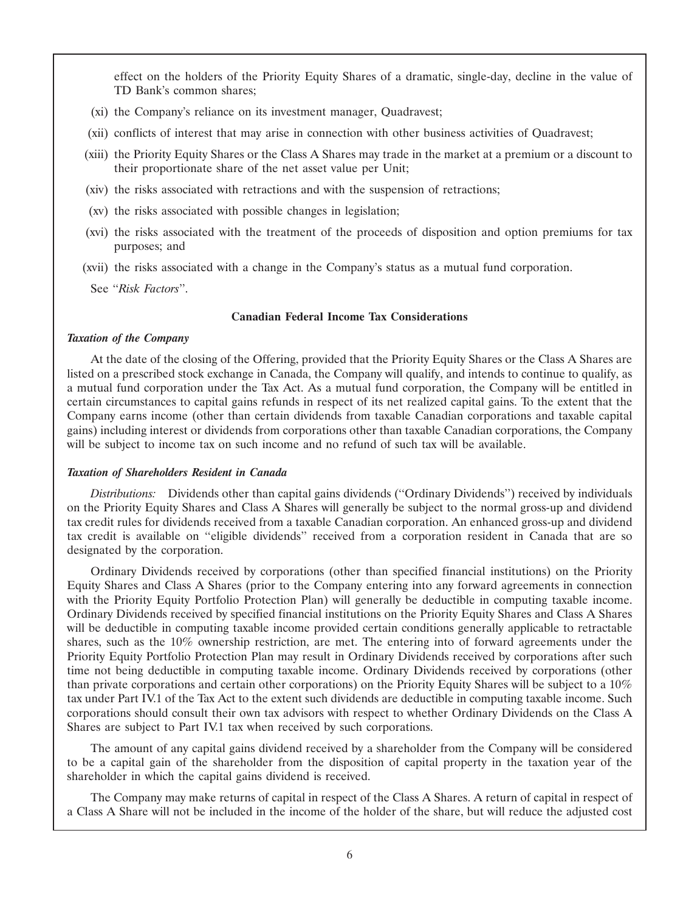effect on the holders of the Priority Equity Shares of a dramatic, single-day, decline in the value of TD Bank's common shares;

(xi) the Company's reliance on its investment manager, Quadravest;

(xii) conflicts of interest that may arise in connection with other business activities of Quadravest;

(xiii) the Priority Equity Shares or the Class A Shares may trade in the market at a premium or a discount to their proportionate share of the net asset value per Unit;

(xiv) the risks associated with retractions and with the suspension of retractions;

(xv) the risks associated with possible changes in legislation;

(xvi) the risks associated with the treatment of the proceeds of disposition and option premiums for tax purposes; and

(xvii) the risks associated with a change in the Company's status as a mutual fund corporation.

See "*Risk Factors*".

### Canadian Federal Income Tax Considerations

***Taxation of the Company***

At the date of the closing of the Offering, provided that the Priority Equity Shares or the Class A Shares are listed on a prescribed stock exchange in Canada, the Company will qualify, and intends to continue to qualify, as a mutual fund corporation under the Tax Act. As a mutual fund corporation, the Company will be entitled in certain circumstances to capital gains refunds in respect of its net realized capital gains. To the extent that the Company earns income (other than certain dividends from taxable Canadian corporations and taxable capital gains) including interest or dividends from corporations other than taxable Canadian corporations, the Company will be subject to income tax on such income and no refund of such tax will be available.

***Taxation of Shareholders Resident in Canada***

*Distributions:* Dividends other than capital gains dividends ("Ordinary Dividends") received by individuals on the Priority Equity Shares and Class A Shares will generally be subject to the normal gross-up and dividend tax credit rules for dividends received from a taxable Canadian corporation. An enhanced gross-up and dividend tax credit is available on "eligible dividends" received from a corporation resident in Canada that are so designated by the corporation.

Ordinary Dividends received by corporations (other than specified financial institutions) on the Priority Equity Shares and Class A Shares (prior to the Company entering into any forward agreements in connection with the Priority Equity Portfolio Protection Plan) will generally be deductible in computing taxable income. Ordinary Dividends received by specified financial institutions on the Priority Equity Shares and Class A Shares will be deductible in computing taxable income provided certain conditions generally applicable to retractable shares, such as the 10% ownership restriction, are met. The entering into of forward agreements under the Priority Equity Portfolio Protection Plan may result in Ordinary Dividends received by corporations after such time not being deductible in computing taxable income. Ordinary Dividends received by corporations (other than private corporations and certain other corporations) on the Priority Equity Shares will be subject to a 10% tax under Part IV.1 of the Tax Act to the extent such dividends are deductible in computing taxable income. Such corporations should consult their own tax advisors with respect to whether Ordinary Dividends on the Class A Shares are subject to Part IV.1 tax when received by such corporations.

The amount of any capital gains dividend received by a shareholder from the Company will be considered to be a capital gain of the shareholder from the disposition of capital property in the taxation year of the shareholder in which the capital gains dividend is received.

The Company may make returns of capital in respect of the Class A Shares. A return of capital in respect of a Class A Share will not be included in the income of the holder of the share, but will reduce the adjusted cost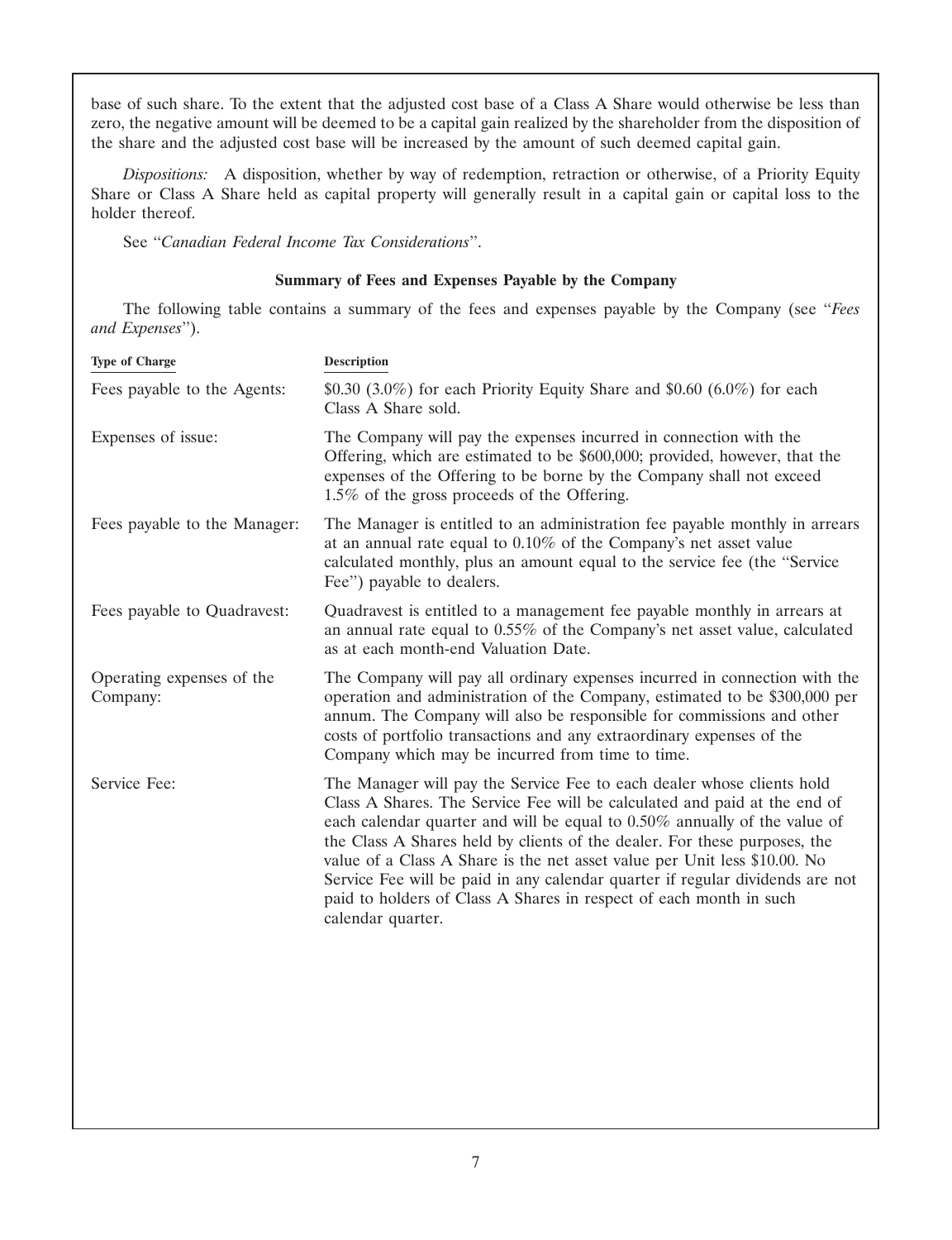base of such share. To the extent that the adjusted cost base of a Class A Share would otherwise be less than zero, the negative amount will be deemed to be a capital gain realized by the shareholder from the disposition of the share and the adjusted cost base will be increased by the amount of such deemed capital gain.

*Dispositions:* A disposition, whether by way of redemption, retraction or otherwise, of a Priority Equity Share or Class A Share held as capital property will generally result in a capital gain or capital loss to the holder thereof.

See "*Canadian Federal Income Tax Considerations*".

**Summary of Fees and Expenses Payable by the Company**

The following table contains a summary of the fees and expenses payable by the Company (see "*Fees and Expenses*").

| Type of Charge | Description |
|---|---|
| Fees payable to the Agents: | $0.30 (3.0%) for each Priority Equity Share and $0.60 (6.0%) for each Class A Share sold. |
| Expenses of issue: | The Company will pay the expenses incurred in connection with the Offering, which are estimated to be $600,000; provided, however, that the expenses of the Offering to be borne by the Company shall not exceed 1.5% of the gross proceeds of the Offering. |
| Fees payable to the Manager: | The Manager is entitled to an administration fee payable monthly in arrears at an annual rate equal to 0.10% of the Company's net asset value calculated monthly, plus an amount equal to the service fee (the "Service Fee") payable to dealers. |
| Fees payable to Quadravest: | Quadravest is entitled to a management fee payable monthly in arrears at an annual rate equal to 0.55% of the Company's net asset value, calculated as at each month-end Valuation Date. |
| Operating expenses of the Company: | The Company will pay all ordinary expenses incurred in connection with the operation and administration of the Company, estimated to be $300,000 per annum. The Company will also be responsible for commissions and other costs of portfolio transactions and any extraordinary expenses of the Company which may be incurred from time to time. |
| Service Fee: | The Manager will pay the Service Fee to each dealer whose clients hold Class A Shares. The Service Fee will be calculated and paid at the end of each calendar quarter and will be equal to 0.50% annually of the value of the Class A Shares held by clients of the dealer. For these purposes, the value of a Class A Share is the net asset value per Unit less $10.00. No Service Fee will be paid in any calendar quarter if regular dividends are not paid to holders of Class A Shares in respect of each month in such calendar quarter. |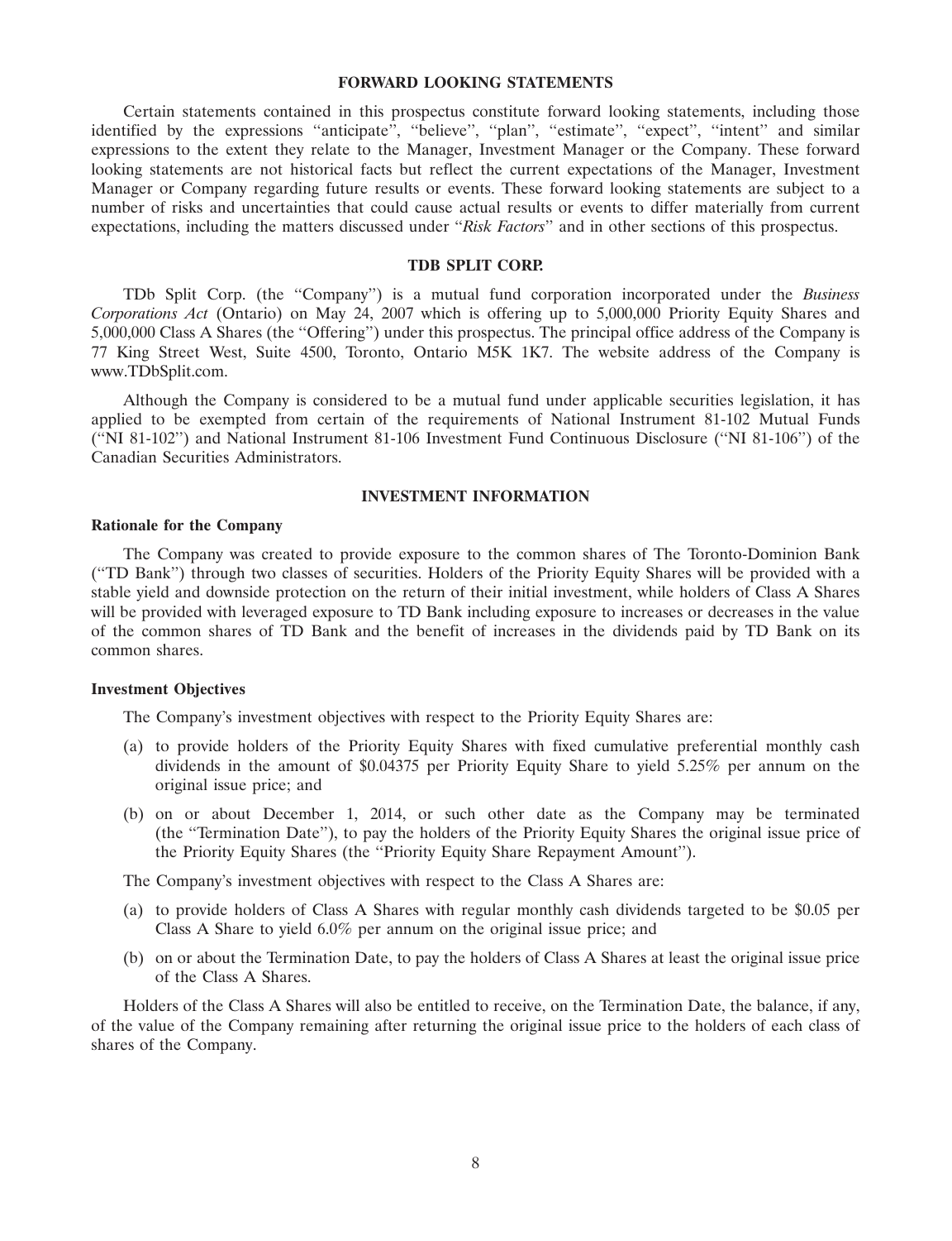## FORWARD LOOKING STATEMENTS

Certain statements contained in this prospectus constitute forward looking statements, including those identified by the expressions ''anticipate'', ''believe'', ''plan'', ''estimate'', ''expect'', ''intent'' and similar expressions to the extent they relate to the Manager, Investment Manager or the Company. These forward looking statements are not historical facts but reflect the current expectations of the Manager, Investment Manager or Company regarding future results or events. These forward looking statements are subject to a number of risks and uncertainties that could cause actual results or events to differ materially from current expectations, including the matters discussed under ''*Risk Factors*'' and in other sections of this prospectus.

## TDB SPLIT CORP.

TDb Split Corp. (the ''Company'') is a mutual fund corporation incorporated under the *Business Corporations Act* (Ontario) on May 24, 2007 which is offering up to 5,000,000 Priority Equity Shares and 5,000,000 Class A Shares (the ''Offering'') under this prospectus. The principal office address of the Company is 77 King Street West, Suite 4500, Toronto, Ontario M5K 1K7. The website address of the Company is www.TDbSplit.com.

Although the Company is considered to be a mutual fund under applicable securities legislation, it has applied to be exempted from certain of the requirements of National Instrument 81-102 Mutual Funds (''NI 81-102'') and National Instrument 81-106 Investment Fund Continuous Disclosure (''NI 81-106'') of the Canadian Securities Administrators.

## INVESTMENT INFORMATION

### Rationale for the Company

The Company was created to provide exposure to the common shares of The Toronto-Dominion Bank (''TD Bank'') through two classes of securities. Holders of the Priority Equity Shares will be provided with a stable yield and downside protection on the return of their initial investment, while holders of Class A Shares will be provided with leveraged exposure to TD Bank including exposure to increases or decreases in the value of the common shares of TD Bank and the benefit of increases in the dividends paid by TD Bank on its common shares.

### Investment Objectives

The Company's investment objectives with respect to the Priority Equity Shares are:

(a) to provide holders of the Priority Equity Shares with fixed cumulative preferential monthly cash dividends in the amount of $0.04375 per Priority Equity Share to yield 5.25% per annum on the original issue price; and

(b) on or about December 1, 2014, or such other date as the Company may be terminated (the ''Termination Date''), to pay the holders of the Priority Equity Shares the original issue price of the Priority Equity Shares (the ''Priority Equity Share Repayment Amount'').

The Company's investment objectives with respect to the Class A Shares are:

(a) to provide holders of Class A Shares with regular monthly cash dividends targeted to be $0.05 per Class A Share to yield 6.0% per annum on the original issue price; and

(b) on or about the Termination Date, to pay the holders of Class A Shares at least the original issue price of the Class A Shares.

Holders of the Class A Shares will also be entitled to receive, on the Termination Date, the balance, if any, of the value of the Company remaining after returning the original issue price to the holders of each class of shares of the Company.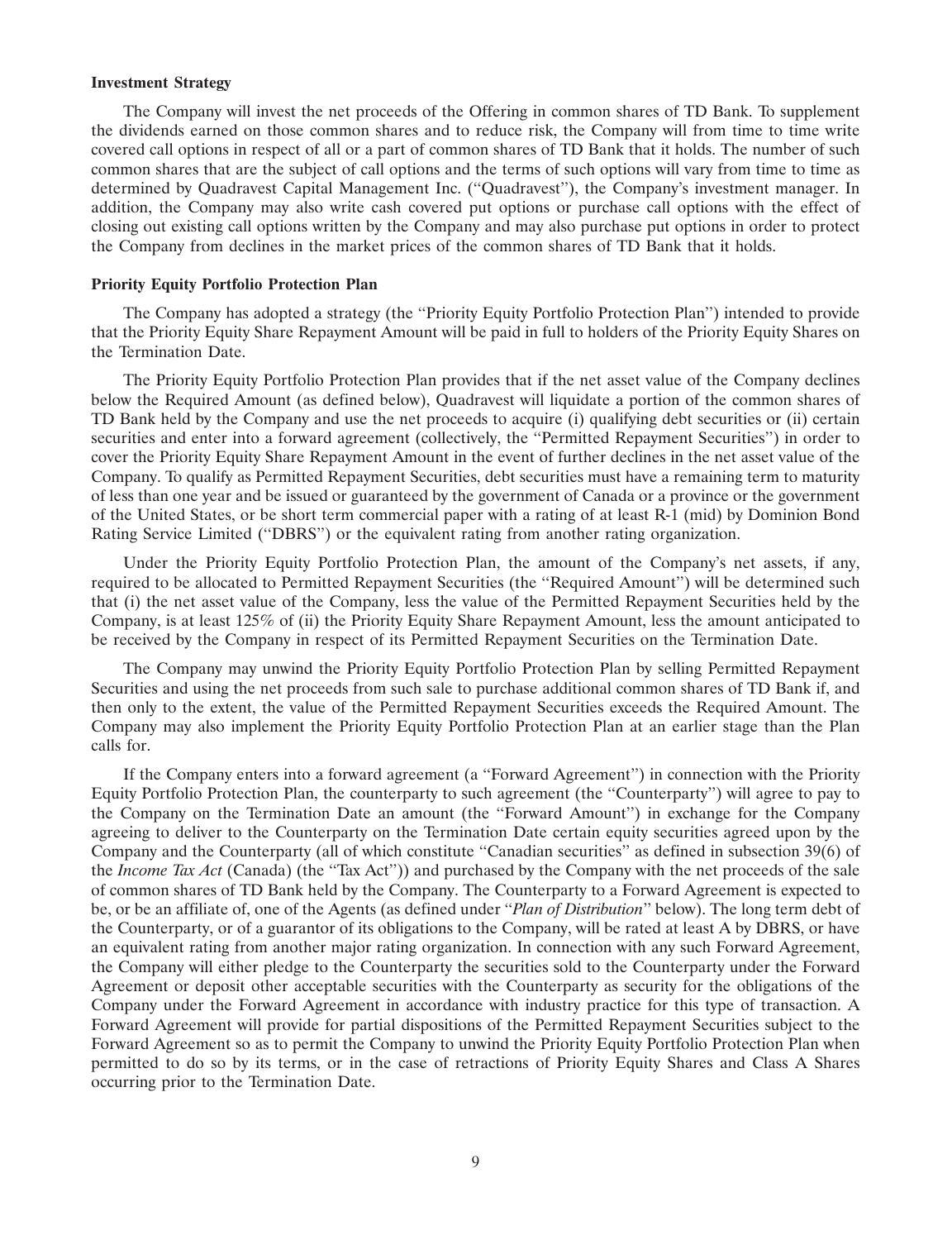**Investment Strategy**

The Company will invest the net proceeds of the Offering in common shares of TD Bank. To supplement the dividends earned on those common shares and to reduce risk, the Company will from time to time write covered call options in respect of all or a part of common shares of TD Bank that it holds. The number of such common shares that are the subject of call options and the terms of such options will vary from time to time as determined by Quadravest Capital Management Inc. (''Quadravest''), the Company's investment manager. In addition, the Company may also write cash covered put options or purchase call options with the effect of closing out existing call options written by the Company and may also purchase put options in order to protect the Company from declines in the market prices of the common shares of TD Bank that it holds.

**Priority Equity Portfolio Protection Plan**

The Company has adopted a strategy (the ''Priority Equity Portfolio Protection Plan'') intended to provide that the Priority Equity Share Repayment Amount will be paid in full to holders of the Priority Equity Shares on the Termination Date.

The Priority Equity Portfolio Protection Plan provides that if the net asset value of the Company declines below the Required Amount (as defined below), Quadravest will liquidate a portion of the common shares of TD Bank held by the Company and use the net proceeds to acquire (i) qualifying debt securities or (ii) certain securities and enter into a forward agreement (collectively, the ''Permitted Repayment Securities'') in order to cover the Priority Equity Share Repayment Amount in the event of further declines in the net asset value of the Company. To qualify as Permitted Repayment Securities, debt securities must have a remaining term to maturity of less than one year and be issued or guaranteed by the government of Canada or a province or the government of the United States, or be short term commercial paper with a rating of at least R-1 (mid) by Dominion Bond Rating Service Limited (''DBRS'') or the equivalent rating from another rating organization.

Under the Priority Equity Portfolio Protection Plan, the amount of the Company's net assets, if any, required to be allocated to Permitted Repayment Securities (the ''Required Amount'') will be determined such that (i) the net asset value of the Company, less the value of the Permitted Repayment Securities held by the Company, is at least 125% of (ii) the Priority Equity Share Repayment Amount, less the amount anticipated to be received by the Company in respect of its Permitted Repayment Securities on the Termination Date.

The Company may unwind the Priority Equity Portfolio Protection Plan by selling Permitted Repayment Securities and using the net proceeds from such sale to purchase additional common shares of TD Bank if, and then only to the extent, the value of the Permitted Repayment Securities exceeds the Required Amount. The Company may also implement the Priority Equity Portfolio Protection Plan at an earlier stage than the Plan calls for.

If the Company enters into a forward agreement (a ''Forward Agreement'') in connection with the Priority Equity Portfolio Protection Plan, the counterparty to such agreement (the ''Counterparty'') will agree to pay to the Company on the Termination Date an amount (the ''Forward Amount'') in exchange for the Company agreeing to deliver to the Counterparty on the Termination Date certain equity securities agreed upon by the Company and the Counterparty (all of which constitute ''Canadian securities'' as defined in subsection 39(6) of the *Income Tax Act* (Canada) (the ''Tax Act'')) and purchased by the Company with the net proceeds of the sale of common shares of TD Bank held by the Company. The Counterparty to a Forward Agreement is expected to be, or be an affiliate of, one of the Agents (as defined under ''*Plan of Distribution*'' below). The long term debt of the Counterparty, or of a guarantor of its obligations to the Company, will be rated at least A by DBRS, or have an equivalent rating from another major rating organization. In connection with any such Forward Agreement, the Company will either pledge to the Counterparty the securities sold to the Counterparty under the Forward Agreement or deposit other acceptable securities with the Counterparty as security for the obligations of the Company under the Forward Agreement in accordance with industry practice for this type of transaction. A Forward Agreement will provide for partial dispositions of the Permitted Repayment Securities subject to the Forward Agreement so as to permit the Company to unwind the Priority Equity Portfolio Protection Plan when permitted to do so by its terms, or in the case of retractions of Priority Equity Shares and Class A Shares occurring prior to the Termination Date.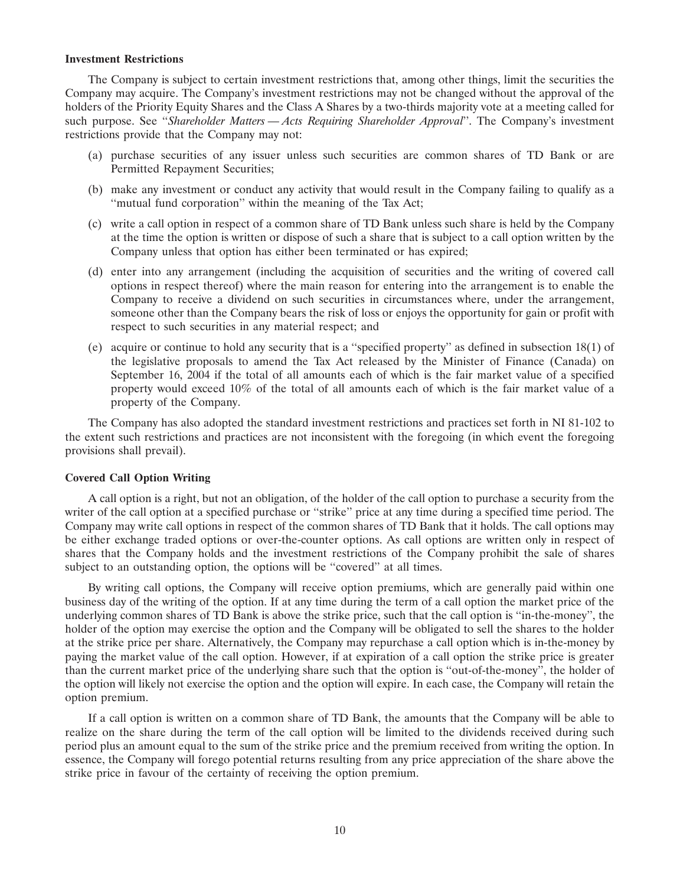### Investment Restrictions

The Company is subject to certain investment restrictions that, among other things, limit the securities the Company may acquire. The Company's investment restrictions may not be changed without the approval of the holders of the Priority Equity Shares and the Class A Shares by a two-thirds majority vote at a meeting called for such purpose. See "*Shareholder Matters — Acts Requiring Shareholder Approval*". The Company's investment restrictions provide that the Company may not:

(a) purchase securities of any issuer unless such securities are common shares of TD Bank or are Permitted Repayment Securities;

(b) make any investment or conduct any activity that would result in the Company failing to qualify as a "mutual fund corporation" within the meaning of the Tax Act;

(c) write a call option in respect of a common share of TD Bank unless such share is held by the Company at the time the option is written or dispose of such a share that is subject to a call option written by the Company unless that option has either been terminated or has expired;

(d) enter into any arrangement (including the acquisition of securities and the writing of covered call options in respect thereof) where the main reason for entering into the arrangement is to enable the Company to receive a dividend on such securities in circumstances where, under the arrangement, someone other than the Company bears the risk of loss or enjoys the opportunity for gain or profit with respect to such securities in any material respect; and

(e) acquire or continue to hold any security that is a "specified property" as defined in subsection 18(1) of the legislative proposals to amend the Tax Act released by the Minister of Finance (Canada) on September 16, 2004 if the total of all amounts each of which is the fair market value of a specified property would exceed 10% of the total of all amounts each of which is the fair market value of a property of the Company.

The Company has also adopted the standard investment restrictions and practices set forth in NI 81-102 to the extent such restrictions and practices are not inconsistent with the foregoing (in which event the foregoing provisions shall prevail).

### Covered Call Option Writing

A call option is a right, but not an obligation, of the holder of the call option to purchase a security from the writer of the call option at a specified purchase or "strike" price at any time during a specified time period. The Company may write call options in respect of the common shares of TD Bank that it holds. The call options may be either exchange traded options or over-the-counter options. As call options are written only in respect of shares that the Company holds and the investment restrictions of the Company prohibit the sale of shares subject to an outstanding option, the options will be "covered" at all times.

By writing call options, the Company will receive option premiums, which are generally paid within one business day of the writing of the option. If at any time during the term of a call option the market price of the underlying common shares of TD Bank is above the strike price, such that the call option is "in-the-money", the holder of the option may exercise the option and the Company will be obligated to sell the shares to the holder at the strike price per share. Alternatively, the Company may repurchase a call option which is in-the-money by paying the market value of the call option. However, if at expiration of a call option the strike price is greater than the current market price of the underlying share such that the option is "out-of-the-money", the holder of the option will likely not exercise the option and the option will expire. In each case, the Company will retain the option premium.

If a call option is written on a common share of TD Bank, the amounts that the Company will be able to realize on the share during the term of the call option will be limited to the dividends received during such period plus an amount equal to the sum of the strike price and the premium received from writing the option. In essence, the Company will forego potential returns resulting from any price appreciation of the share above the strike price in favour of the certainty of receiving the option premium.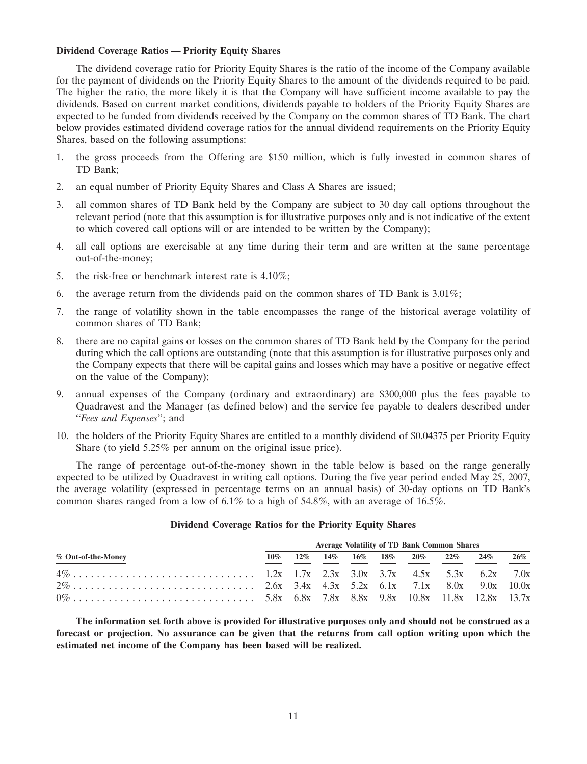**Dividend Coverage Ratios — Priority Equity Shares**

The dividend coverage ratio for Priority Equity Shares is the ratio of the income of the Company available for the payment of dividends on the Priority Equity Shares to the amount of the dividends required to be paid. The higher the ratio, the more likely it is that the Company will have sufficient income available to pay the dividends. Based on current market conditions, dividends payable to holders of the Priority Equity Shares are expected to be funded from dividends received by the Company on the common shares of TD Bank. The chart below provides estimated dividend coverage ratios for the annual dividend requirements on the Priority Equity Shares, based on the following assumptions:

1. the gross proceeds from the Offering are $150 million, which is fully invested in common shares of TD Bank;
2. an equal number of Priority Equity Shares and Class A Shares are issued;
3. all common shares of TD Bank held by the Company are subject to 30 day call options throughout the relevant period (note that this assumption is for illustrative purposes only and is not indicative of the extent to which covered call options will or are intended to be written by the Company);
4. all call options are exercisable at any time during their term and are written at the same percentage out-of-the-money;
5. the risk-free or benchmark interest rate is 4.10%;
6. the average return from the dividends paid on the common shares of TD Bank is 3.01%;
7. the range of volatility shown in the table encompasses the range of the historical average volatility of common shares of TD Bank;
8. there are no capital gains or losses on the common shares of TD Bank held by the Company for the period during which the call options are outstanding (note that this assumption is for illustrative purposes only and the Company expects that there will be capital gains and losses which may have a positive or negative effect on the value of the Company);
9. annual expenses of the Company (ordinary and extraordinary) are $300,000 plus the fees payable to Quadravest and the Manager (as defined below) and the service fee payable to dealers described under "*Fees and Expenses*"; and
10. the holders of the Priority Equity Shares are entitled to a monthly dividend of $0.04375 per Priority Equity Share (to yield 5.25% per annum on the original issue price).

The range of percentage out-of-the-money shown in the table below is based on the range generally expected to be utilized by Quadravest in writing call options. During the five year period ended May 25, 2007, the average volatility (expressed in percentage terms on an annual basis) of 30-day options on TD Bank's common shares ranged from a low of 6.1% to a high of 54.8%, with an average of 16.5%.

**Dividend Coverage Ratios for the Priority Equity Shares**

| | Average Volatility of TD Bank Common Shares | | | | | | | | |
|---|---|---|---|---|---|---|---|---|---|
| % Out-of-the-Money | 10% | 12% | 14% | 16% | 18% | 20% | 22% | 24% | 26% |
| 4% | 1.2x | 1.7x | 2.3x | 3.0x | 3.7x | 4.5x | 5.3x | 6.2x | 7.0x |
| 2% | 2.6x | 3.4x | 4.3x | 5.2x | 6.1x | 7.1x | 8.0x | 9.0x | 10.0x |
| 0% | 5.8x | 6.8x | 7.8x | 8.8x | 9.8x | 10.8x | 11.8x | 12.8x | 13.7x |

**The information set forth above is provided for illustrative purposes only and should not be construed as a forecast or projection. No assurance can be given that the returns from call option writing upon which the estimated net income of the Company has been based will be realized.**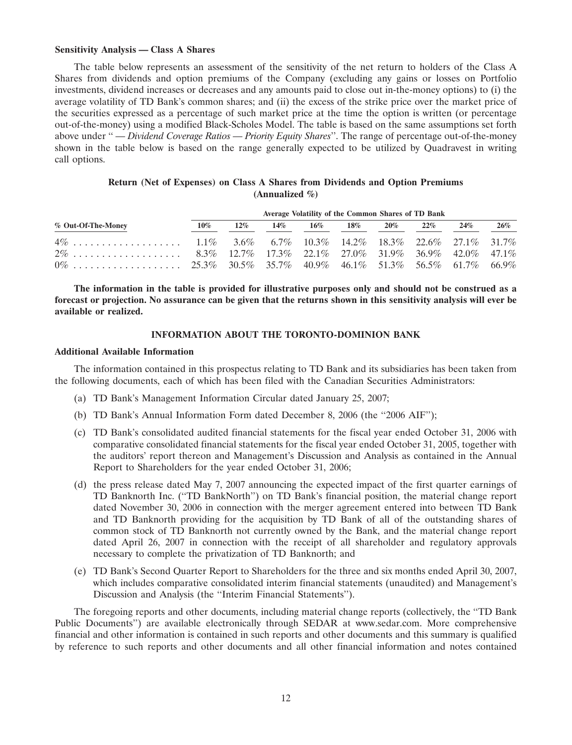**Sensitivity Analysis — Class A Shares**

The table below represents an assessment of the sensitivity of the net return to holders of the Class A Shares from dividends and option premiums of the Company (excluding any gains or losses on Portfolio investments, dividend increases or decreases and any amounts paid to close out in-the-money options) to (i) the average volatility of TD Bank's common shares; and (ii) the excess of the strike price over the market price of the securities expressed as a percentage of such market price at the time the option is written (or percentage out-of-the-money) using a modified Black-Scholes Model. The table is based on the same assumptions set forth above under " — *Dividend Coverage Ratios — Priority Equity Shares*". The range of percentage out-of-the-money shown in the table below is based on the range generally expected to be utilized by Quadravest in writing call options.

**Return (Net of Expenses) on Class A Shares from Dividends and Option Premiums (Annualized %)**

| | **Average Volatility of the Common Shares of TD Bank** | | | | | | | | |
|---|---|---|---|---|---|---|---|---|---|
| **% Out-Of-The-Money** | **10%** | **12%** | **14%** | **16%** | **18%** | **20%** | **22%** | **24%** | **26%** |
| 4% | 1.1% | 3.6% | 6.7% | 10.3% | 14.2% | 18.3% | 22.6% | 27.1% | 31.7% |
| 2% | 8.3% | 12.7% | 17.3% | 22.1% | 27.0% | 31.9% | 36.9% | 42.0% | 47.1% |
| 0% | 25.3% | 30.5% | 35.7% | 40.9% | 46.1% | 51.3% | 56.5% | 61.7% | 66.9% |

**The information in the table is provided for illustrative purposes only and should not be construed as a forecast or projection. No assurance can be given that the returns shown in this sensitivity analysis will ever be available or realized.**

## INFORMATION ABOUT THE TORONTO-DOMINION BANK

**Additional Available Information**

The information contained in this prospectus relating to TD Bank and its subsidiaries has been taken from the following documents, each of which has been filed with the Canadian Securities Administrators:

(a) TD Bank's Management Information Circular dated January 25, 2007;

(b) TD Bank's Annual Information Form dated December 8, 2006 (the "2006 AIF");

(c) TD Bank's consolidated audited financial statements for the fiscal year ended October 31, 2006 with comparative consolidated financial statements for the fiscal year ended October 31, 2005, together with the auditors' report thereon and Management's Discussion and Analysis as contained in the Annual Report to Shareholders for the year ended October 31, 2006;

(d) the press release dated May 7, 2007 announcing the expected impact of the first quarter earnings of TD Banknorth Inc. ("TD BankNorth") on TD Bank's financial position, the material change report dated November 30, 2006 in connection with the merger agreement entered into between TD Bank and TD Banknorth providing for the acquisition by TD Bank of all of the outstanding shares of common stock of TD Banknorth not currently owned by the Bank, and the material change report dated April 26, 2007 in connection with the receipt of all shareholder and regulatory approvals necessary to complete the privatization of TD Banknorth; and

(e) TD Bank's Second Quarter Report to Shareholders for the three and six months ended April 30, 2007, which includes comparative consolidated interim financial statements (unaudited) and Management's Discussion and Analysis (the "Interim Financial Statements").

The foregoing reports and other documents, including material change reports (collectively, the "TD Bank Public Documents") are available electronically through SEDAR at www.sedar.com. More comprehensive financial and other information is contained in such reports and other documents and this summary is qualified by reference to such reports and other documents and all other financial information and notes contained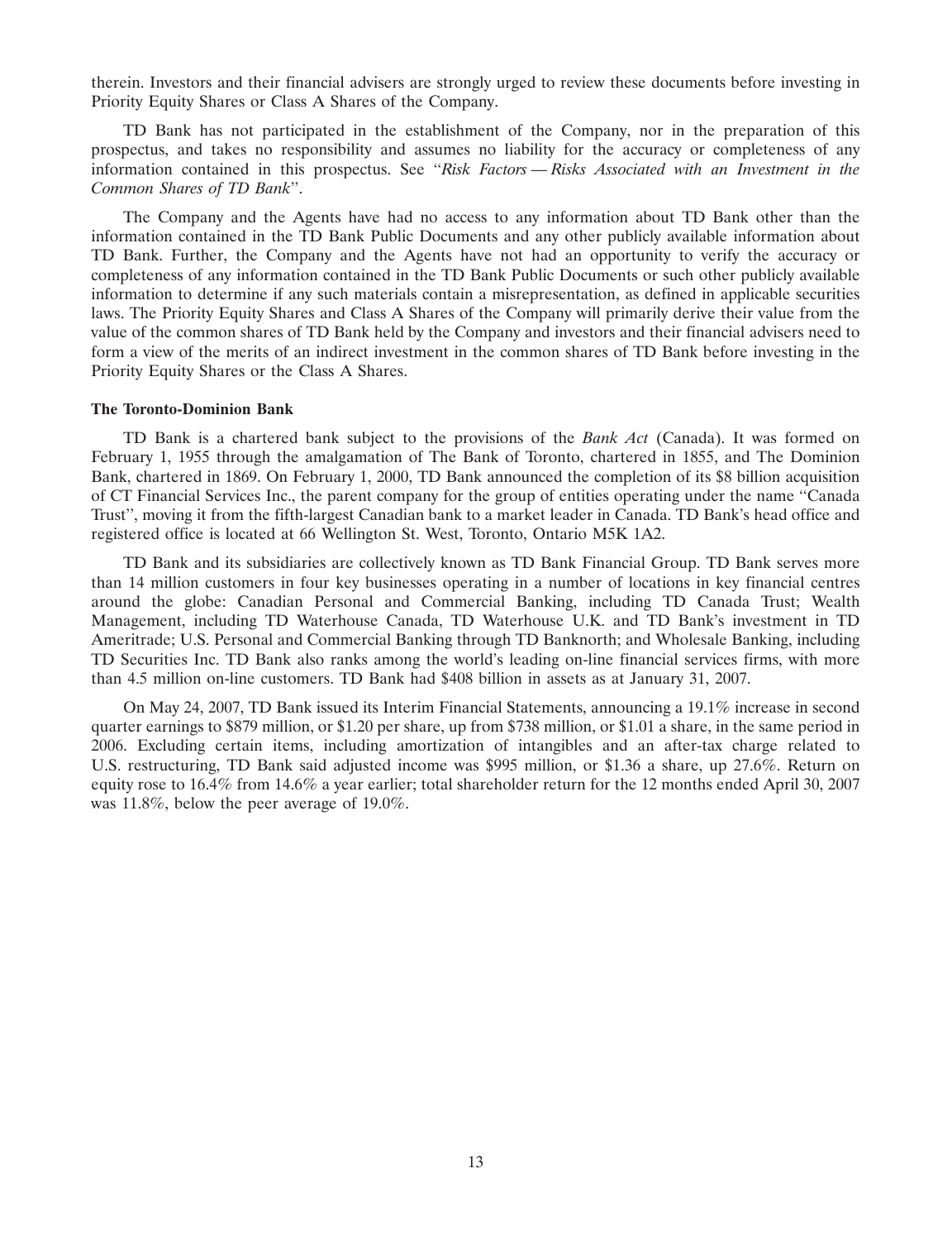therein. Investors and their financial advisers are strongly urged to review these documents before investing in Priority Equity Shares or Class A Shares of the Company.

TD Bank has not participated in the establishment of the Company, nor in the preparation of this prospectus, and takes no responsibility and assumes no liability for the accuracy or completeness of any information contained in this prospectus. See "*Risk Factors — Risks Associated with an Investment in the Common Shares of TD Bank*".

The Company and the Agents have had no access to any information about TD Bank other than the information contained in the TD Bank Public Documents and any other publicly available information about TD Bank. Further, the Company and the Agents have not had an opportunity to verify the accuracy or completeness of any information contained in the TD Bank Public Documents or such other publicly available information to determine if any such materials contain a misrepresentation, as defined in applicable securities laws. The Priority Equity Shares and Class A Shares of the Company will primarily derive their value from the value of the common shares of TD Bank held by the Company and investors and their financial advisers need to form a view of the merits of an indirect investment in the common shares of TD Bank before investing in the Priority Equity Shares or the Class A Shares.

**The Toronto-Dominion Bank**

TD Bank is a chartered bank subject to the provisions of the *Bank Act* (Canada). It was formed on February 1, 1955 through the amalgamation of The Bank of Toronto, chartered in 1855, and The Dominion Bank, chartered in 1869. On February 1, 2000, TD Bank announced the completion of its $8 billion acquisition of CT Financial Services Inc., the parent company for the group of entities operating under the name "Canada Trust", moving it from the fifth-largest Canadian bank to a market leader in Canada. TD Bank's head office and registered office is located at 66 Wellington St. West, Toronto, Ontario M5K 1A2.

TD Bank and its subsidiaries are collectively known as TD Bank Financial Group. TD Bank serves more than 14 million customers in four key businesses operating in a number of locations in key financial centres around the globe: Canadian Personal and Commercial Banking, including TD Canada Trust; Wealth Management, including TD Waterhouse Canada, TD Waterhouse U.K. and TD Bank's investment in TD Ameritrade; U.S. Personal and Commercial Banking through TD Banknorth; and Wholesale Banking, including TD Securities Inc. TD Bank also ranks among the world's leading on-line financial services firms, with more than 4.5 million on-line customers. TD Bank had $408 billion in assets as at January 31, 2007.

On May 24, 2007, TD Bank issued its Interim Financial Statements, announcing a 19.1% increase in second quarter earnings to $879 million, or $1.20 per share, up from $738 million, or $1.01 a share, in the same period in 2006. Excluding certain items, including amortization of intangibles and an after-tax charge related to U.S. restructuring, TD Bank said adjusted income was $995 million, or $1.36 a share, up 27.6%. Return on equity rose to 16.4% from 14.6% a year earlier; total shareholder return for the 12 months ended April 30, 2007 was 11.8%, below the peer average of 19.0%.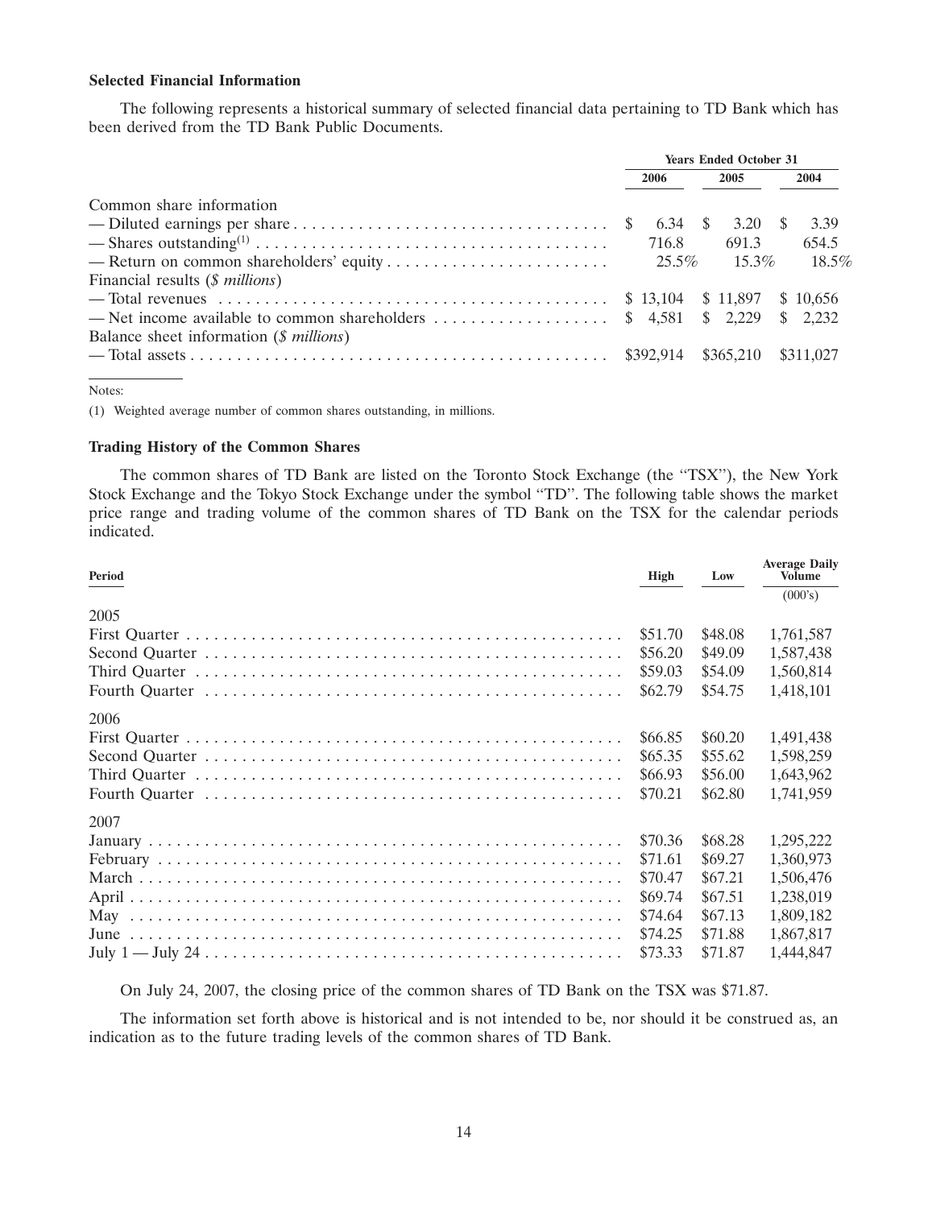### Selected Financial Information

The following represents a historical summary of selected financial data pertaining to TD Bank which has been derived from the TD Bank Public Documents.

| | Years Ended October 31 | | |
|---|---|---|---|
| | 2006 | 2005 | 2004 |
| Common share information | | | |
| — Diluted earnings per share | $ 6.34 | $ 3.20 | $ 3.39 |
| — Shares outstanding[(1)] | 716.8 | 691.3 | 654.5 |
| — Return on common shareholders' equity | 25.5% | 15.3% | 18.5% |
| Financial results (*$ millions*) | | | |
| — Total revenues | $ 13,104 | $ 11,897 | $ 10,656 |
| — Net income available to common shareholders | $ 4,581 | $ 2,229 | $ 2,232 |
| Balance sheet information (*$ millions*) | | | |
| — Total assets | $392,914 | $365,210 | $311,027 |

Notes:

(1) Weighted average number of common shares outstanding, in millions.

### Trading History of the Common Shares

The common shares of TD Bank are listed on the Toronto Stock Exchange (the "TSX"), the New York Stock Exchange and the Tokyo Stock Exchange under the symbol "TD". The following table shows the market price range and trading volume of the common shares of TD Bank on the TSX for the calendar periods indicated.

| Period | High | Low | Average Daily Volume (000's) |
|---|---|---|---|
| **2005** | | | |
| First Quarter | $51.70 | $48.08 | 1,761,587 |
| Second Quarter | $56.20 | $49.09 | 1,587,438 |
| Third Quarter | $59.03 | $54.09 | 1,560,814 |
| Fourth Quarter | $62.79 | $54.75 | 1,418,101 |
| **2006** | | | |
| First Quarter | $66.85 | $60.20 | 1,491,438 |
| Second Quarter | $65.35 | $55.62 | 1,598,259 |
| Third Quarter | $66.93 | $56.00 | 1,643,962 |
| Fourth Quarter | $70.21 | $62.80 | 1,741,959 |
| **2007** | | | |
| January | $70.36 | $68.28 | 1,295,222 |
| February | $71.61 | $69.27 | 1,360,973 |
| March | $70.47 | $67.21 | 1,506,476 |
| April | $69.74 | $67.51 | 1,238,019 |
| May | $74.64 | $67.13 | 1,809,182 |
| June | $74.25 | $71.88 | 1,867,817 |
| July 1 — July 24 | $73.33 | $71.87 | 1,444,847 |

On July 24, 2007, the closing price of the common shares of TD Bank on the TSX was $71.87.

The information set forth above is historical and is not intended to be, nor should it be construed as, an indication as to the future trading levels of the common shares of TD Bank.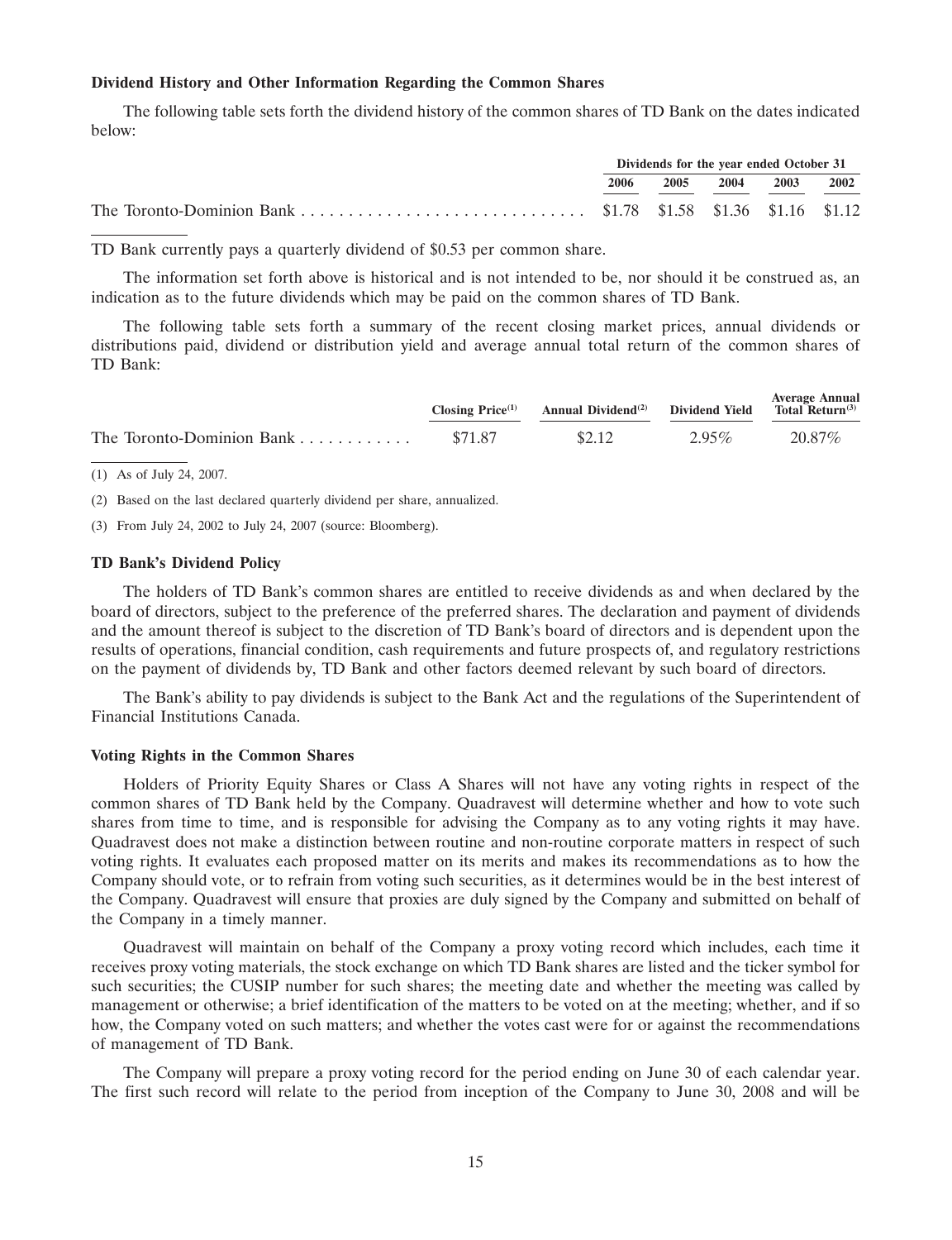**Dividend History and Other Information Regarding the Common Shares**

The following table sets forth the dividend history of the common shares of TD Bank on the dates indicated below:

| | Dividends for the year ended October 31 | | | | |
|---|---|---|---|---|---|
| | 2006 | 2005 | 2004 | 2003 | 2002 |
| The Toronto-Dominion Bank | $1.78 | $1.58 | $1.36 | $1.16 | $1.12 |

TD Bank currently pays a quarterly dividend of $0.53 per common share.

The information set forth above is historical and is not intended to be, nor should it be construed as, an indication as to the future dividends which may be paid on the common shares of TD Bank.

The following table sets forth a summary of the recent closing market prices, annual dividends or distributions paid, dividend or distribution yield and average annual total return of the common shares of TD Bank:

| | Closing Price(1) | Annual Dividend(2) | Dividend Yield | Average Annual Total Return(3) |
|---|---|---|---|---|
| The Toronto-Dominion Bank | $71.87 | $2.12 | 2.95% | 20.87% |

(1) As of July 24, 2007.

(2) Based on the last declared quarterly dividend per share, annualized.

(3) From July 24, 2002 to July 24, 2007 (source: Bloomberg).

**TD Bank's Dividend Policy**

The holders of TD Bank's common shares are entitled to receive dividends as and when declared by the board of directors, subject to the preference of the preferred shares. The declaration and payment of dividends and the amount thereof is subject to the discretion of TD Bank's board of directors and is dependent upon the results of operations, financial condition, cash requirements and future prospects of, and regulatory restrictions on the payment of dividends by, TD Bank and other factors deemed relevant by such board of directors.

The Bank's ability to pay dividends is subject to the Bank Act and the regulations of the Superintendent of Financial Institutions Canada.

**Voting Rights in the Common Shares**

Holders of Priority Equity Shares or Class A Shares will not have any voting rights in respect of the common shares of TD Bank held by the Company. Quadravest will determine whether and how to vote such shares from time to time, and is responsible for advising the Company as to any voting rights it may have. Quadravest does not make a distinction between routine and non-routine corporate matters in respect of such voting rights. It evaluates each proposed matter on its merits and makes its recommendations as to how the Company should vote, or to refrain from voting such securities, as it determines would be in the best interest of the Company. Quadravest will ensure that proxies are duly signed by the Company and submitted on behalf of the Company in a timely manner.

Quadravest will maintain on behalf of the Company a proxy voting record which includes, each time it receives proxy voting materials, the stock exchange on which TD Bank shares are listed and the ticker symbol for such securities; the CUSIP number for such shares; the meeting date and whether the meeting was called by management or otherwise; a brief identification of the matters to be voted on at the meeting; whether, and if so how, the Company voted on such matters; and whether the votes cast were for or against the recommendations of management of TD Bank.

The Company will prepare a proxy voting record for the period ending on June 30 of each calendar year. The first such record will relate to the period from inception of the Company to June 30, 2008 and will be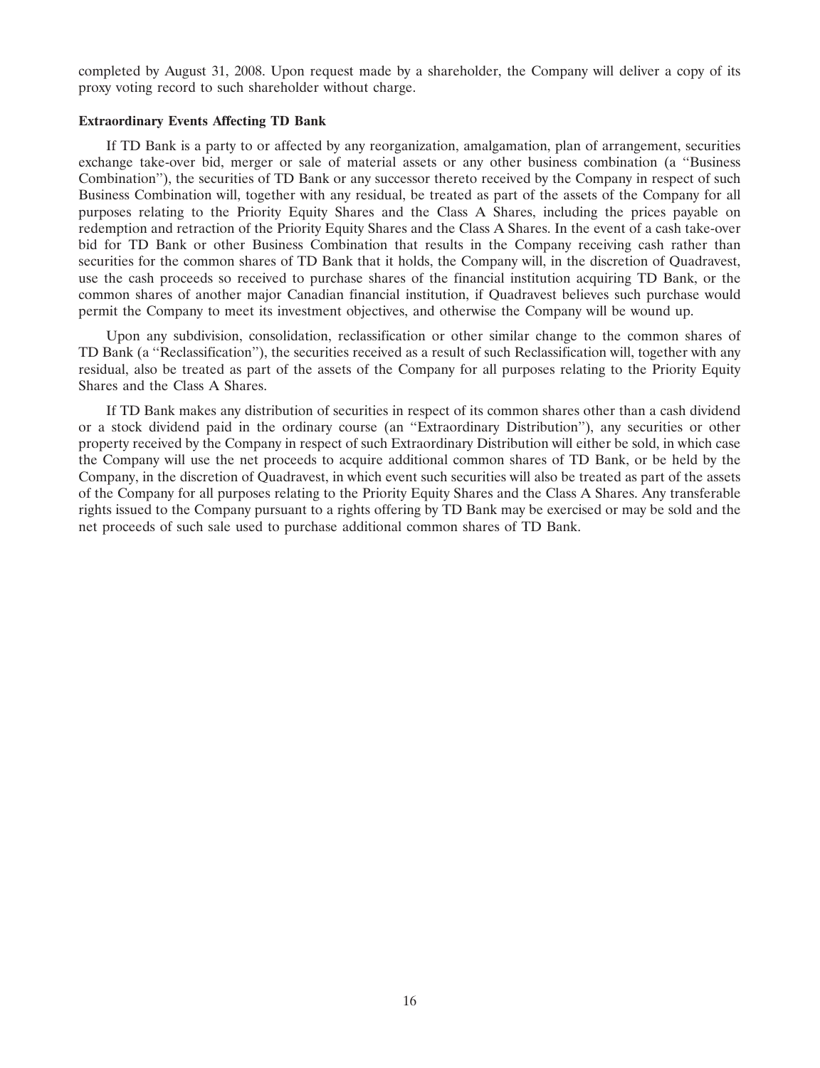completed by August 31, 2008. Upon request made by a shareholder, the Company will deliver a copy of its proxy voting record to such shareholder without charge.

**Extraordinary Events Affecting TD Bank**

If TD Bank is a party to or affected by any reorganization, amalgamation, plan of arrangement, securities exchange take-over bid, merger or sale of material assets or any other business combination (a ''Business Combination''), the securities of TD Bank or any successor thereto received by the Company in respect of such Business Combination will, together with any residual, be treated as part of the assets of the Company for all purposes relating to the Priority Equity Shares and the Class A Shares, including the prices payable on redemption and retraction of the Priority Equity Shares and the Class A Shares. In the event of a cash take-over bid for TD Bank or other Business Combination that results in the Company receiving cash rather than securities for the common shares of TD Bank that it holds, the Company will, in the discretion of Quadravest, use the cash proceeds so received to purchase shares of the financial institution acquiring TD Bank, or the common shares of another major Canadian financial institution, if Quadravest believes such purchase would permit the Company to meet its investment objectives, and otherwise the Company will be wound up.

Upon any subdivision, consolidation, reclassification or other similar change to the common shares of TD Bank (a ''Reclassification''), the securities received as a result of such Reclassification will, together with any residual, also be treated as part of the assets of the Company for all purposes relating to the Priority Equity Shares and the Class A Shares.

If TD Bank makes any distribution of securities in respect of its common shares other than a cash dividend or a stock dividend paid in the ordinary course (an ''Extraordinary Distribution''), any securities or other property received by the Company in respect of such Extraordinary Distribution will either be sold, in which case the Company will use the net proceeds to acquire additional common shares of TD Bank, or be held by the Company, in the discretion of Quadravest, in which event such securities will also be treated as part of the assets of the Company for all purposes relating to the Priority Equity Shares and the Class A Shares. Any transferable rights issued to the Company pursuant to a rights offering by TD Bank may be exercised or may be sold and the net proceeds of such sale used to purchase additional common shares of TD Bank.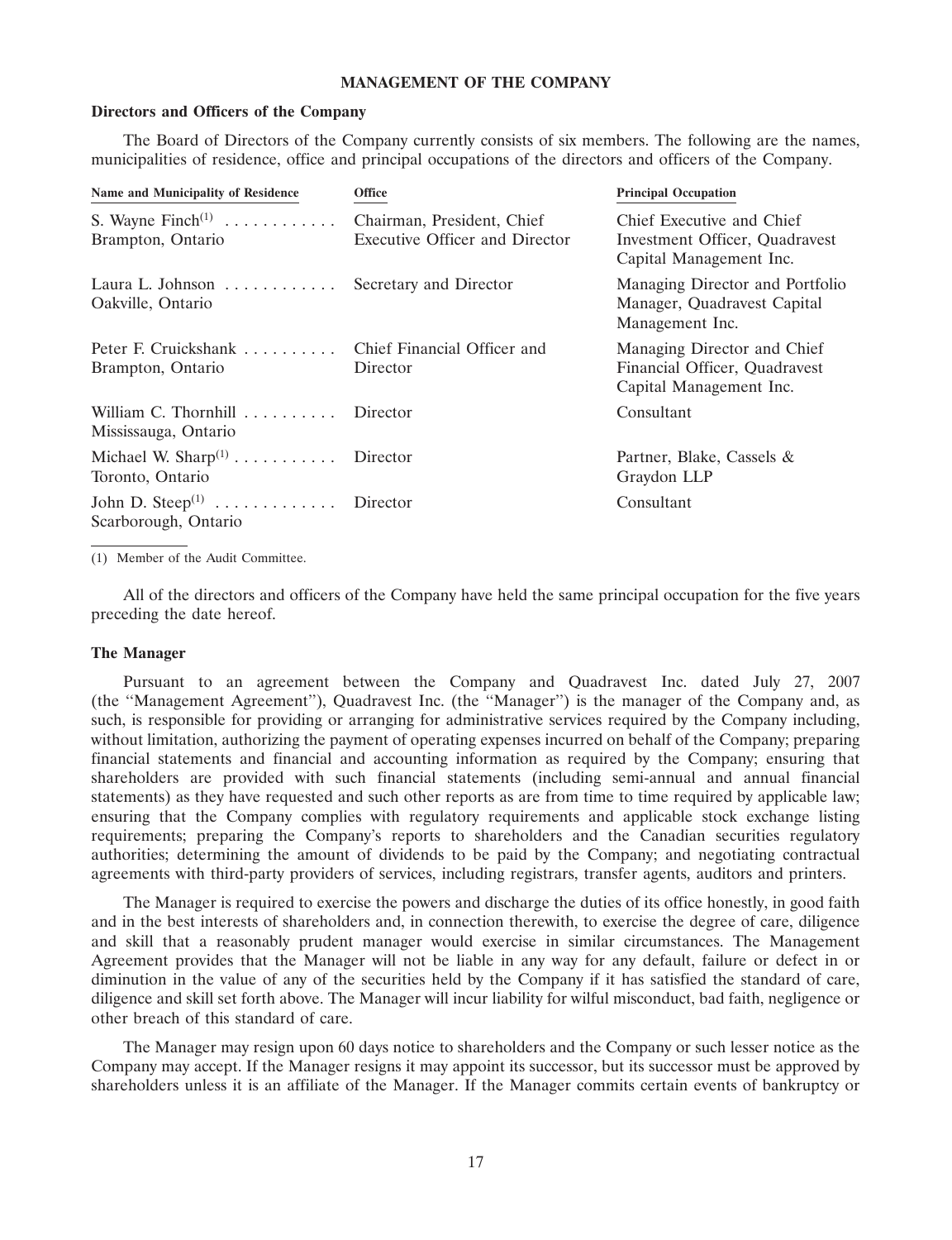## MANAGEMENT OF THE COMPANY

### Directors and Officers of the Company

The Board of Directors of the Company currently consists of six members. The following are the names, municipalities of residence, office and principal occupations of the directors and officers of the Company.

| Name and Municipality of Residence | Office | Principal Occupation |
|---|---|---|
| S. Wayne Finch[(1)]<br>Brampton, Ontario | Chairman, President, Chief Executive Officer and Director | Chief Executive and Chief Investment Officer, Quadravest Capital Management Inc. |
| Laura L. Johnson<br>Oakville, Ontario | Secretary and Director | Managing Director and Portfolio Manager, Quadravest Capital Management Inc. |
| Peter F. Cruickshank<br>Brampton, Ontario | Chief Financial Officer and Director | Managing Director and Chief Financial Officer, Quadravest Capital Management Inc. |
| William C. Thornhill<br>Mississauga, Ontario | Director | Consultant |
| Michael W. Sharp[(1)]<br>Toronto, Ontario | Director | Partner, Blake, Cassels & Graydon LLP |
| John D. Steep[(1)]<br>Scarborough, Ontario | Director | Consultant |

(1) Member of the Audit Committee.

All of the directors and officers of the Company have held the same principal occupation for the five years preceding the date hereof.

### The Manager

Pursuant to an agreement between the Company and Quadravest Inc. dated July 27, 2007 (the "Management Agreement"), Quadravest Inc. (the "Manager") is the manager of the Company and, as such, is responsible for providing or arranging for administrative services required by the Company including, without limitation, authorizing the payment of operating expenses incurred on behalf of the Company; preparing financial statements and financial and accounting information as required by the Company; ensuring that shareholders are provided with such financial statements (including semi-annual and annual financial statements) as they have requested and such other reports as are from time to time required by applicable law; ensuring that the Company complies with regulatory requirements and applicable stock exchange listing requirements; preparing the Company's reports to shareholders and the Canadian securities regulatory authorities; determining the amount of dividends to be paid by the Company; and negotiating contractual agreements with third-party providers of services, including registrars, transfer agents, auditors and printers.

The Manager is required to exercise the powers and discharge the duties of its office honestly, in good faith and in the best interests of shareholders and, in connection therewith, to exercise the degree of care, diligence and skill that a reasonably prudent manager would exercise in similar circumstances. The Management Agreement provides that the Manager will not be liable in any way for any default, failure or defect in or diminution in the value of any of the securities held by the Company if it has satisfied the standard of care, diligence and skill set forth above. The Manager will incur liability for wilful misconduct, bad faith, negligence or other breach of this standard of care.

The Manager may resign upon 60 days notice to shareholders and the Company or such lesser notice as the Company may accept. If the Manager resigns it may appoint its successor, but its successor must be approved by shareholders unless it is an affiliate of the Manager. If the Manager commits certain events of bankruptcy or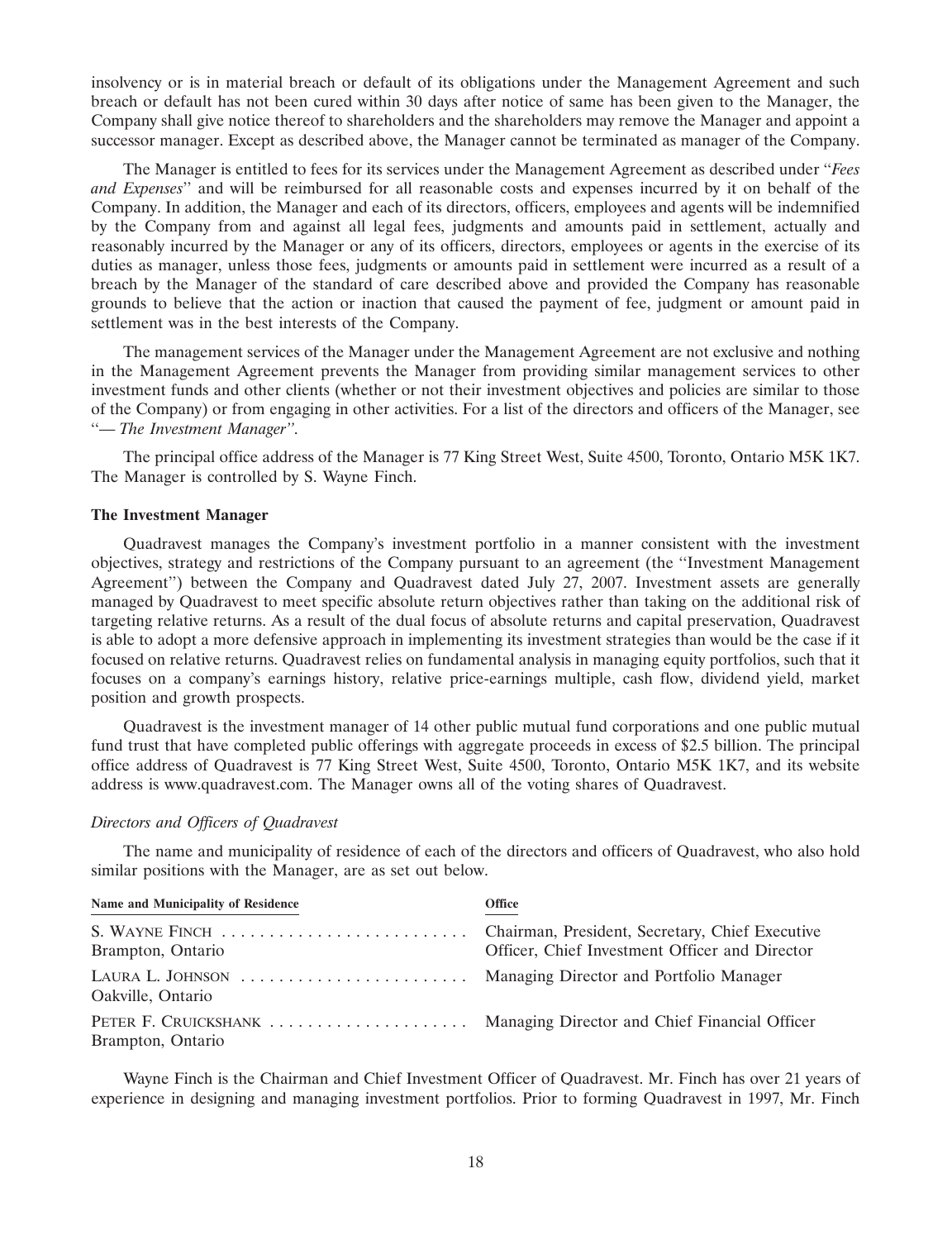insolvency or is in material breach or default of its obligations under the Management Agreement and such breach or default has not been cured within 30 days after notice of same has been given to the Manager, the Company shall give notice thereof to shareholders and the shareholders may remove the Manager and appoint a successor manager. Except as described above, the Manager cannot be terminated as manager of the Company.

The Manager is entitled to fees for its services under the Management Agreement as described under "*Fees and Expenses*" and will be reimbursed for all reasonable costs and expenses incurred by it on behalf of the Company. In addition, the Manager and each of its directors, officers, employees and agents will be indemnified by the Company from and against all legal fees, judgments and amounts paid in settlement, actually and reasonably incurred by the Manager or any of its officers, directors, employees or agents in the exercise of its duties as manager, unless those fees, judgments or amounts paid in settlement were incurred as a result of a breach by the Manager of the standard of care described above and provided the Company has reasonable grounds to believe that the action or inaction that caused the payment of fee, judgment or amount paid in settlement was in the best interests of the Company.

The management services of the Manager under the Management Agreement are not exclusive and nothing in the Management Agreement prevents the Manager from providing similar management services to other investment funds and other clients (whether or not their investment objectives and policies are similar to those of the Company) or from engaging in other activities. For a list of the directors and officers of the Manager, see "*— The Investment Manager*".

The principal office address of the Manager is 77 King Street West, Suite 4500, Toronto, Ontario M5K 1K7. The Manager is controlled by S. Wayne Finch.

**The Investment Manager**

Quadravest manages the Company's investment portfolio in a manner consistent with the investment objectives, strategy and restrictions of the Company pursuant to an agreement (the "Investment Management Agreement") between the Company and Quadravest dated July 27, 2007. Investment assets are generally managed by Quadravest to meet specific absolute return objectives rather than taking on the additional risk of targeting relative returns. As a result of the dual focus of absolute returns and capital preservation, Quadravest is able to adopt a more defensive approach in implementing its investment strategies than would be the case if it focused on relative returns. Quadravest relies on fundamental analysis in managing equity portfolios, such that it focuses on a company's earnings history, relative price-earnings multiple, cash flow, dividend yield, market position and growth prospects.

Quadravest is the investment manager of 14 other public mutual fund corporations and one public mutual fund trust that have completed public offerings with aggregate proceeds in excess of $2.5 billion. The principal office address of Quadravest is 77 King Street West, Suite 4500, Toronto, Ontario M5K 1K7, and its website address is www.quadravest.com. The Manager owns all of the voting shares of Quadravest.

*Directors and Officers of Quadravest*

The name and municipality of residence of each of the directors and officers of Quadravest, who also hold similar positions with the Manager, are as set out below.

| Name and Municipality of Residence | Office |
|---|---|
| S. WAYNE FINCH<br>Brampton, Ontario | Chairman, President, Secretary, Chief Executive Officer, Chief Investment Officer and Director |
| LAURA L. JOHNSON<br>Oakville, Ontario | Managing Director and Portfolio Manager |
| PETER F. CRUICKSHANK<br>Brampton, Ontario | Managing Director and Chief Financial Officer |

Wayne Finch is the Chairman and Chief Investment Officer of Quadravest. Mr. Finch has over 21 years of experience in designing and managing investment portfolios. Prior to forming Quadravest in 1997, Mr. Finch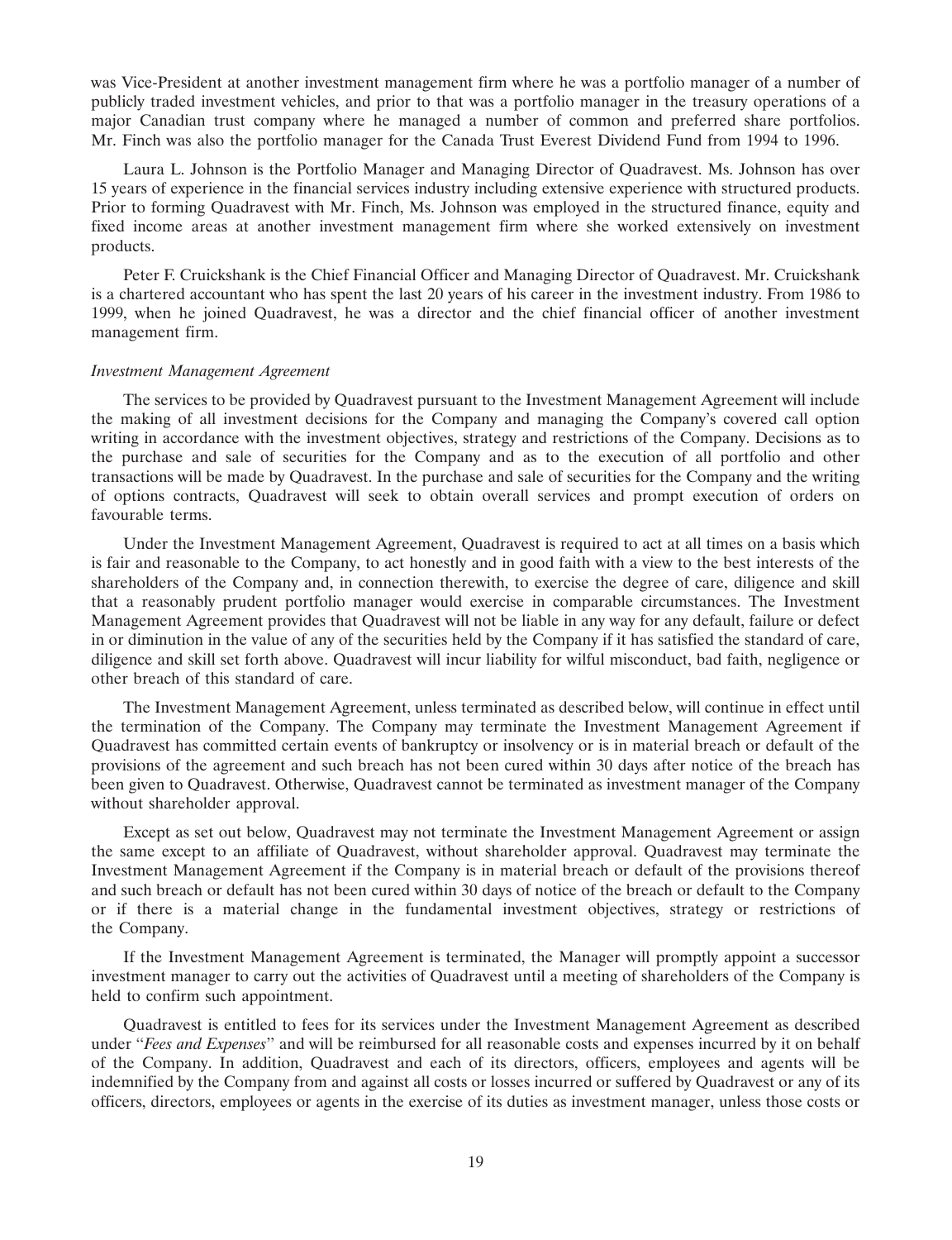was Vice-President at another investment management firm where he was a portfolio manager of a number of publicly traded investment vehicles, and prior to that was a portfolio manager in the treasury operations of a major Canadian trust company where he managed a number of common and preferred share portfolios. Mr. Finch was also the portfolio manager for the Canada Trust Everest Dividend Fund from 1994 to 1996.

Laura L. Johnson is the Portfolio Manager and Managing Director of Quadravest. Ms. Johnson has over 15 years of experience in the financial services industry including extensive experience with structured products. Prior to forming Quadravest with Mr. Finch, Ms. Johnson was employed in the structured finance, equity and fixed income areas at another investment management firm where she worked extensively on investment products.

Peter F. Cruickshank is the Chief Financial Officer and Managing Director of Quadravest. Mr. Cruickshank is a chartered accountant who has spent the last 20 years of his career in the investment industry. From 1986 to 1999, when he joined Quadravest, he was a director and the chief financial officer of another investment management firm.

*Investment Management Agreement*

The services to be provided by Quadravest pursuant to the Investment Management Agreement will include the making of all investment decisions for the Company and managing the Company's covered call option writing in accordance with the investment objectives, strategy and restrictions of the Company. Decisions as to the purchase and sale of securities for the Company and as to the execution of all portfolio and other transactions will be made by Quadravest. In the purchase and sale of securities for the Company and the writing of options contracts, Quadravest will seek to obtain overall services and prompt execution of orders on favourable terms.

Under the Investment Management Agreement, Quadravest is required to act at all times on a basis which is fair and reasonable to the Company, to act honestly and in good faith with a view to the best interests of the shareholders of the Company and, in connection therewith, to exercise the degree of care, diligence and skill that a reasonably prudent portfolio manager would exercise in comparable circumstances. The Investment Management Agreement provides that Quadravest will not be liable in any way for any default, failure or defect in or diminution in the value of any of the securities held by the Company if it has satisfied the standard of care, diligence and skill set forth above. Quadravest will incur liability for wilful misconduct, bad faith, negligence or other breach of this standard of care.

The Investment Management Agreement, unless terminated as described below, will continue in effect until the termination of the Company. The Company may terminate the Investment Management Agreement if Quadravest has committed certain events of bankruptcy or insolvency or is in material breach or default of the provisions of the agreement and such breach has not been cured within 30 days after notice of the breach has been given to Quadravest. Otherwise, Quadravest cannot be terminated as investment manager of the Company without shareholder approval.

Except as set out below, Quadravest may not terminate the Investment Management Agreement or assign the same except to an affiliate of Quadravest, without shareholder approval. Quadravest may terminate the Investment Management Agreement if the Company is in material breach or default of the provisions thereof and such breach or default has not been cured within 30 days of notice of the breach or default to the Company or if there is a material change in the fundamental investment objectives, strategy or restrictions of the Company.

If the Investment Management Agreement is terminated, the Manager will promptly appoint a successor investment manager to carry out the activities of Quadravest until a meeting of shareholders of the Company is held to confirm such appointment.

Quadravest is entitled to fees for its services under the Investment Management Agreement as described under "*Fees and Expenses*" and will be reimbursed for all reasonable costs and expenses incurred by it on behalf of the Company. In addition, Quadravest and each of its directors, officers, employees and agents will be indemnified by the Company from and against all costs or losses incurred or suffered by Quadravest or any of its officers, directors, employees or agents in the exercise of its duties as investment manager, unless those costs or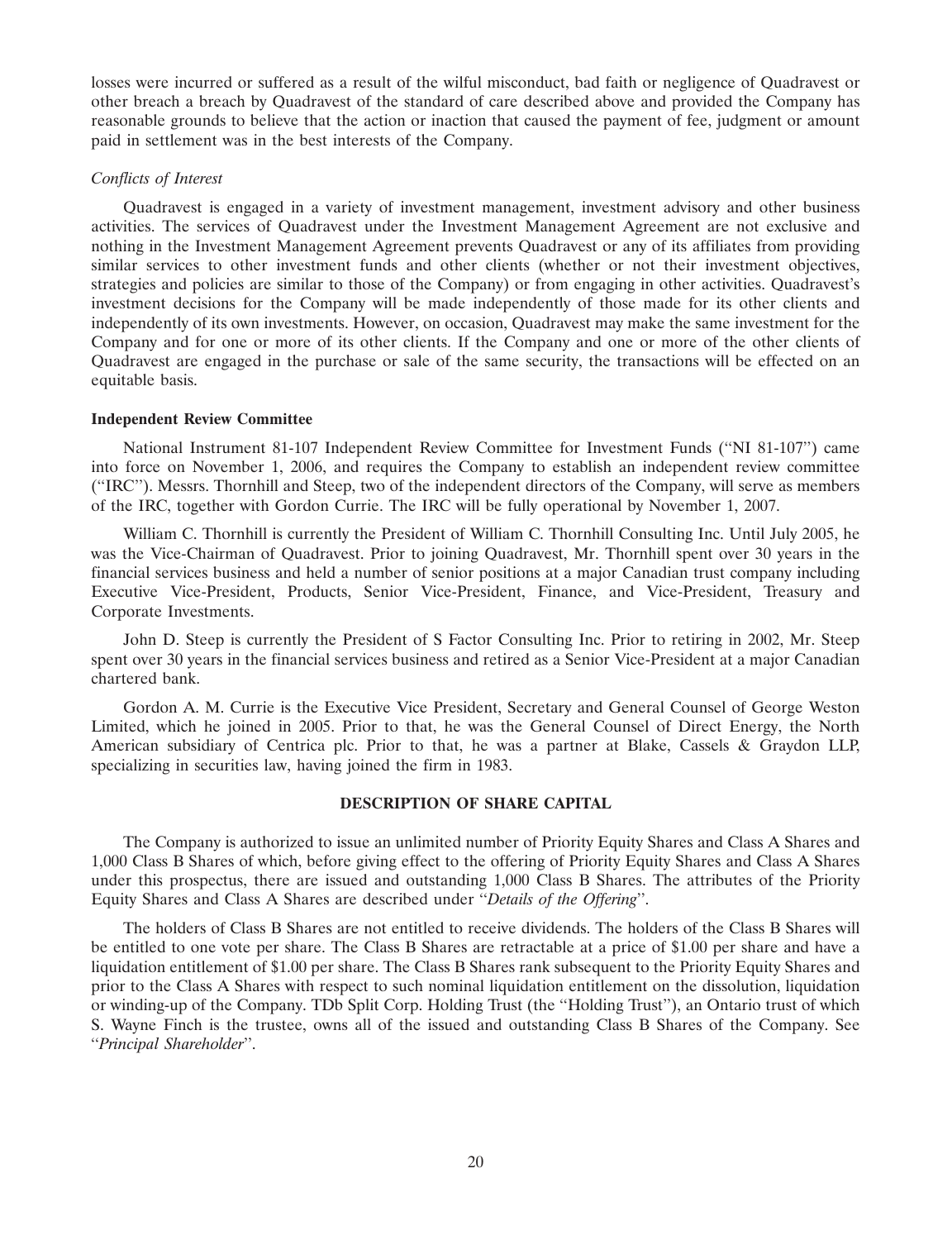losses were incurred or suffered as a result of the wilful misconduct, bad faith or negligence of Quadravest or other breach a breach by Quadravest of the standard of care described above and provided the Company has reasonable grounds to believe that the action or inaction that caused the payment of fee, judgment or amount paid in settlement was in the best interests of the Company.

*Conflicts of Interest*

Quadravest is engaged in a variety of investment management, investment advisory and other business activities. The services of Quadravest under the Investment Management Agreement are not exclusive and nothing in the Investment Management Agreement prevents Quadravest or any of its affiliates from providing similar services to other investment funds and other clients (whether or not their investment objectives, strategies and policies are similar to those of the Company) or from engaging in other activities. Quadravest's investment decisions for the Company will be made independently of those made for its other clients and independently of its own investments. However, on occasion, Quadravest may make the same investment for the Company and for one or more of its other clients. If the Company and one or more of the other clients of Quadravest are engaged in the purchase or sale of the same security, the transactions will be effected on an equitable basis.

**Independent Review Committee**

National Instrument 81-107 Independent Review Committee for Investment Funds (''NI 81-107'') came into force on November 1, 2006, and requires the Company to establish an independent review committee (''IRC''). Messrs. Thornhill and Steep, two of the independent directors of the Company, will serve as members of the IRC, together with Gordon Currie. The IRC will be fully operational by November 1, 2007.

William C. Thornhill is currently the President of William C. Thornhill Consulting Inc. Until July 2005, he was the Vice-Chairman of Quadravest. Prior to joining Quadravest, Mr. Thornhill spent over 30 years in the financial services business and held a number of senior positions at a major Canadian trust company including Executive Vice-President, Products, Senior Vice-President, Finance, and Vice-President, Treasury and Corporate Investments.

John D. Steep is currently the President of S Factor Consulting Inc. Prior to retiring in 2002, Mr. Steep spent over 30 years in the financial services business and retired as a Senior Vice-President at a major Canadian chartered bank.

Gordon A. M. Currie is the Executive Vice President, Secretary and General Counsel of George Weston Limited, which he joined in 2005. Prior to that, he was the General Counsel of Direct Energy, the North American subsidiary of Centrica plc. Prior to that, he was a partner at Blake, Cassels & Graydon LLP, specializing in securities law, having joined the firm in 1983.

## DESCRIPTION OF SHARE CAPITAL

The Company is authorized to issue an unlimited number of Priority Equity Shares and Class A Shares and 1,000 Class B Shares of which, before giving effect to the offering of Priority Equity Shares and Class A Shares under this prospectus, there are issued and outstanding 1,000 Class B Shares. The attributes of the Priority Equity Shares and Class A Shares are described under ''*Details of the Offering*''.

The holders of Class B Shares are not entitled to receive dividends. The holders of the Class B Shares will be entitled to one vote per share. The Class B Shares are retractable at a price of $1.00 per share and have a liquidation entitlement of $1.00 per share. The Class B Shares rank subsequent to the Priority Equity Shares and prior to the Class A Shares with respect to such nominal liquidation entitlement on the dissolution, liquidation or winding-up of the Company. TDb Split Corp. Holding Trust (the ''Holding Trust''), an Ontario trust of which S. Wayne Finch is the trustee, owns all of the issued and outstanding Class B Shares of the Company. See ''*Principal Shareholder*''.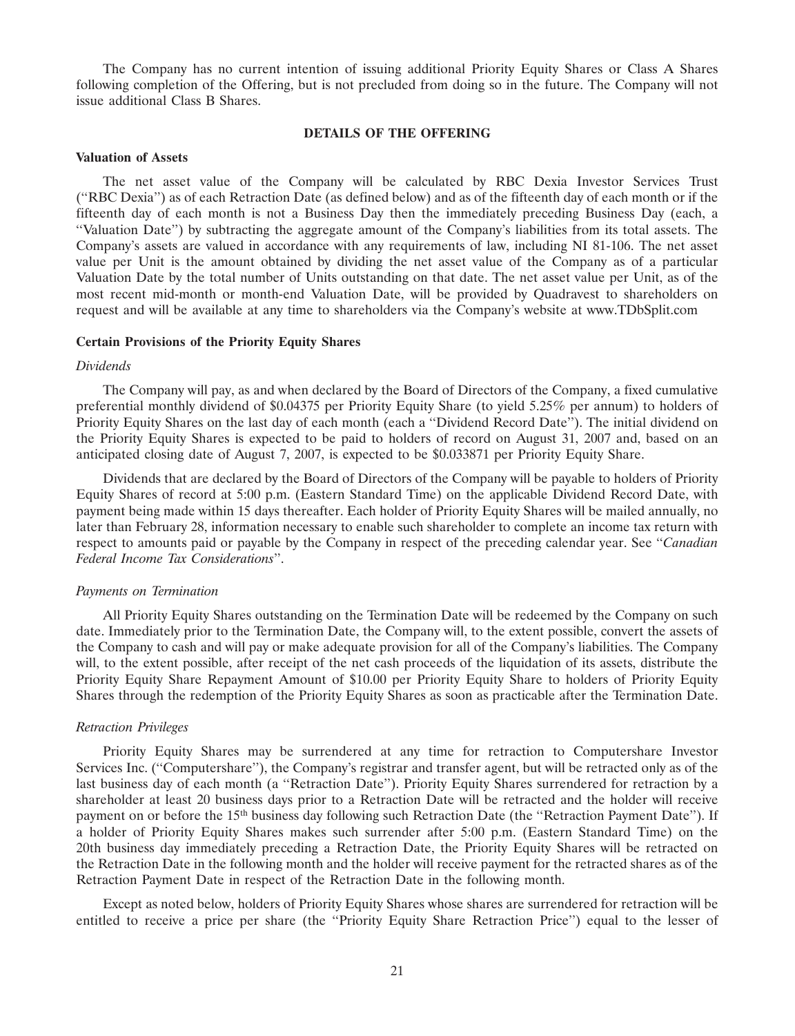The Company has no current intention of issuing additional Priority Equity Shares or Class A Shares following completion of the Offering, but is not precluded from doing so in the future. The Company will not issue additional Class B Shares.

## DETAILS OF THE OFFERING

### Valuation of Assets

The net asset value of the Company will be calculated by RBC Dexia Investor Services Trust ("RBC Dexia") as of each Retraction Date (as defined below) and as of the fifteenth day of each month or if the fifteenth day of each month is not a Business Day then the immediately preceding Business Day (each, a "Valuation Date") by subtracting the aggregate amount of the Company's liabilities from its total assets. The Company's assets are valued in accordance with any requirements of law, including NI 81-106. The net asset value per Unit is the amount obtained by dividing the net asset value of the Company as of a particular Valuation Date by the total number of Units outstanding on that date. The net asset value per Unit, as of the most recent mid-month or month-end Valuation Date, will be provided by Quadravest to shareholders on request and will be available at any time to shareholders via the Company's website at www.TDbSplit.com

### Certain Provisions of the Priority Equity Shares

*Dividends*

The Company will pay, as and when declared by the Board of Directors of the Company, a fixed cumulative preferential monthly dividend of $0.04375 per Priority Equity Share (to yield 5.25% per annum) to holders of Priority Equity Shares on the last day of each month (each a "Dividend Record Date"). The initial dividend on the Priority Equity Shares is expected to be paid to holders of record on August 31, 2007 and, based on an anticipated closing date of August 7, 2007, is expected to be $0.033871 per Priority Equity Share.

Dividends that are declared by the Board of Directors of the Company will be payable to holders of Priority Equity Shares of record at 5:00 p.m. (Eastern Standard Time) on the applicable Dividend Record Date, with payment being made within 15 days thereafter. Each holder of Priority Equity Shares will be mailed annually, no later than February 28, information necessary to enable such shareholder to complete an income tax return with respect to amounts paid or payable by the Company in respect of the preceding calendar year. See "*Canadian Federal Income Tax Considerations*".

*Payments on Termination*

All Priority Equity Shares outstanding on the Termination Date will be redeemed by the Company on such date. Immediately prior to the Termination Date, the Company will, to the extent possible, convert the assets of the Company to cash and will pay or make adequate provision for all of the Company's liabilities. The Company will, to the extent possible, after receipt of the net cash proceeds of the liquidation of its assets, distribute the Priority Equity Share Repayment Amount of $10.00 per Priority Equity Share to holders of Priority Equity Shares through the redemption of the Priority Equity Shares as soon as practicable after the Termination Date.

*Retraction Privileges*

Priority Equity Shares may be surrendered at any time for retraction to Computershare Investor Services Inc. ("Computershare"), the Company's registrar and transfer agent, but will be retracted only as of the last business day of each month (a "Retraction Date"). Priority Equity Shares surrendered for retraction by a shareholder at least 20 business days prior to a Retraction Date will be retracted and the holder will receive payment on or before the 15th business day following such Retraction Date (the "Retraction Payment Date"). If a holder of Priority Equity Shares makes such surrender after 5:00 p.m. (Eastern Standard Time) on the 20th business day immediately preceding a Retraction Date, the Priority Equity Shares will be retracted on the Retraction Date in the following month and the holder will receive payment for the retracted shares as of the Retraction Payment Date in respect of the Retraction Date in the following month.

Except as noted below, holders of Priority Equity Shares whose shares are surrendered for retraction will be entitled to receive a price per share (the "Priority Equity Share Retraction Price") equal to the lesser of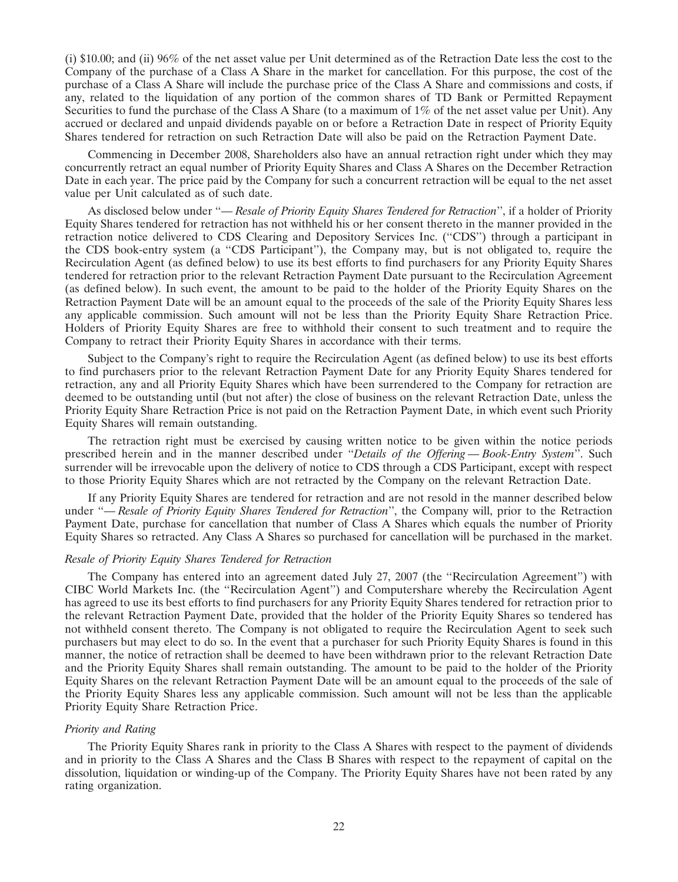(i) $10.00; and (ii) 96% of the net asset value per Unit determined as of the Retraction Date less the cost to the Company of the purchase of a Class A Share in the market for cancellation. For this purpose, the cost of the purchase of a Class A Share will include the purchase price of the Class A Share and commissions and costs, if any, related to the liquidation of any portion of the common shares of TD Bank or Permitted Repayment Securities to fund the purchase of the Class A Share (to a maximum of 1% of the net asset value per Unit). Any accrued or declared and unpaid dividends payable on or before a Retraction Date in respect of Priority Equity Shares tendered for retraction on such Retraction Date will also be paid on the Retraction Payment Date.

Commencing in December 2008, Shareholders also have an annual retraction right under which they may concurrently retract an equal number of Priority Equity Shares and Class A Shares on the December Retraction Date in each year. The price paid by the Company for such a concurrent retraction will be equal to the net asset value per Unit calculated as of such date.

As disclosed below under "*— Resale of Priority Equity Shares Tendered for Retraction*", if a holder of Priority Equity Shares tendered for retraction has not withheld his or her consent thereto in the manner provided in the retraction notice delivered to CDS Clearing and Depository Services Inc. ("CDS") through a participant in the CDS book-entry system (a "CDS Participant"), the Company may, but is not obligated to, require the Recirculation Agent (as defined below) to use its best efforts to find purchasers for any Priority Equity Shares tendered for retraction prior to the relevant Retraction Payment Date pursuant to the Recirculation Agreement (as defined below). In such event, the amount to be paid to the holder of the Priority Equity Shares on the Retraction Payment Date will be an amount equal to the proceeds of the sale of the Priority Equity Shares less any applicable commission. Such amount will not be less than the Priority Equity Share Retraction Price. Holders of Priority Equity Shares are free to withhold their consent to such treatment and to require the Company to retract their Priority Equity Shares in accordance with their terms.

Subject to the Company's right to require the Recirculation Agent (as defined below) to use its best efforts to find purchasers prior to the relevant Retraction Payment Date for any Priority Equity Shares tendered for retraction, any and all Priority Equity Shares which have been surrendered to the Company for retraction are deemed to be outstanding until (but not after) the close of business on the relevant Retraction Date, unless the Priority Equity Share Retraction Price is not paid on the Retraction Payment Date, in which event such Priority Equity Shares will remain outstanding.

The retraction right must be exercised by causing written notice to be given within the notice periods prescribed herein and in the manner described under "*Details of the Offering — Book-Entry System*". Such surrender will be irrevocable upon the delivery of notice to CDS through a CDS Participant, except with respect to those Priority Equity Shares which are not retracted by the Company on the relevant Retraction Date.

If any Priority Equity Shares are tendered for retraction and are not resold in the manner described below under "*— Resale of Priority Equity Shares Tendered for Retraction*", the Company will, prior to the Retraction Payment Date, purchase for cancellation that number of Class A Shares which equals the number of Priority Equity Shares so retracted. Any Class A Shares so purchased for cancellation will be purchased in the market.

*Resale of Priority Equity Shares Tendered for Retraction*

The Company has entered into an agreement dated July 27, 2007 (the "Recirculation Agreement") with CIBC World Markets Inc. (the "Recirculation Agent") and Computershare whereby the Recirculation Agent has agreed to use its best efforts to find purchasers for any Priority Equity Shares tendered for retraction prior to the relevant Retraction Payment Date, provided that the holder of the Priority Equity Shares so tendered has not withheld consent thereto. The Company is not obligated to require the Recirculation Agent to seek such purchasers but may elect to do so. In the event that a purchaser for such Priority Equity Shares is found in this manner, the notice of retraction shall be deemed to have been withdrawn prior to the relevant Retraction Date and the Priority Equity Shares shall remain outstanding. The amount to be paid to the holder of the Priority Equity Shares on the relevant Retraction Payment Date will be an amount equal to the proceeds of the sale of the Priority Equity Shares less any applicable commission. Such amount will not be less than the applicable Priority Equity Share Retraction Price.

*Priority and Rating*

The Priority Equity Shares rank in priority to the Class A Shares with respect to the payment of dividends and in priority to the Class A Shares and the Class B Shares with respect to the repayment of capital on the dissolution, liquidation or winding-up of the Company. The Priority Equity Shares have not been rated by any rating organization.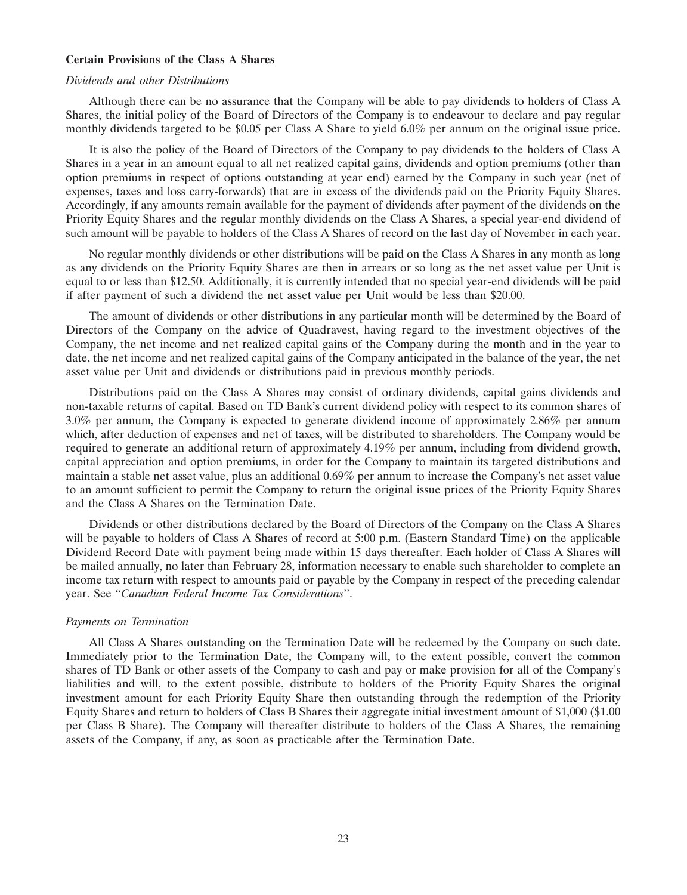**Certain Provisions of the Class A Shares**

*Dividends and other Distributions*

Although there can be no assurance that the Company will be able to pay dividends to holders of Class A Shares, the initial policy of the Board of Directors of the Company is to endeavour to declare and pay regular monthly dividends targeted to be $0.05 per Class A Share to yield 6.0% per annum on the original issue price.

It is also the policy of the Board of Directors of the Company to pay dividends to the holders of Class A Shares in a year in an amount equal to all net realized capital gains, dividends and option premiums (other than option premiums in respect of options outstanding at year end) earned by the Company in such year (net of expenses, taxes and loss carry-forwards) that are in excess of the dividends paid on the Priority Equity Shares. Accordingly, if any amounts remain available for the payment of dividends after payment of the dividends on the Priority Equity Shares and the regular monthly dividends on the Class A Shares, a special year-end dividend of such amount will be payable to holders of the Class A Shares of record on the last day of November in each year.

No regular monthly dividends or other distributions will be paid on the Class A Shares in any month as long as any dividends on the Priority Equity Shares are then in arrears or so long as the net asset value per Unit is equal to or less than $12.50. Additionally, it is currently intended that no special year-end dividends will be paid if after payment of such a dividend the net asset value per Unit would be less than $20.00.

The amount of dividends or other distributions in any particular month will be determined by the Board of Directors of the Company on the advice of Quadravest, having regard to the investment objectives of the Company, the net income and net realized capital gains of the Company during the month and in the year to date, the net income and net realized capital gains of the Company anticipated in the balance of the year, the net asset value per Unit and dividends or distributions paid in previous monthly periods.

Distributions paid on the Class A Shares may consist of ordinary dividends, capital gains dividends and non-taxable returns of capital. Based on TD Bank's current dividend policy with respect to its common shares of 3.0% per annum, the Company is expected to generate dividend income of approximately 2.86% per annum which, after deduction of expenses and net of taxes, will be distributed to shareholders. The Company would be required to generate an additional return of approximately 4.19% per annum, including from dividend growth, capital appreciation and option premiums, in order for the Company to maintain its targeted distributions and maintain a stable net asset value, plus an additional 0.69% per annum to increase the Company's net asset value to an amount sufficient to permit the Company to return the original issue prices of the Priority Equity Shares and the Class A Shares on the Termination Date.

Dividends or other distributions declared by the Board of Directors of the Company on the Class A Shares will be payable to holders of Class A Shares of record at 5:00 p.m. (Eastern Standard Time) on the applicable Dividend Record Date with payment being made within 15 days thereafter. Each holder of Class A Shares will be mailed annually, no later than February 28, information necessary to enable such shareholder to complete an income tax return with respect to amounts paid or payable by the Company in respect of the preceding calendar year. See "*Canadian Federal Income Tax Considerations*".

*Payments on Termination*

All Class A Shares outstanding on the Termination Date will be redeemed by the Company on such date. Immediately prior to the Termination Date, the Company will, to the extent possible, convert the common shares of TD Bank or other assets of the Company to cash and pay or make provision for all of the Company's liabilities and will, to the extent possible, distribute to holders of the Priority Equity Shares the original investment amount for each Priority Equity Share then outstanding through the redemption of the Priority Equity Shares and return to holders of Class B Shares their aggregate initial investment amount of $1,000 ($1.00 per Class B Share). The Company will thereafter distribute to holders of the Class A Shares, the remaining assets of the Company, if any, as soon as practicable after the Termination Date.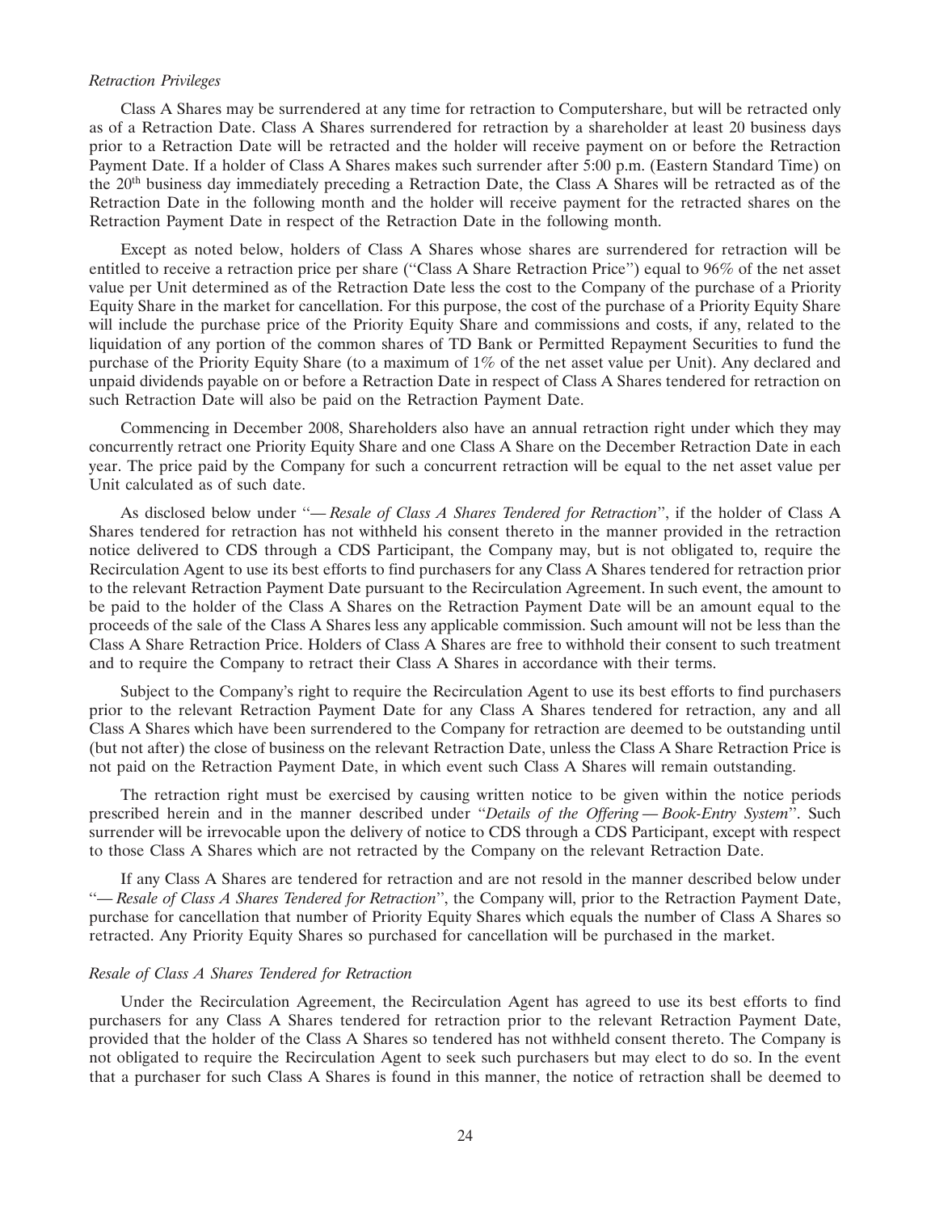*Retraction Privileges*

Class A Shares may be surrendered at any time for retraction to Computershare, but will be retracted only as of a Retraction Date. Class A Shares surrendered for retraction by a shareholder at least 20 business days prior to a Retraction Date will be retracted and the holder will receive payment on or before the Retraction Payment Date. If a holder of Class A Shares makes such surrender after 5:00 p.m. (Eastern Standard Time) on the 20th business day immediately preceding a Retraction Date, the Class A Shares will be retracted as of the Retraction Date in the following month and the holder will receive payment for the retracted shares on the Retraction Payment Date in respect of the Retraction Date in the following month.

Except as noted below, holders of Class A Shares whose shares are surrendered for retraction will be entitled to receive a retraction price per share (''Class A Share Retraction Price'') equal to 96% of the net asset value per Unit determined as of the Retraction Date less the cost to the Company of the purchase of a Priority Equity Share in the market for cancellation. For this purpose, the cost of the purchase of a Priority Equity Share will include the purchase price of the Priority Equity Share and commissions and costs, if any, related to the liquidation of any portion of the common shares of TD Bank or Permitted Repayment Securities to fund the purchase of the Priority Equity Share (to a maximum of 1% of the net asset value per Unit). Any declared and unpaid dividends payable on or before a Retraction Date in respect of Class A Shares tendered for retraction on such Retraction Date will also be paid on the Retraction Payment Date.

Commencing in December 2008, Shareholders also have an annual retraction right under which they may concurrently retract one Priority Equity Share and one Class A Share on the December Retraction Date in each year. The price paid by the Company for such a concurrent retraction will be equal to the net asset value per Unit calculated as of such date.

As disclosed below under ''— *Resale of Class A Shares Tendered for Retraction*'', if the holder of Class A Shares tendered for retraction has not withheld his consent thereto in the manner provided in the retraction notice delivered to CDS through a CDS Participant, the Company may, but is not obligated to, require the Recirculation Agent to use its best efforts to find purchasers for any Class A Shares tendered for retraction prior to the relevant Retraction Payment Date pursuant to the Recirculation Agreement. In such event, the amount to be paid to the holder of the Class A Shares on the Retraction Payment Date will be an amount equal to the proceeds of the sale of the Class A Shares less any applicable commission. Such amount will not be less than the Class A Share Retraction Price. Holders of Class A Shares are free to withhold their consent to such treatment and to require the Company to retract their Class A Shares in accordance with their terms.

Subject to the Company's right to require the Recirculation Agent to use its best efforts to find purchasers prior to the relevant Retraction Payment Date for any Class A Shares tendered for retraction, any and all Class A Shares which have been surrendered to the Company for retraction are deemed to be outstanding until (but not after) the close of business on the relevant Retraction Date, unless the Class A Share Retraction Price is not paid on the Retraction Payment Date, in which event such Class A Shares will remain outstanding.

The retraction right must be exercised by causing written notice to be given within the notice periods prescribed herein and in the manner described under ''*Details of the Offering — Book-Entry System*''. Such surrender will be irrevocable upon the delivery of notice to CDS through a CDS Participant, except with respect to those Class A Shares which are not retracted by the Company on the relevant Retraction Date.

If any Class A Shares are tendered for retraction and are not resold in the manner described below under ''— *Resale of Class A Shares Tendered for Retraction*'', the Company will, prior to the Retraction Payment Date, purchase for cancellation that number of Priority Equity Shares which equals the number of Class A Shares so retracted. Any Priority Equity Shares so purchased for cancellation will be purchased in the market.

*Resale of Class A Shares Tendered for Retraction*

Under the Recirculation Agreement, the Recirculation Agent has agreed to use its best efforts to find purchasers for any Class A Shares tendered for retraction prior to the relevant Retraction Payment Date, provided that the holder of the Class A Shares so tendered has not withheld consent thereto. The Company is not obligated to require the Recirculation Agent to seek such purchasers but may elect to do so. In the event that a purchaser for such Class A Shares is found in this manner, the notice of retraction shall be deemed to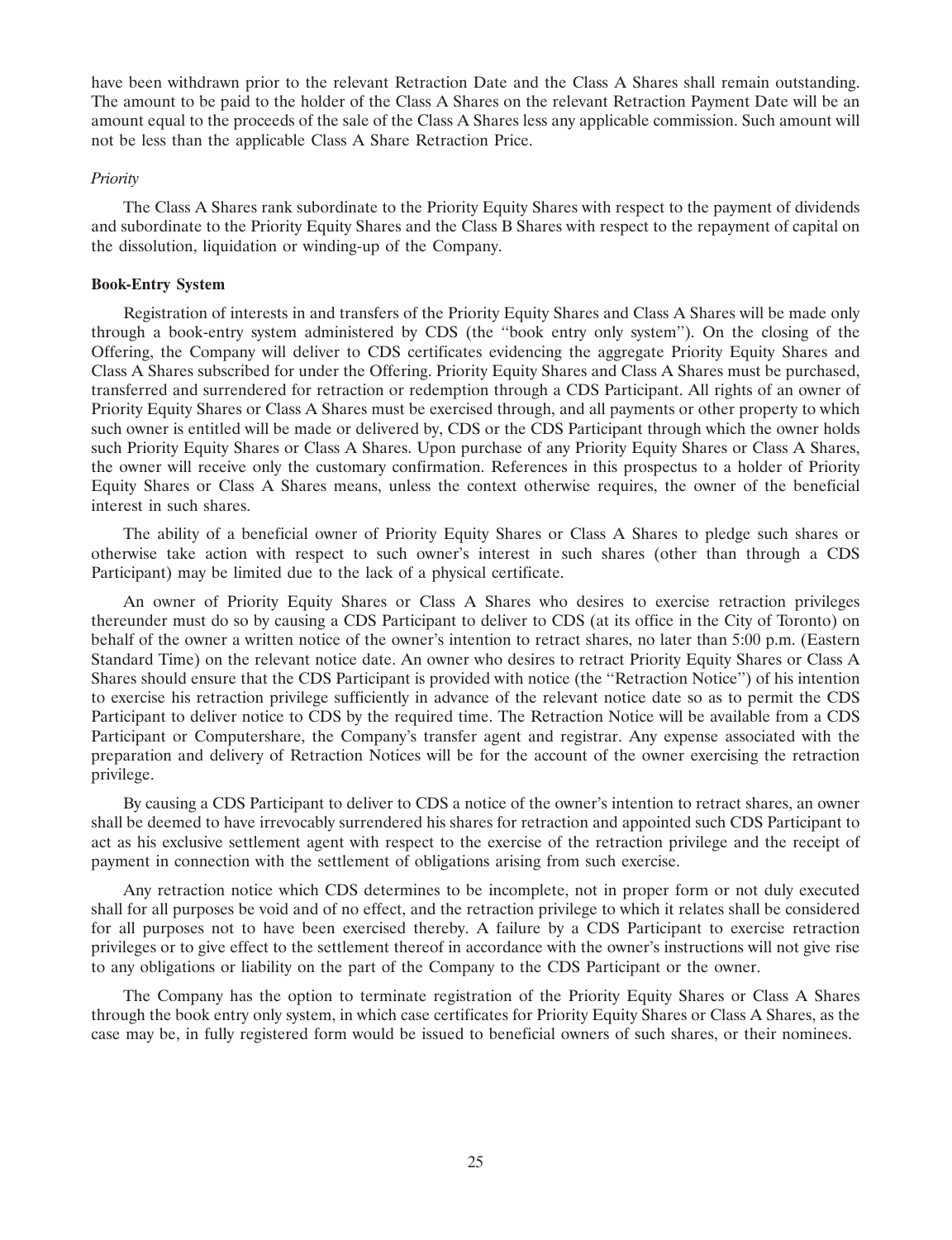have been withdrawn prior to the relevant Retraction Date and the Class A Shares shall remain outstanding. The amount to be paid to the holder of the Class A Shares on the relevant Retraction Payment Date will be an amount equal to the proceeds of the sale of the Class A Shares less any applicable commission. Such amount will not be less than the applicable Class A Share Retraction Price.

*Priority*

The Class A Shares rank subordinate to the Priority Equity Shares with respect to the payment of dividends and subordinate to the Priority Equity Shares and the Class B Shares with respect to the repayment of capital on the dissolution, liquidation or winding-up of the Company.

**Book-Entry System**

Registration of interests in and transfers of the Priority Equity Shares and Class A Shares will be made only through a book-entry system administered by CDS (the ''book entry only system''). On the closing of the Offering, the Company will deliver to CDS certificates evidencing the aggregate Priority Equity Shares and Class A Shares subscribed for under the Offering. Priority Equity Shares and Class A Shares must be purchased, transferred and surrendered for retraction or redemption through a CDS Participant. All rights of an owner of Priority Equity Shares or Class A Shares must be exercised through, and all payments or other property to which such owner is entitled will be made or delivered by, CDS or the CDS Participant through which the owner holds such Priority Equity Shares or Class A Shares. Upon purchase of any Priority Equity Shares or Class A Shares, the owner will receive only the customary confirmation. References in this prospectus to a holder of Priority Equity Shares or Class A Shares means, unless the context otherwise requires, the owner of the beneficial interest in such shares.

The ability of a beneficial owner of Priority Equity Shares or Class A Shares to pledge such shares or otherwise take action with respect to such owner's interest in such shares (other than through a CDS Participant) may be limited due to the lack of a physical certificate.

An owner of Priority Equity Shares or Class A Shares who desires to exercise retraction privileges thereunder must do so by causing a CDS Participant to deliver to CDS (at its office in the City of Toronto) on behalf of the owner a written notice of the owner's intention to retract shares, no later than 5:00 p.m. (Eastern Standard Time) on the relevant notice date. An owner who desires to retract Priority Equity Shares or Class A Shares should ensure that the CDS Participant is provided with notice (the ''Retraction Notice'') of his intention to exercise his retraction privilege sufficiently in advance of the relevant notice date so as to permit the CDS Participant to deliver notice to CDS by the required time. The Retraction Notice will be available from a CDS Participant or Computershare, the Company's transfer agent and registrar. Any expense associated with the preparation and delivery of Retraction Notices will be for the account of the owner exercising the retraction privilege.

By causing a CDS Participant to deliver to CDS a notice of the owner's intention to retract shares, an owner shall be deemed to have irrevocably surrendered his shares for retraction and appointed such CDS Participant to act as his exclusive settlement agent with respect to the exercise of the retraction privilege and the receipt of payment in connection with the settlement of obligations arising from such exercise.

Any retraction notice which CDS determines to be incomplete, not in proper form or not duly executed shall for all purposes be void and of no effect, and the retraction privilege to which it relates shall be considered for all purposes not to have been exercised thereby. A failure by a CDS Participant to exercise retraction privileges or to give effect to the settlement thereof in accordance with the owner's instructions will not give rise to any obligations or liability on the part of the Company to the CDS Participant or the owner.

The Company has the option to terminate registration of the Priority Equity Shares or Class A Shares through the book entry only system, in which case certificates for Priority Equity Shares or Class A Shares, as the case may be, in fully registered form would be issued to beneficial owners of such shares, or their nominees.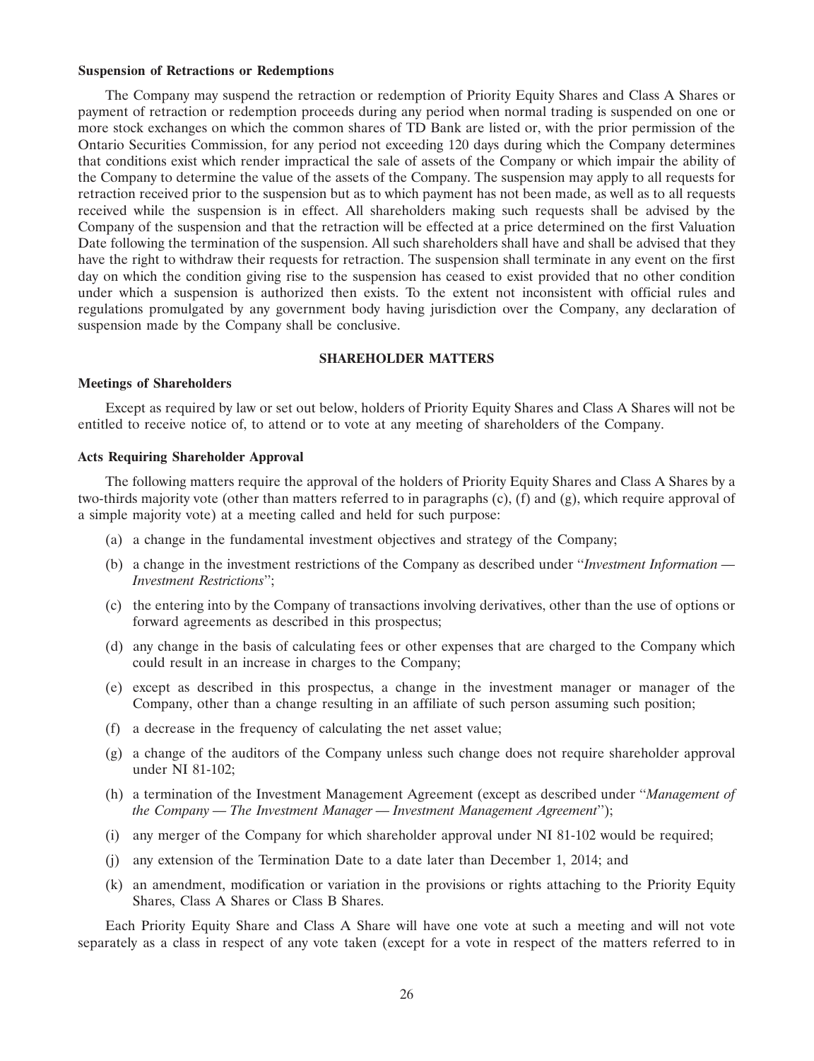**Suspension of Retractions or Redemptions**

The Company may suspend the retraction or redemption of Priority Equity Shares and Class A Shares or payment of retraction or redemption proceeds during any period when normal trading is suspended on one or more stock exchanges on which the common shares of TD Bank are listed or, with the prior permission of the Ontario Securities Commission, for any period not exceeding 120 days during which the Company determines that conditions exist which render impractical the sale of assets of the Company or which impair the ability of the Company to determine the value of the assets of the Company. The suspension may apply to all requests for retraction received prior to the suspension but as to which payment has not been made, as well as to all requests received while the suspension is in effect. All shareholders making such requests shall be advised by the Company of the suspension and that the retraction will be effected at a price determined on the first Valuation Date following the termination of the suspension. All such shareholders shall have and shall be advised that they have the right to withdraw their requests for retraction. The suspension shall terminate in any event on the first day on which the condition giving rise to the suspension has ceased to exist provided that no other condition under which a suspension is authorized then exists. To the extent not inconsistent with official rules and regulations promulgated by any government body having jurisdiction over the Company, any declaration of suspension made by the Company shall be conclusive.

## SHAREHOLDER MATTERS

**Meetings of Shareholders**

Except as required by law or set out below, holders of Priority Equity Shares and Class A Shares will not be entitled to receive notice of, to attend or to vote at any meeting of shareholders of the Company.

**Acts Requiring Shareholder Approval**

The following matters require the approval of the holders of Priority Equity Shares and Class A Shares by a two-thirds majority vote (other than matters referred to in paragraphs (c), (f) and (g), which require approval of a simple majority vote) at a meeting called and held for such purpose:

(a) a change in the fundamental investment objectives and strategy of the Company;

(b) a change in the investment restrictions of the Company as described under "*Investment Information — Investment Restrictions*";

(c) the entering into by the Company of transactions involving derivatives, other than the use of options or forward agreements as described in this prospectus;

(d) any change in the basis of calculating fees or other expenses that are charged to the Company which could result in an increase in charges to the Company;

(e) except as described in this prospectus, a change in the investment manager or manager of the Company, other than a change resulting in an affiliate of such person assuming such position;

(f) a decrease in the frequency of calculating the net asset value;

(g) a change of the auditors of the Company unless such change does not require shareholder approval under NI 81-102;

(h) a termination of the Investment Management Agreement (except as described under "*Management of the Company — The Investment Manager — Investment Management Agreement*");

(i) any merger of the Company for which shareholder approval under NI 81-102 would be required;

(j) any extension of the Termination Date to a date later than December 1, 2014; and

(k) an amendment, modification or variation in the provisions or rights attaching to the Priority Equity Shares, Class A Shares or Class B Shares.

Each Priority Equity Share and Class A Share will have one vote at such a meeting and will not vote separately as a class in respect of any vote taken (except for a vote in respect of the matters referred to in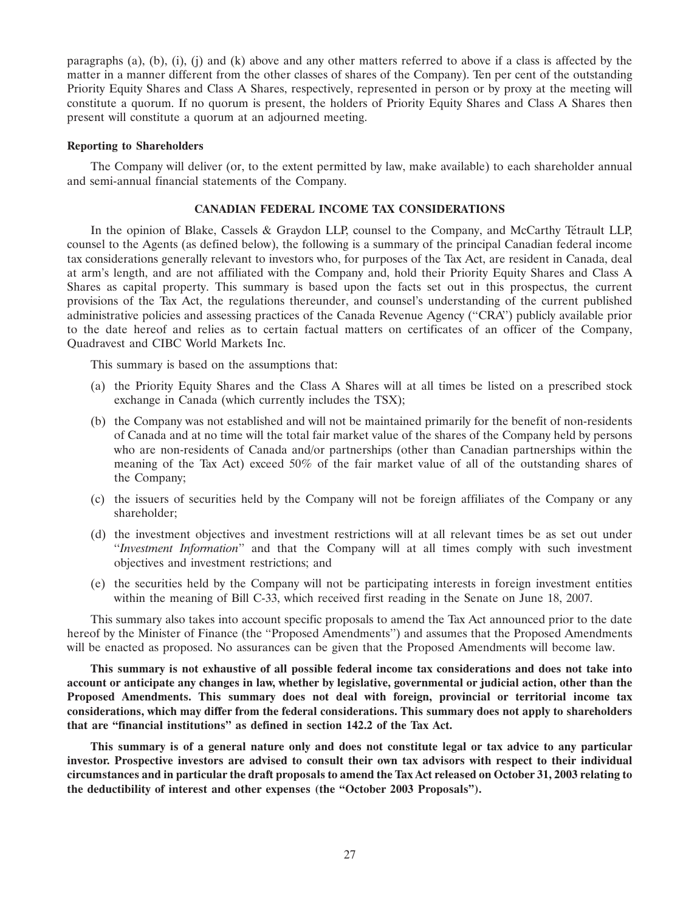paragraphs (a), (b), (i), (j) and (k) above and any other matters referred to above if a class is affected by the matter in a manner different from the other classes of shares of the Company). Ten per cent of the outstanding Priority Equity Shares and Class A Shares, respectively, represented in person or by proxy at the meeting will constitute a quorum. If no quorum is present, the holders of Priority Equity Shares and Class A Shares then present will constitute a quorum at an adjourned meeting.

**Reporting to Shareholders**

The Company will deliver (or, to the extent permitted by law, make available) to each shareholder annual and semi-annual financial statements of the Company.

## CANADIAN FEDERAL INCOME TAX CONSIDERATIONS

In the opinion of Blake, Cassels & Graydon LLP, counsel to the Company, and McCarthy Tétrault LLP, counsel to the Agents (as defined below), the following is a summary of the principal Canadian federal income tax considerations generally relevant to investors who, for purposes of the Tax Act, are resident in Canada, deal at arm's length, and are not affiliated with the Company and, hold their Priority Equity Shares and Class A Shares as capital property. This summary is based upon the facts set out in this prospectus, the current provisions of the Tax Act, the regulations thereunder, and counsel's understanding of the current published administrative policies and assessing practices of the Canada Revenue Agency ("CRA") publicly available prior to the date hereof and relies as to certain factual matters on certificates of an officer of the Company, Quadravest and CIBC World Markets Inc.

This summary is based on the assumptions that:

(a) the Priority Equity Shares and the Class A Shares will at all times be listed on a prescribed stock exchange in Canada (which currently includes the TSX);

(b) the Company was not established and will not be maintained primarily for the benefit of non-residents of Canada and at no time will the total fair market value of the shares of the Company held by persons who are non-residents of Canada and/or partnerships (other than Canadian partnerships within the meaning of the Tax Act) exceed 50% of the fair market value of all of the outstanding shares of the Company;

(c) the issuers of securities held by the Company will not be foreign affiliates of the Company or any shareholder;

(d) the investment objectives and investment restrictions will at all relevant times be as set out under "*Investment Information*" and that the Company will at all times comply with such investment objectives and investment restrictions; and

(e) the securities held by the Company will not be participating interests in foreign investment entities within the meaning of Bill C-33, which received first reading in the Senate on June 18, 2007.

This summary also takes into account specific proposals to amend the Tax Act announced prior to the date hereof by the Minister of Finance (the "Proposed Amendments") and assumes that the Proposed Amendments will be enacted as proposed. No assurances can be given that the Proposed Amendments will become law.

**This summary is not exhaustive of all possible federal income tax considerations and does not take into account or anticipate any changes in law, whether by legislative, governmental or judicial action, other than the Proposed Amendments. This summary does not deal with foreign, provincial or territorial income tax considerations, which may differ from the federal considerations. This summary does not apply to shareholders that are "financial institutions" as defined in section 142.2 of the Tax Act.**

**This summary is of a general nature only and does not constitute legal or tax advice to any particular investor. Prospective investors are advised to consult their own tax advisors with respect to their individual circumstances and in particular the draft proposals to amend the Tax Act released on October 31, 2003 relating to the deductibility of interest and other expenses (the "October 2003 Proposals").**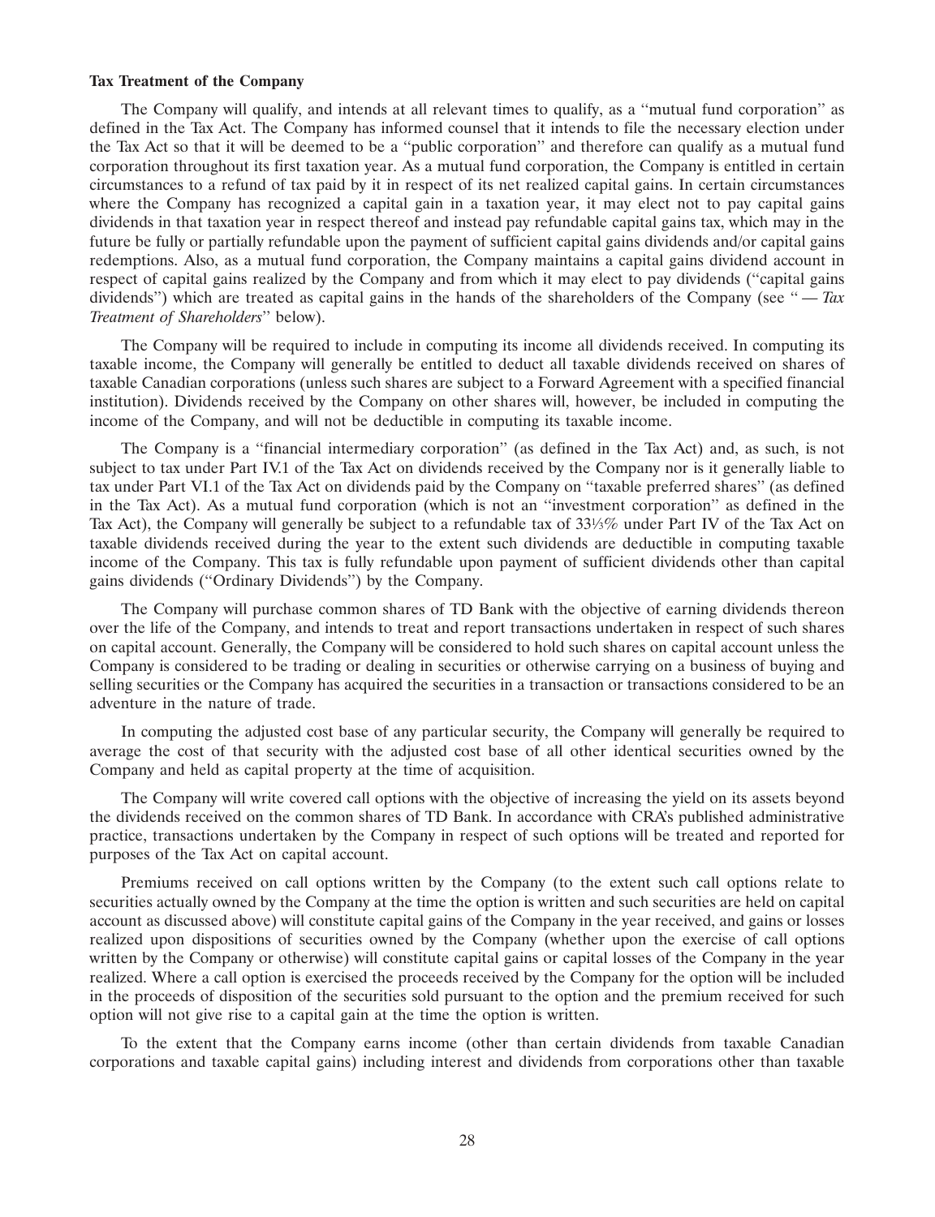**Tax Treatment of the Company**

The Company will qualify, and intends at all relevant times to qualify, as a ''mutual fund corporation'' as defined in the Tax Act. The Company has informed counsel that it intends to file the necessary election under the Tax Act so that it will be deemed to be a ''public corporation'' and therefore can qualify as a mutual fund corporation throughout its first taxation year. As a mutual fund corporation, the Company is entitled in certain circumstances to a refund of tax paid by it in respect of its net realized capital gains. In certain circumstances where the Company has recognized a capital gain in a taxation year, it may elect not to pay capital gains dividends in that taxation year in respect thereof and instead pay refundable capital gains tax, which may in the future be fully or partially refundable upon the payment of sufficient capital gains dividends and/or capital gains redemptions. Also, as a mutual fund corporation, the Company maintains a capital gains dividend account in respect of capital gains realized by the Company and from which it may elect to pay dividends (''capital gains dividends'') which are treated as capital gains in the hands of the shareholders of the Company (see '' — *Tax Treatment of Shareholders*'' below).

The Company will be required to include in computing its income all dividends received. In computing its taxable income, the Company will generally be entitled to deduct all taxable dividends received on shares of taxable Canadian corporations (unless such shares are subject to a Forward Agreement with a specified financial institution). Dividends received by the Company on other shares will, however, be included in computing the income of the Company, and will not be deductible in computing its taxable income.

The Company is a ''financial intermediary corporation'' (as defined in the Tax Act) and, as such, is not subject to tax under Part IV.1 of the Tax Act on dividends received by the Company nor is it generally liable to tax under Part VI.1 of the Tax Act on dividends paid by the Company on ''taxable preferred shares'' (as defined in the Tax Act). As a mutual fund corporation (which is not an ''investment corporation'' as defined in the Tax Act), the Company will generally be subject to a refundable tax of 33⅓% under Part IV of the Tax Act on taxable dividends received during the year to the extent such dividends are deductible in computing taxable income of the Company. This tax is fully refundable upon payment of sufficient dividends other than capital gains dividends (''Ordinary Dividends'') by the Company.

The Company will purchase common shares of TD Bank with the objective of earning dividends thereon over the life of the Company, and intends to treat and report transactions undertaken in respect of such shares on capital account. Generally, the Company will be considered to hold such shares on capital account unless the Company is considered to be trading or dealing in securities or otherwise carrying on a business of buying and selling securities or the Company has acquired the securities in a transaction or transactions considered to be an adventure in the nature of trade.

In computing the adjusted cost base of any particular security, the Company will generally be required to average the cost of that security with the adjusted cost base of all other identical securities owned by the Company and held as capital property at the time of acquisition.

The Company will write covered call options with the objective of increasing the yield on its assets beyond the dividends received on the common shares of TD Bank. In accordance with CRA's published administrative practice, transactions undertaken by the Company in respect of such options will be treated and reported for purposes of the Tax Act on capital account.

Premiums received on call options written by the Company (to the extent such call options relate to securities actually owned by the Company at the time the option is written and such securities are held on capital account as discussed above) will constitute capital gains of the Company in the year received, and gains or losses realized upon dispositions of securities owned by the Company (whether upon the exercise of call options written by the Company or otherwise) will constitute capital gains or capital losses of the Company in the year realized. Where a call option is exercised the proceeds received by the Company for the option will be included in the proceeds of disposition of the securities sold pursuant to the option and the premium received for such option will not give rise to a capital gain at the time the option is written.

To the extent that the Company earns income (other than certain dividends from taxable Canadian corporations and taxable capital gains) including interest and dividends from corporations other than taxable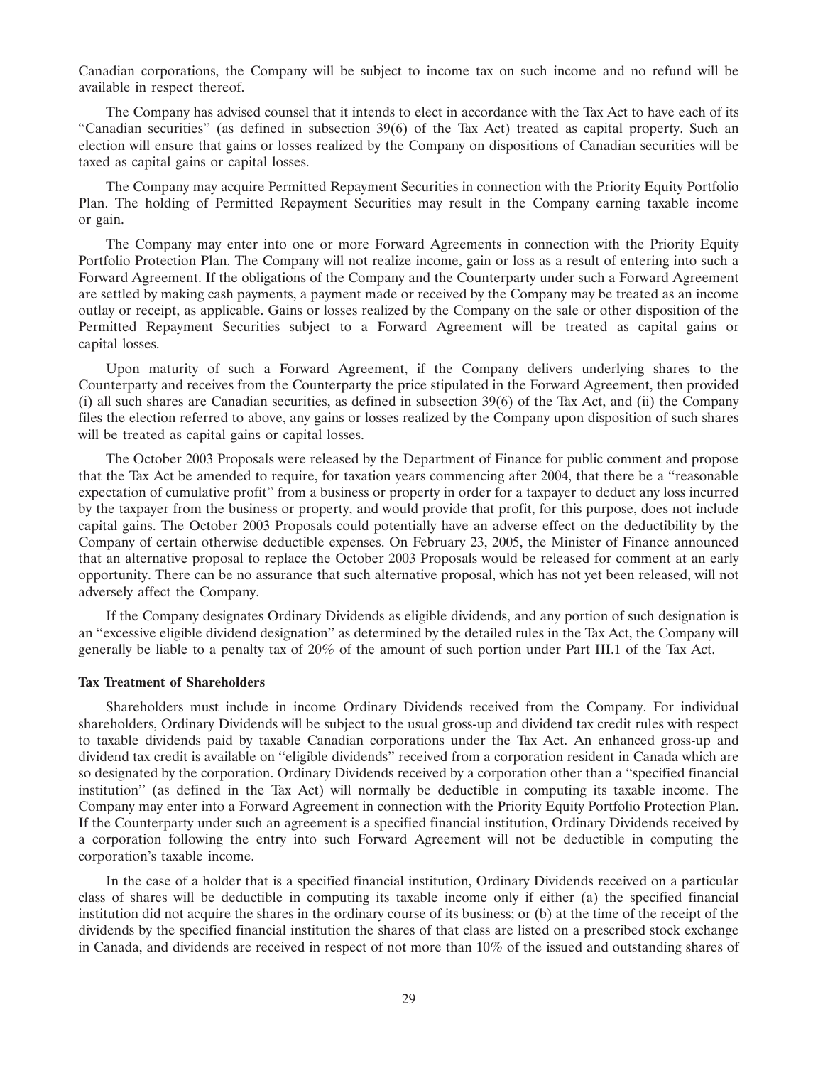Canadian corporations, the Company will be subject to income tax on such income and no refund will be available in respect thereof.

The Company has advised counsel that it intends to elect in accordance with the Tax Act to have each of its "Canadian securities" (as defined in subsection 39(6) of the Tax Act) treated as capital property. Such an election will ensure that gains or losses realized by the Company on dispositions of Canadian securities will be taxed as capital gains or capital losses.

The Company may acquire Permitted Repayment Securities in connection with the Priority Equity Portfolio Plan. The holding of Permitted Repayment Securities may result in the Company earning taxable income or gain.

The Company may enter into one or more Forward Agreements in connection with the Priority Equity Portfolio Protection Plan. The Company will not realize income, gain or loss as a result of entering into such a Forward Agreement. If the obligations of the Company and the Counterparty under such a Forward Agreement are settled by making cash payments, a payment made or received by the Company may be treated as an income outlay or receipt, as applicable. Gains or losses realized by the Company on the sale or other disposition of the Permitted Repayment Securities subject to a Forward Agreement will be treated as capital gains or capital losses.

Upon maturity of such a Forward Agreement, if the Company delivers underlying shares to the Counterparty and receives from the Counterparty the price stipulated in the Forward Agreement, then provided (i) all such shares are Canadian securities, as defined in subsection 39(6) of the Tax Act, and (ii) the Company files the election referred to above, any gains or losses realized by the Company upon disposition of such shares will be treated as capital gains or capital losses.

The October 2003 Proposals were released by the Department of Finance for public comment and propose that the Tax Act be amended to require, for taxation years commencing after 2004, that there be a "reasonable expectation of cumulative profit" from a business or property in order for a taxpayer to deduct any loss incurred by the taxpayer from the business or property, and would provide that profit, for this purpose, does not include capital gains. The October 2003 Proposals could potentially have an adverse effect on the deductibility by the Company of certain otherwise deductible expenses. On February 23, 2005, the Minister of Finance announced that an alternative proposal to replace the October 2003 Proposals would be released for comment at an early opportunity. There can be no assurance that such alternative proposal, which has not yet been released, will not adversely affect the Company.

If the Company designates Ordinary Dividends as eligible dividends, and any portion of such designation is an "excessive eligible dividend designation" as determined by the detailed rules in the Tax Act, the Company will generally be liable to a penalty tax of 20% of the amount of such portion under Part III.1 of the Tax Act.

**Tax Treatment of Shareholders**

Shareholders must include in income Ordinary Dividends received from the Company. For individual shareholders, Ordinary Dividends will be subject to the usual gross-up and dividend tax credit rules with respect to taxable dividends paid by taxable Canadian corporations under the Tax Act. An enhanced gross-up and dividend tax credit is available on "eligible dividends" received from a corporation resident in Canada which are so designated by the corporation. Ordinary Dividends received by a corporation other than a "specified financial institution" (as defined in the Tax Act) will normally be deductible in computing its taxable income. The Company may enter into a Forward Agreement in connection with the Priority Equity Portfolio Protection Plan. If the Counterparty under such an agreement is a specified financial institution, Ordinary Dividends received by a corporation following the entry into such Forward Agreement will not be deductible in computing the corporation's taxable income.

In the case of a holder that is a specified financial institution, Ordinary Dividends received on a particular class of shares will be deductible in computing its taxable income only if either (a) the specified financial institution did not acquire the shares in the ordinary course of its business; or (b) at the time of the receipt of the dividends by the specified financial institution the shares of that class are listed on a prescribed stock exchange in Canada, and dividends are received in respect of not more than 10% of the issued and outstanding shares of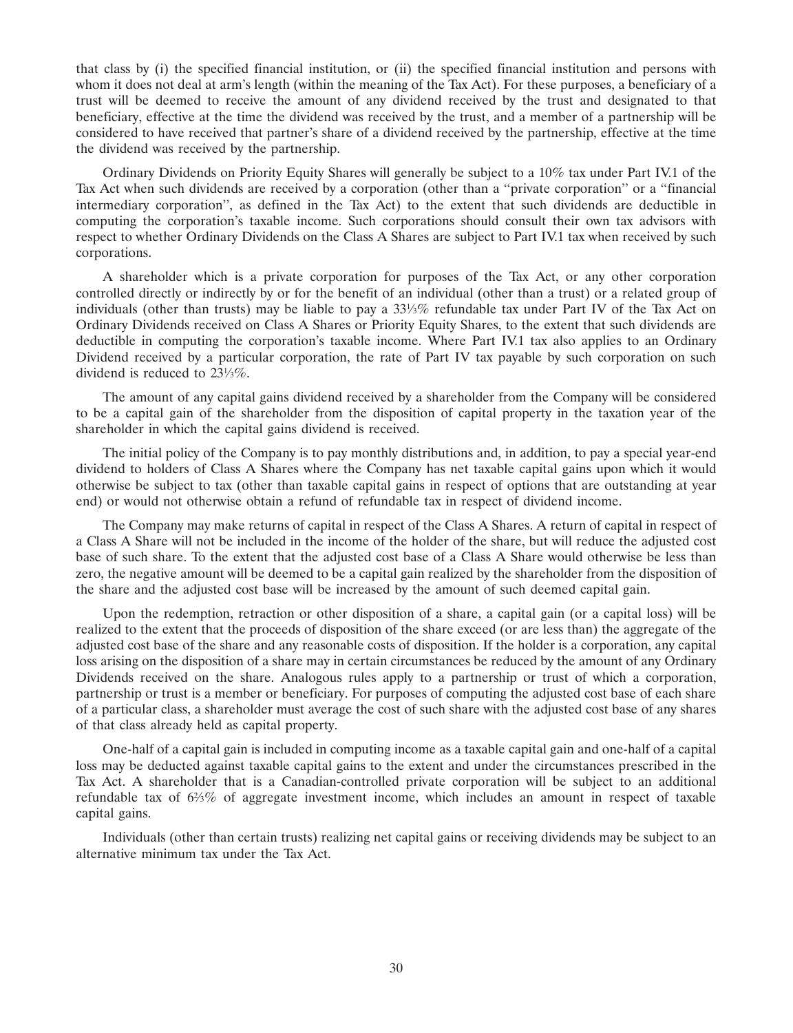that class by (i) the specified financial institution, or (ii) the specified financial institution and persons with whom it does not deal at arm's length (within the meaning of the Tax Act). For these purposes, a beneficiary of a trust will be deemed to receive the amount of any dividend received by the trust and designated to that beneficiary, effective at the time the dividend was received by the trust, and a member of a partnership will be considered to have received that partner's share of a dividend received by the partnership, effective at the time the dividend was received by the partnership.

Ordinary Dividends on Priority Equity Shares will generally be subject to a 10% tax under Part IV.1 of the Tax Act when such dividends are received by a corporation (other than a "private corporation" or a "financial intermediary corporation", as defined in the Tax Act) to the extent that such dividends are deductible in computing the corporation's taxable income. Such corporations should consult their own tax advisors with respect to whether Ordinary Dividends on the Class A Shares are subject to Part IV.1 tax when received by such corporations.

A shareholder which is a private corporation for purposes of the Tax Act, or any other corporation controlled directly or indirectly by or for the benefit of an individual (other than a trust) or a related group of individuals (other than trusts) may be liable to pay a 33⅓% refundable tax under Part IV of the Tax Act on Ordinary Dividends received on Class A Shares or Priority Equity Shares, to the extent that such dividends are deductible in computing the corporation's taxable income. Where Part IV.1 tax also applies to an Ordinary Dividend received by a particular corporation, the rate of Part IV tax payable by such corporation on such dividend is reduced to 23⅓%.

The amount of any capital gains dividend received by a shareholder from the Company will be considered to be a capital gain of the shareholder from the disposition of capital property in the taxation year of the shareholder in which the capital gains dividend is received.

The initial policy of the Company is to pay monthly distributions and, in addition, to pay a special year-end dividend to holders of Class A Shares where the Company has net taxable capital gains upon which it would otherwise be subject to tax (other than taxable capital gains in respect of options that are outstanding at year end) or would not otherwise obtain a refund of refundable tax in respect of dividend income.

The Company may make returns of capital in respect of the Class A Shares. A return of capital in respect of a Class A Share will not be included in the income of the holder of the share, but will reduce the adjusted cost base of such share. To the extent that the adjusted cost base of a Class A Share would otherwise be less than zero, the negative amount will be deemed to be a capital gain realized by the shareholder from the disposition of the share and the adjusted cost base will be increased by the amount of such deemed capital gain.

Upon the redemption, retraction or other disposition of a share, a capital gain (or a capital loss) will be realized to the extent that the proceeds of disposition of the share exceed (or are less than) the aggregate of the adjusted cost base of the share and any reasonable costs of disposition. If the holder is a corporation, any capital loss arising on the disposition of a share may in certain circumstances be reduced by the amount of any Ordinary Dividends received on the share. Analogous rules apply to a partnership or trust of which a corporation, partnership or trust is a member or beneficiary. For purposes of computing the adjusted cost base of each share of a particular class, a shareholder must average the cost of such share with the adjusted cost base of any shares of that class already held as capital property.

One-half of a capital gain is included in computing income as a taxable capital gain and one-half of a capital loss may be deducted against taxable capital gains to the extent and under the circumstances prescribed in the Tax Act. A shareholder that is a Canadian-controlled private corporation will be subject to an additional refundable tax of 6⅔% of aggregate investment income, which includes an amount in respect of taxable capital gains.

Individuals (other than certain trusts) realizing net capital gains or receiving dividends may be subject to an alternative minimum tax under the Tax Act.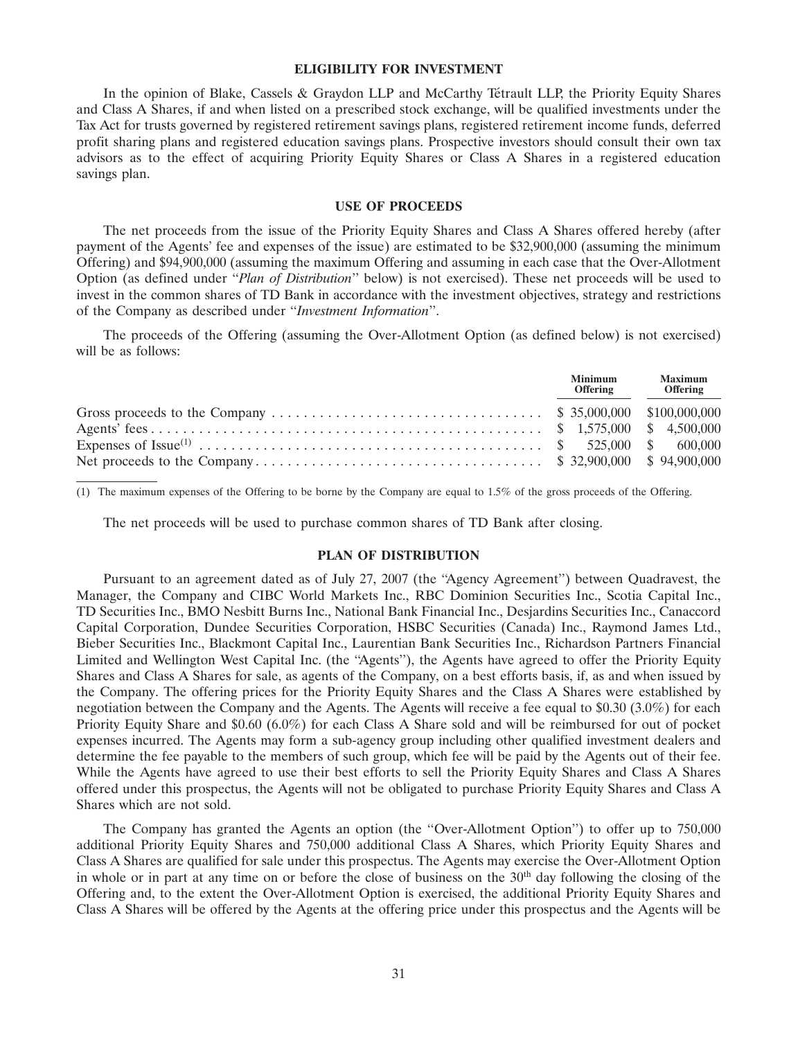## ELIGIBILITY FOR INVESTMENT

In the opinion of Blake, Cassels & Graydon LLP and McCarthy Tétrault LLP, the Priority Equity Shares and Class A Shares, if and when listed on a prescribed stock exchange, will be qualified investments under the Tax Act for trusts governed by registered retirement savings plans, registered retirement income funds, deferred profit sharing plans and registered education savings plans. Prospective investors should consult their own tax advisors as to the effect of acquiring Priority Equity Shares or Class A Shares in a registered education savings plan.

## USE OF PROCEEDS

The net proceeds from the issue of the Priority Equity Shares and Class A Shares offered hereby (after payment of the Agents' fee and expenses of the issue) are estimated to be $32,900,000 (assuming the minimum Offering) and $94,900,000 (assuming the maximum Offering and assuming in each case that the Over-Allotment Option (as defined under "*Plan of Distribution*" below) is not exercised). These net proceeds will be used to invest in the common shares of TD Bank in accordance with the investment objectives, strategy and restrictions of the Company as described under "*Investment Information*".

The proceeds of the Offering (assuming the Over-Allotment Option (as defined below) is not exercised) will be as follows:

| | Minimum Offering | Maximum Offering |
|---|---|---|
| Gross proceeds to the Company | $ 35,000,000 | $100,000,000 |
| Agents' fees | $ 1,575,000 | $ 4,500,000 |
| Expenses of Issue[(1)] | $ 525,000 | $ 600,000 |
| Net proceeds to the Company | $ 32,900,000 | $ 94,900,000 |

(1) The maximum expenses of the Offering to be borne by the Company are equal to 1.5% of the gross proceeds of the Offering.

The net proceeds will be used to purchase common shares of TD Bank after closing.

## PLAN OF DISTRIBUTION

Pursuant to an agreement dated as of July 27, 2007 (the "Agency Agreement") between Quadravest, the Manager, the Company and CIBC World Markets Inc., RBC Dominion Securities Inc., Scotia Capital Inc., TD Securities Inc., BMO Nesbitt Burns Inc., National Bank Financial Inc., Desjardins Securities Inc., Canaccord Capital Corporation, Dundee Securities Corporation, HSBC Securities (Canada) Inc., Raymond James Ltd., Bieber Securities Inc., Blackmont Capital Inc., Laurentian Bank Securities Inc., Richardson Partners Financial Limited and Wellington West Capital Inc. (the "Agents"), the Agents have agreed to offer the Priority Equity Shares and Class A Shares for sale, as agents of the Company, on a best efforts basis, if, as and when issued by the Company. The offering prices for the Priority Equity Shares and the Class A Shares were established by negotiation between the Company and the Agents. The Agents will receive a fee equal to $0.30 (3.0%) for each Priority Equity Share and $0.60 (6.0%) for each Class A Share sold and will be reimbursed for out of pocket expenses incurred. The Agents may form a sub-agency group including other qualified investment dealers and determine the fee payable to the members of such group, which fee will be paid by the Agents out of their fee. While the Agents have agreed to use their best efforts to sell the Priority Equity Shares and Class A Shares offered under this prospectus, the Agents will not be obligated to purchase Priority Equity Shares and Class A Shares which are not sold.

The Company has granted the Agents an option (the "Over-Allotment Option") to offer up to 750,000 additional Priority Equity Shares and 750,000 additional Class A Shares, which Priority Equity Shares and Class A Shares are qualified for sale under this prospectus. The Agents may exercise the Over-Allotment Option in whole or in part at any time on or before the close of business on the 30th day following the closing of the Offering and, to the extent the Over-Allotment Option is exercised, the additional Priority Equity Shares and Class A Shares will be offered by the Agents at the offering price under this prospectus and the Agents will be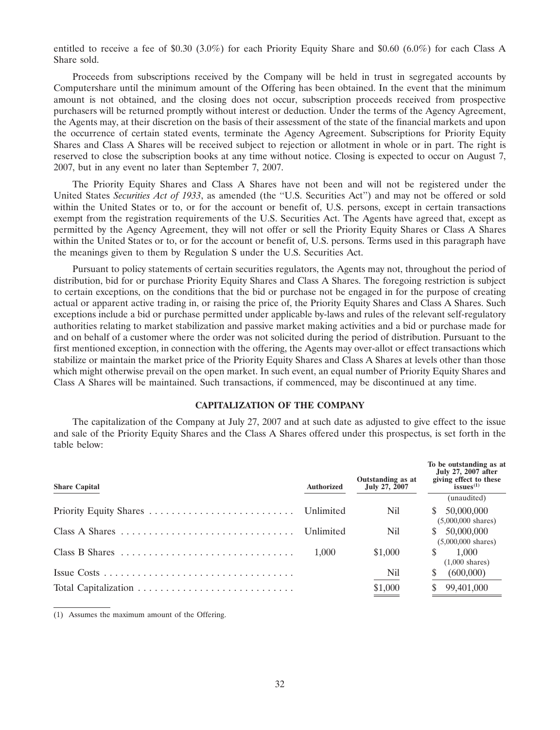entitled to receive a fee of $0.30 (3.0%) for each Priority Equity Share and $0.60 (6.0%) for each Class A Share sold.

Proceeds from subscriptions received by the Company will be held in trust in segregated accounts by Computershare until the minimum amount of the Offering has been obtained. In the event that the minimum amount is not obtained, and the closing does not occur, subscription proceeds received from prospective purchasers will be returned promptly without interest or deduction. Under the terms of the Agency Agreement, the Agents may, at their discretion on the basis of their assessment of the state of the financial markets and upon the occurrence of certain stated events, terminate the Agency Agreement. Subscriptions for Priority Equity Shares and Class A Shares will be received subject to rejection or allotment in whole or in part. The right is reserved to close the subscription books at any time without notice. Closing is expected to occur on August 7, 2007, but in any event no later than September 7, 2007.

The Priority Equity Shares and Class A Shares have not been and will not be registered under the United States *Securities Act of 1933*, as amended (the "U.S. Securities Act") and may not be offered or sold within the United States or to, or for the account or benefit of, U.S. persons, except in certain transactions exempt from the registration requirements of the U.S. Securities Act. The Agents have agreed that, except as permitted by the Agency Agreement, they will not offer or sell the Priority Equity Shares or Class A Shares within the United States or to, or for the account or benefit of, U.S. persons. Terms used in this paragraph have the meanings given to them by Regulation S under the U.S. Securities Act.

Pursuant to policy statements of certain securities regulators, the Agents may not, throughout the period of distribution, bid for or purchase Priority Equity Shares and Class A Shares. The foregoing restriction is subject to certain exceptions, on the conditions that the bid or purchase not be engaged in for the purpose of creating actual or apparent active trading in, or raising the price of, the Priority Equity Shares and Class A Shares. Such exceptions include a bid or purchase permitted under applicable by-laws and rules of the relevant self-regulatory authorities relating to market stabilization and passive market making activities and a bid or purchase made for and on behalf of a customer where the order was not solicited during the period of distribution. Pursuant to the first mentioned exception, in connection with the offering, the Agents may over-allot or effect transactions which stabilize or maintain the market price of the Priority Equity Shares and Class A Shares at levels other than those which might otherwise prevail on the open market. In such event, an equal number of Priority Equity Shares and Class A Shares will be maintained. Such transactions, if commenced, may be discontinued at any time.

## CAPITALIZATION OF THE COMPANY

The capitalization of the Company at July 27, 2007 and at such date as adjusted to give effect to the issue and sale of the Priority Equity Shares and the Class A Shares offered under this prospectus, is set forth in the table below:

| Share Capital | Authorized | Outstanding as at July 27, 2007 | To be outstanding as at July 27, 2007 after giving effect to these issues[(1)] (unaudited) |
|---|---|---|---|
| Priority Equity Shares | Unlimited | Nil | $ 50,000,000 (5,000,000 shares) |
| Class A Shares | Unlimited | Nil | $ 50,000,000 (5,000,000 shares) |
| Class B Shares | 1,000 | $1,000 | $ 1,000 (1,000 shares) |
| Issue Costs | | Nil | $ (600,000) |
| Total Capitalization | | $1,000 | $ 99,401,000 |

(1) Assumes the maximum amount of the Offering.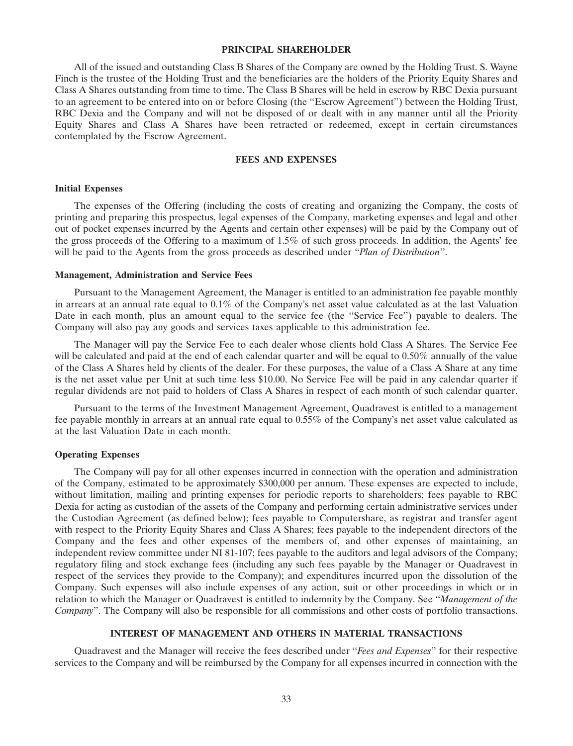## PRINCIPAL SHAREHOLDER

All of the issued and outstanding Class B Shares of the Company are owned by the Holding Trust. S. Wayne Finch is the trustee of the Holding Trust and the beneficiaries are the holders of the Priority Equity Shares and Class A Shares outstanding from time to time. The Class B Shares will be held in escrow by RBC Dexia pursuant to an agreement to be entered into on or before Closing (the "Escrow Agreement") between the Holding Trust, RBC Dexia and the Company and will not be disposed of or dealt with in any manner until all the Priority Equity Shares and Class A Shares have been retracted or redeemed, except in certain circumstances contemplated by the Escrow Agreement.

## FEES AND EXPENSES

### Initial Expenses

The expenses of the Offering (including the costs of creating and organizing the Company, the costs of printing and preparing this prospectus, legal expenses of the Company, marketing expenses and legal and other out of pocket expenses incurred by the Agents and certain other expenses) will be paid by the Company out of the gross proceeds of the Offering to a maximum of 1.5% of such gross proceeds. In addition, the Agents' fee will be paid to the Agents from the gross proceeds as described under "*Plan of Distribution*".

### Management, Administration and Service Fees

Pursuant to the Management Agreement, the Manager is entitled to an administration fee payable monthly in arrears at an annual rate equal to 0.1% of the Company's net asset value calculated as at the last Valuation Date in each month, plus an amount equal to the service fee (the "Service Fee") payable to dealers. The Company will also pay any goods and services taxes applicable to this administration fee.

The Manager will pay the Service Fee to each dealer whose clients hold Class A Shares. The Service Fee will be calculated and paid at the end of each calendar quarter and will be equal to 0.50% annually of the value of the Class A Shares held by clients of the dealer. For these purposes, the value of a Class A Share at any time is the net asset value per Unit at such time less $10.00. No Service Fee will be paid in any calendar quarter if regular dividends are not paid to holders of Class A Shares in respect of each month of such calendar quarter.

Pursuant to the terms of the Investment Management Agreement, Quadravest is entitled to a management fee payable monthly in arrears at an annual rate equal to 0.55% of the Company's net asset value calculated as at the last Valuation Date in each month.

### Operating Expenses

The Company will pay for all other expenses incurred in connection with the operation and administration of the Company, estimated to be approximately $300,000 per annum. These expenses are expected to include, without limitation, mailing and printing expenses for periodic reports to shareholders; fees payable to RBC Dexia for acting as custodian of the assets of the Company and performing certain administrative services under the Custodian Agreement (as defined below); fees payable to Computershare, as registrar and transfer agent with respect to the Priority Equity Shares and Class A Shares; fees payable to the independent directors of the Company and the fees and other expenses of the members of, and other expenses of maintaining, an independent review committee under NI 81-107; fees payable to the auditors and legal advisors of the Company; regulatory filing and stock exchange fees (including any such fees payable by the Manager or Quadravest in respect of the services they provide to the Company); and expenditures incurred upon the dissolution of the Company. Such expenses will also include expenses of any action, suit or other proceedings in which or in relation to which the Manager or Quadravest is entitled to indemnity by the Company. See "*Management of the Company*". The Company will also be responsible for all commissions and other costs of portfolio transactions.

## INTEREST OF MANAGEMENT AND OTHERS IN MATERIAL TRANSACTIONS

Quadravest and the Manager will receive the fees described under "*Fees and Expenses*" for their respective services to the Company and will be reimbursed by the Company for all expenses incurred in connection with the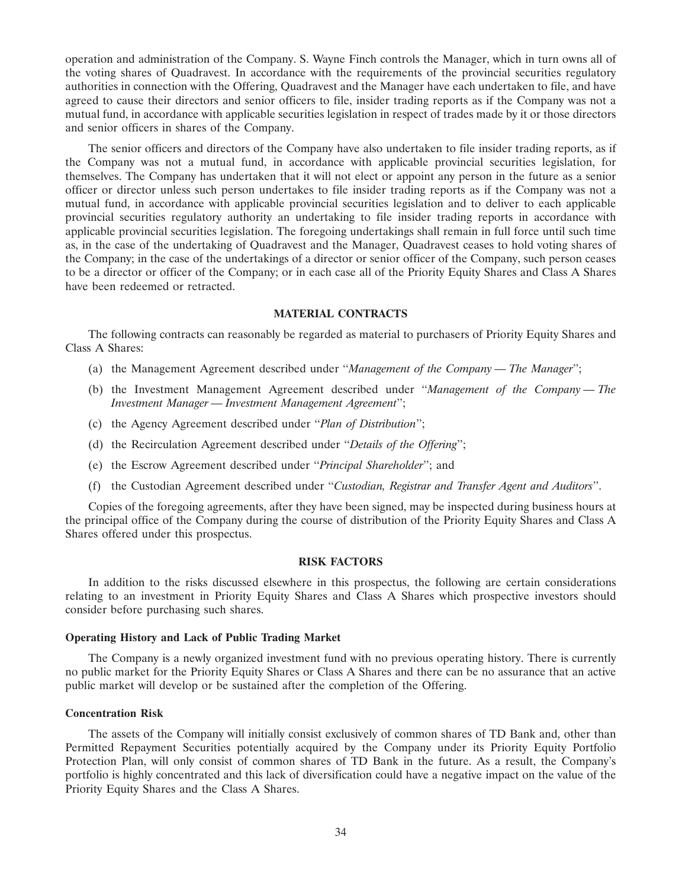operation and administration of the Company. S. Wayne Finch controls the Manager, which in turn owns all of the voting shares of Quadravest. In accordance with the requirements of the provincial securities regulatory authorities in connection with the Offering, Quadravest and the Manager have each undertaken to file, and have agreed to cause their directors and senior officers to file, insider trading reports as if the Company was not a mutual fund, in accordance with applicable securities legislation in respect of trades made by it or those directors and senior officers in shares of the Company.

The senior officers and directors of the Company have also undertaken to file insider trading reports, as if the Company was not a mutual fund, in accordance with applicable provincial securities legislation, for themselves. The Company has undertaken that it will not elect or appoint any person in the future as a senior officer or director unless such person undertakes to file insider trading reports as if the Company was not a mutual fund, in accordance with applicable provincial securities legislation and to deliver to each applicable provincial securities regulatory authority an undertaking to file insider trading reports in accordance with applicable provincial securities legislation. The foregoing undertakings shall remain in full force until such time as, in the case of the undertaking of Quadravest and the Manager, Quadravest ceases to hold voting shares of the Company; in the case of the undertakings of a director or senior officer of the Company, such person ceases to be a director or officer of the Company; or in each case all of the Priority Equity Shares and Class A Shares have been redeemed or retracted.

## MATERIAL CONTRACTS

The following contracts can reasonably be regarded as material to purchasers of Priority Equity Shares and Class A Shares:

(a) the Management Agreement described under "*Management of the Company — The Manager*";

(b) the Investment Management Agreement described under "*Management of the Company — The Investment Manager — Investment Management Agreement*";

(c) the Agency Agreement described under "*Plan of Distribution*";

(d) the Recirculation Agreement described under "*Details of the Offering*";

(e) the Escrow Agreement described under "*Principal Shareholder*"; and

(f) the Custodian Agreement described under "*Custodian, Registrar and Transfer Agent and Auditors*".

Copies of the foregoing agreements, after they have been signed, may be inspected during business hours at the principal office of the Company during the course of distribution of the Priority Equity Shares and Class A Shares offered under this prospectus.

## RISK FACTORS

In addition to the risks discussed elsewhere in this prospectus, the following are certain considerations relating to an investment in Priority Equity Shares and Class A Shares which prospective investors should consider before purchasing such shares.

### Operating History and Lack of Public Trading Market

The Company is a newly organized investment fund with no previous operating history. There is currently no public market for the Priority Equity Shares or Class A Shares and there can be no assurance that an active public market will develop or be sustained after the completion of the Offering.

### Concentration Risk

The assets of the Company will initially consist exclusively of common shares of TD Bank and, other than Permitted Repayment Securities potentially acquired by the Company under its Priority Equity Portfolio Protection Plan, will only consist of common shares of TD Bank in the future. As a result, the Company's portfolio is highly concentrated and this lack of diversification could have a negative impact on the value of the Priority Equity Shares and the Class A Shares.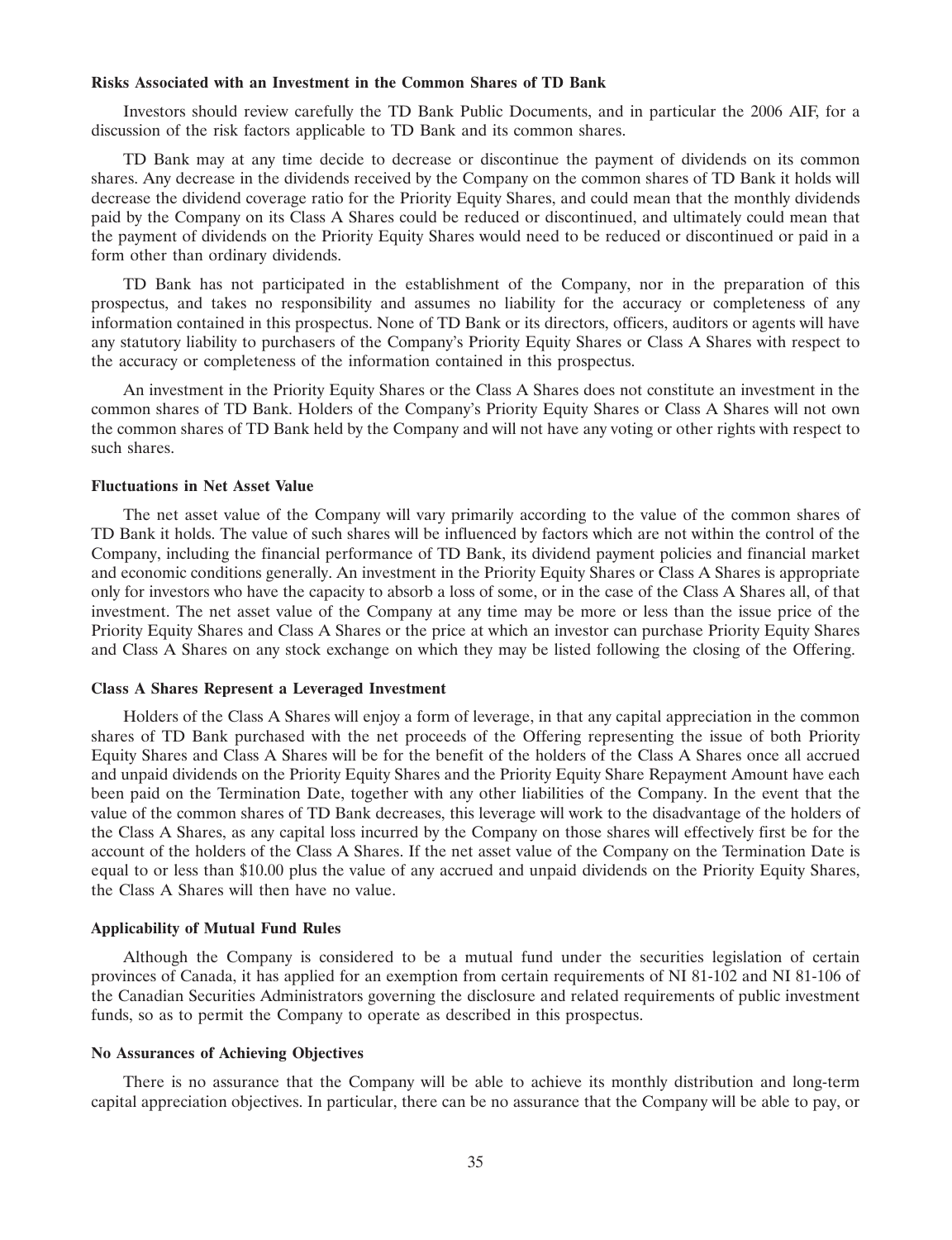**Risks Associated with an Investment in the Common Shares of TD Bank**

Investors should review carefully the TD Bank Public Documents, and in particular the 2006 AIF, for a discussion of the risk factors applicable to TD Bank and its common shares.

TD Bank may at any time decide to decrease or discontinue the payment of dividends on its common shares. Any decrease in the dividends received by the Company on the common shares of TD Bank it holds will decrease the dividend coverage ratio for the Priority Equity Shares, and could mean that the monthly dividends paid by the Company on its Class A Shares could be reduced or discontinued, and ultimately could mean that the payment of dividends on the Priority Equity Shares would need to be reduced or discontinued or paid in a form other than ordinary dividends.

TD Bank has not participated in the establishment of the Company, nor in the preparation of this prospectus, and takes no responsibility and assumes no liability for the accuracy or completeness of any information contained in this prospectus. None of TD Bank or its directors, officers, auditors or agents will have any statutory liability to purchasers of the Company's Priority Equity Shares or Class A Shares with respect to the accuracy or completeness of the information contained in this prospectus.

An investment in the Priority Equity Shares or the Class A Shares does not constitute an investment in the common shares of TD Bank. Holders of the Company's Priority Equity Shares or Class A Shares will not own the common shares of TD Bank held by the Company and will not have any voting or other rights with respect to such shares.

**Fluctuations in Net Asset Value**

The net asset value of the Company will vary primarily according to the value of the common shares of TD Bank it holds. The value of such shares will be influenced by factors which are not within the control of the Company, including the financial performance of TD Bank, its dividend payment policies and financial market and economic conditions generally. An investment in the Priority Equity Shares or Class A Shares is appropriate only for investors who have the capacity to absorb a loss of some, or in the case of the Class A Shares all, of that investment. The net asset value of the Company at any time may be more or less than the issue price of the Priority Equity Shares and Class A Shares or the price at which an investor can purchase Priority Equity Shares and Class A Shares on any stock exchange on which they may be listed following the closing of the Offering.

**Class A Shares Represent a Leveraged Investment**

Holders of the Class A Shares will enjoy a form of leverage, in that any capital appreciation in the common shares of TD Bank purchased with the net proceeds of the Offering representing the issue of both Priority Equity Shares and Class A Shares will be for the benefit of the holders of the Class A Shares once all accrued and unpaid dividends on the Priority Equity Shares and the Priority Equity Share Repayment Amount have each been paid on the Termination Date, together with any other liabilities of the Company. In the event that the value of the common shares of TD Bank decreases, this leverage will work to the disadvantage of the holders of the Class A Shares, as any capital loss incurred by the Company on those shares will effectively first be for the account of the holders of the Class A Shares. If the net asset value of the Company on the Termination Date is equal to or less than $10.00 plus the value of any accrued and unpaid dividends on the Priority Equity Shares, the Class A Shares will then have no value.

**Applicability of Mutual Fund Rules**

Although the Company is considered to be a mutual fund under the securities legislation of certain provinces of Canada, it has applied for an exemption from certain requirements of NI 81-102 and NI 81-106 of the Canadian Securities Administrators governing the disclosure and related requirements of public investment funds, so as to permit the Company to operate as described in this prospectus.

**No Assurances of Achieving Objectives**

There is no assurance that the Company will be able to achieve its monthly distribution and long-term capital appreciation objectives. In particular, there can be no assurance that the Company will be able to pay, or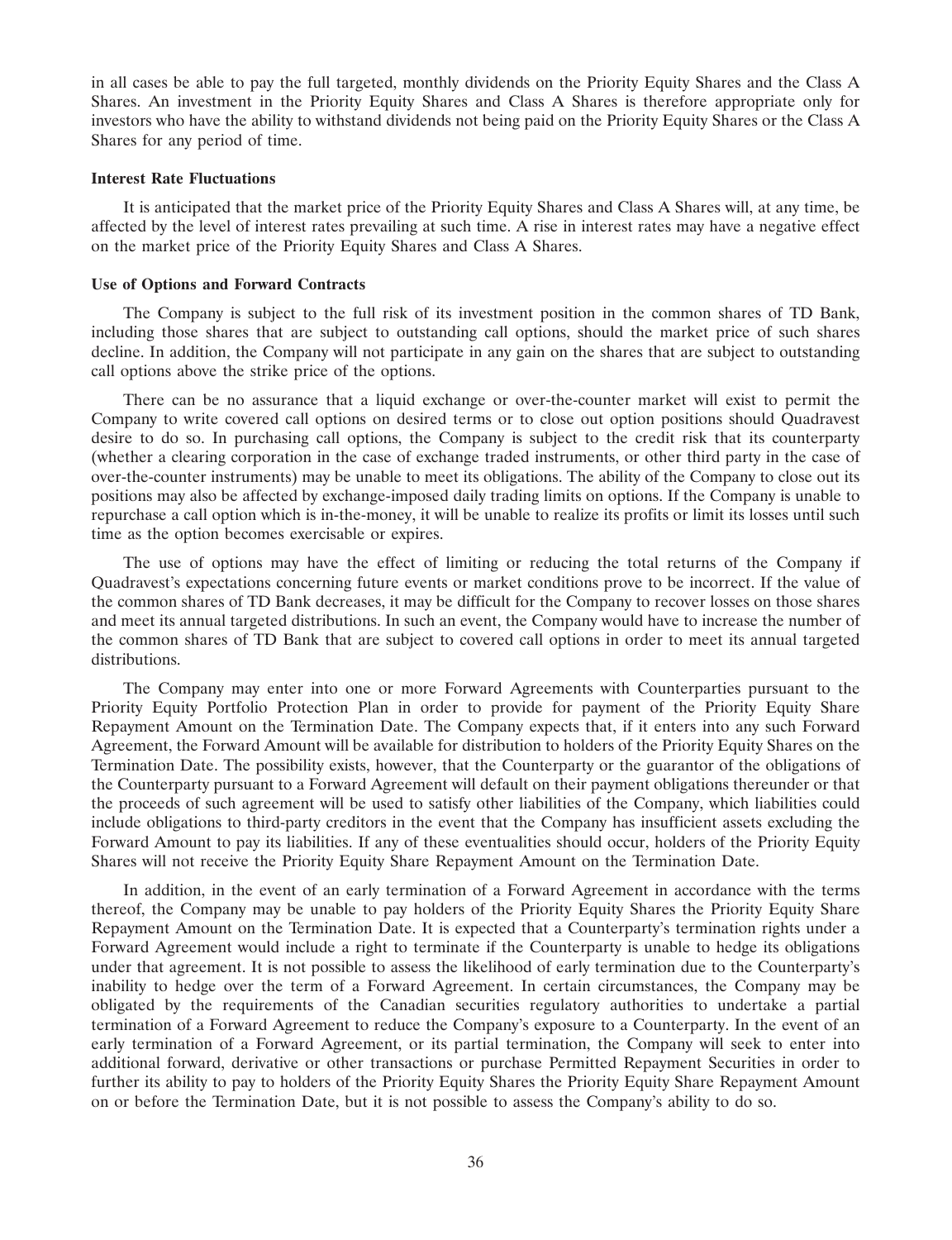in all cases be able to pay the full targeted, monthly dividends on the Priority Equity Shares and the Class A Shares. An investment in the Priority Equity Shares and Class A Shares is therefore appropriate only for investors who have the ability to withstand dividends not being paid on the Priority Equity Shares or the Class A Shares for any period of time.

**Interest Rate Fluctuations**

It is anticipated that the market price of the Priority Equity Shares and Class A Shares will, at any time, be affected by the level of interest rates prevailing at such time. A rise in interest rates may have a negative effect on the market price of the Priority Equity Shares and Class A Shares.

**Use of Options and Forward Contracts**

The Company is subject to the full risk of its investment position in the common shares of TD Bank, including those shares that are subject to outstanding call options, should the market price of such shares decline. In addition, the Company will not participate in any gain on the shares that are subject to outstanding call options above the strike price of the options.

There can be no assurance that a liquid exchange or over-the-counter market will exist to permit the Company to write covered call options on desired terms or to close out option positions should Quadravest desire to do so. In purchasing call options, the Company is subject to the credit risk that its counterparty (whether a clearing corporation in the case of exchange traded instruments, or other third party in the case of over-the-counter instruments) may be unable to meet its obligations. The ability of the Company to close out its positions may also be affected by exchange-imposed daily trading limits on options. If the Company is unable to repurchase a call option which is in-the-money, it will be unable to realize its profits or limit its losses until such time as the option becomes exercisable or expires.

The use of options may have the effect of limiting or reducing the total returns of the Company if Quadravest's expectations concerning future events or market conditions prove to be incorrect. If the value of the common shares of TD Bank decreases, it may be difficult for the Company to recover losses on those shares and meet its annual targeted distributions. In such an event, the Company would have to increase the number of the common shares of TD Bank that are subject to covered call options in order to meet its annual targeted distributions.

The Company may enter into one or more Forward Agreements with Counterparties pursuant to the Priority Equity Portfolio Protection Plan in order to provide for payment of the Priority Equity Share Repayment Amount on the Termination Date. The Company expects that, if it enters into any such Forward Agreement, the Forward Amount will be available for distribution to holders of the Priority Equity Shares on the Termination Date. The possibility exists, however, that the Counterparty or the guarantor of the obligations of the Counterparty pursuant to a Forward Agreement will default on their payment obligations thereunder or that the proceeds of such agreement will be used to satisfy other liabilities of the Company, which liabilities could include obligations to third-party creditors in the event that the Company has insufficient assets excluding the Forward Amount to pay its liabilities. If any of these eventualities should occur, holders of the Priority Equity Shares will not receive the Priority Equity Share Repayment Amount on the Termination Date.

In addition, in the event of an early termination of a Forward Agreement in accordance with the terms thereof, the Company may be unable to pay holders of the Priority Equity Shares the Priority Equity Share Repayment Amount on the Termination Date. It is expected that a Counterparty's termination rights under a Forward Agreement would include a right to terminate if the Counterparty is unable to hedge its obligations under that agreement. It is not possible to assess the likelihood of early termination due to the Counterparty's inability to hedge over the term of a Forward Agreement. In certain circumstances, the Company may be obligated by the requirements of the Canadian securities regulatory authorities to undertake a partial termination of a Forward Agreement to reduce the Company's exposure to a Counterparty. In the event of an early termination of a Forward Agreement, or its partial termination, the Company will seek to enter into additional forward, derivative or other transactions or purchase Permitted Repayment Securities in order to further its ability to pay to holders of the Priority Equity Shares the Priority Equity Share Repayment Amount on or before the Termination Date, but it is not possible to assess the Company's ability to do so.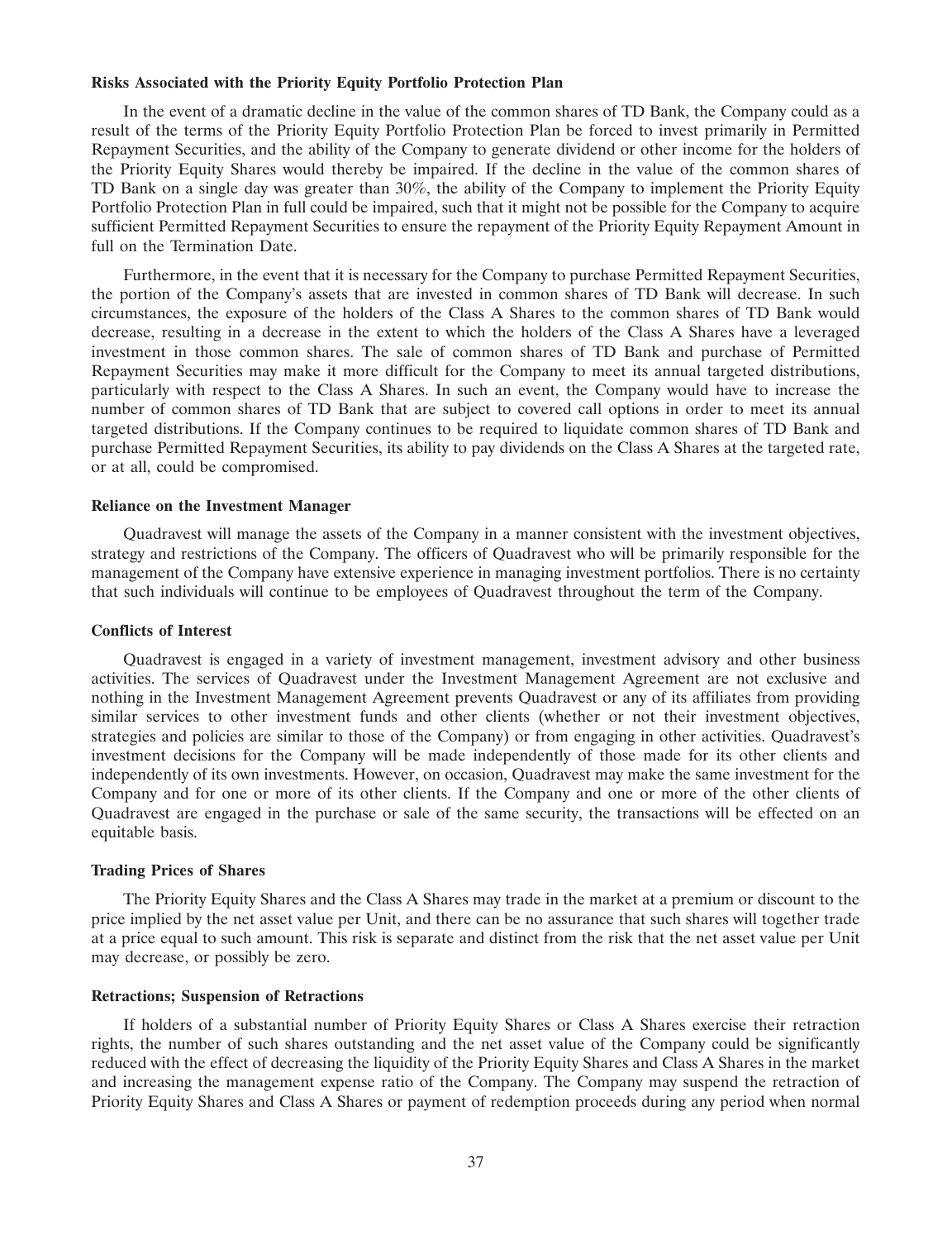**Risks Associated with the Priority Equity Portfolio Protection Plan**

In the event of a dramatic decline in the value of the common shares of TD Bank, the Company could as a result of the terms of the Priority Equity Portfolio Protection Plan be forced to invest primarily in Permitted Repayment Securities, and the ability of the Company to generate dividend or other income for the holders of the Priority Equity Shares would thereby be impaired. If the decline in the value of the common shares of TD Bank on a single day was greater than 30%, the ability of the Company to implement the Priority Equity Portfolio Protection Plan in full could be impaired, such that it might not be possible for the Company to acquire sufficient Permitted Repayment Securities to ensure the repayment of the Priority Equity Repayment Amount in full on the Termination Date.

Furthermore, in the event that it is necessary for the Company to purchase Permitted Repayment Securities, the portion of the Company's assets that are invested in common shares of TD Bank will decrease. In such circumstances, the exposure of the holders of the Class A Shares to the common shares of TD Bank would decrease, resulting in a decrease in the extent to which the holders of the Class A Shares have a leveraged investment in those common shares. The sale of common shares of TD Bank and purchase of Permitted Repayment Securities may make it more difficult for the Company to meet its annual targeted distributions, particularly with respect to the Class A Shares. In such an event, the Company would have to increase the number of common shares of TD Bank that are subject to covered call options in order to meet its annual targeted distributions. If the Company continues to be required to liquidate common shares of TD Bank and purchase Permitted Repayment Securities, its ability to pay dividends on the Class A Shares at the targeted rate, or at all, could be compromised.

**Reliance on the Investment Manager**

Quadravest will manage the assets of the Company in a manner consistent with the investment objectives, strategy and restrictions of the Company. The officers of Quadravest who will be primarily responsible for the management of the Company have extensive experience in managing investment portfolios. There is no certainty that such individuals will continue to be employees of Quadravest throughout the term of the Company.

**Conflicts of Interest**

Quadravest is engaged in a variety of investment management, investment advisory and other business activities. The services of Quadravest under the Investment Management Agreement are not exclusive and nothing in the Investment Management Agreement prevents Quadravest or any of its affiliates from providing similar services to other investment funds and other clients (whether or not their investment objectives, strategies and policies are similar to those of the Company) or from engaging in other activities. Quadravest's investment decisions for the Company will be made independently of those made for its other clients and independently of its own investments. However, on occasion, Quadravest may make the same investment for the Company and for one or more of its other clients. If the Company and one or more of the other clients of Quadravest are engaged in the purchase or sale of the same security, the transactions will be effected on an equitable basis.

**Trading Prices of Shares**

The Priority Equity Shares and the Class A Shares may trade in the market at a premium or discount to the price implied by the net asset value per Unit, and there can be no assurance that such shares will together trade at a price equal to such amount. This risk is separate and distinct from the risk that the net asset value per Unit may decrease, or possibly be zero.

**Retractions; Suspension of Retractions**

If holders of a substantial number of Priority Equity Shares or Class A Shares exercise their retraction rights, the number of such shares outstanding and the net asset value of the Company could be significantly reduced with the effect of decreasing the liquidity of the Priority Equity Shares and Class A Shares in the market and increasing the management expense ratio of the Company. The Company may suspend the retraction of Priority Equity Shares and Class A Shares or payment of redemption proceeds during any period when normal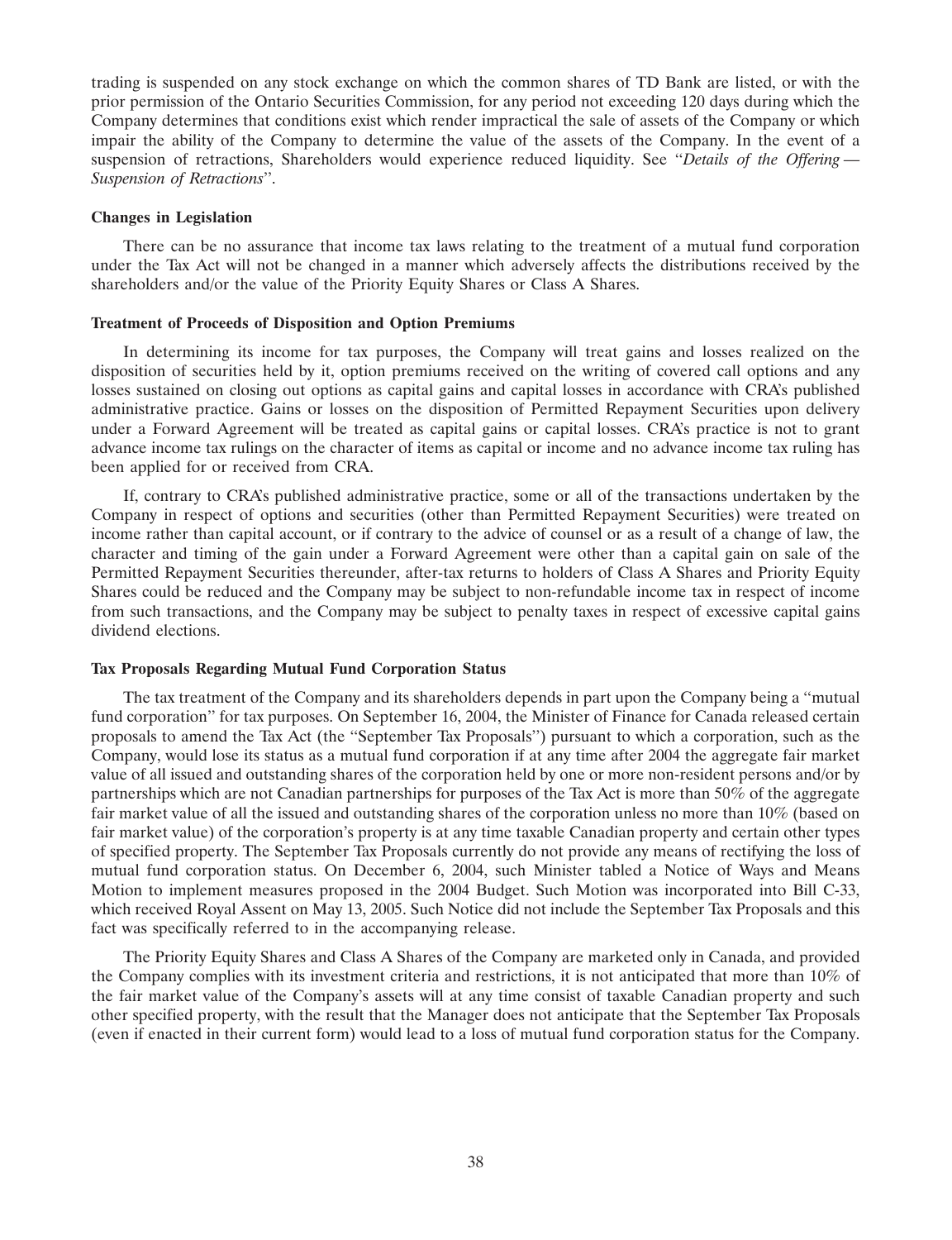trading is suspended on any stock exchange on which the common shares of TD Bank are listed, or with the prior permission of the Ontario Securities Commission, for any period not exceeding 120 days during which the Company determines that conditions exist which render impractical the sale of assets of the Company or which impair the ability of the Company to determine the value of the assets of the Company. In the event of a suspension of retractions, Shareholders would experience reduced liquidity. See "*Details of the Offering — Suspension of Retractions*".

**Changes in Legislation**

There can be no assurance that income tax laws relating to the treatment of a mutual fund corporation under the Tax Act will not be changed in a manner which adversely affects the distributions received by the shareholders and/or the value of the Priority Equity Shares or Class A Shares.

**Treatment of Proceeds of Disposition and Option Premiums**

In determining its income for tax purposes, the Company will treat gains and losses realized on the disposition of securities held by it, option premiums received on the writing of covered call options and any losses sustained on closing out options as capital gains and capital losses in accordance with CRA's published administrative practice. Gains or losses on the disposition of Permitted Repayment Securities upon delivery under a Forward Agreement will be treated as capital gains or capital losses. CRA's practice is not to grant advance income tax rulings on the character of items as capital or income and no advance income tax ruling has been applied for or received from CRA.

If, contrary to CRA's published administrative practice, some or all of the transactions undertaken by the Company in respect of options and securities (other than Permitted Repayment Securities) were treated on income rather than capital account, or if contrary to the advice of counsel or as a result of a change of law, the character and timing of the gain under a Forward Agreement were other than a capital gain on sale of the Permitted Repayment Securities thereunder, after-tax returns to holders of Class A Shares and Priority Equity Shares could be reduced and the Company may be subject to non-refundable income tax in respect of income from such transactions, and the Company may be subject to penalty taxes in respect of excessive capital gains dividend elections.

**Tax Proposals Regarding Mutual Fund Corporation Status**

The tax treatment of the Company and its shareholders depends in part upon the Company being a "mutual fund corporation" for tax purposes. On September 16, 2004, the Minister of Finance for Canada released certain proposals to amend the Tax Act (the "September Tax Proposals") pursuant to which a corporation, such as the Company, would lose its status as a mutual fund corporation if at any time after 2004 the aggregate fair market value of all issued and outstanding shares of the corporation held by one or more non-resident persons and/or by partnerships which are not Canadian partnerships for purposes of the Tax Act is more than 50% of the aggregate fair market value of all the issued and outstanding shares of the corporation unless no more than 10% (based on fair market value) of the corporation's property is at any time taxable Canadian property and certain other types of specified property. The September Tax Proposals currently do not provide any means of rectifying the loss of mutual fund corporation status. On December 6, 2004, such Minister tabled a Notice of Ways and Means Motion to implement measures proposed in the 2004 Budget. Such Motion was incorporated into Bill C-33, which received Royal Assent on May 13, 2005. Such Notice did not include the September Tax Proposals and this fact was specifically referred to in the accompanying release.

The Priority Equity Shares and Class A Shares of the Company are marketed only in Canada, and provided the Company complies with its investment criteria and restrictions, it is not anticipated that more than 10% of the fair market value of the Company's assets will at any time consist of taxable Canadian property and such other specified property, with the result that the Manager does not anticipate that the September Tax Proposals (even if enacted in their current form) would lead to a loss of mutual fund corporation status for the Company.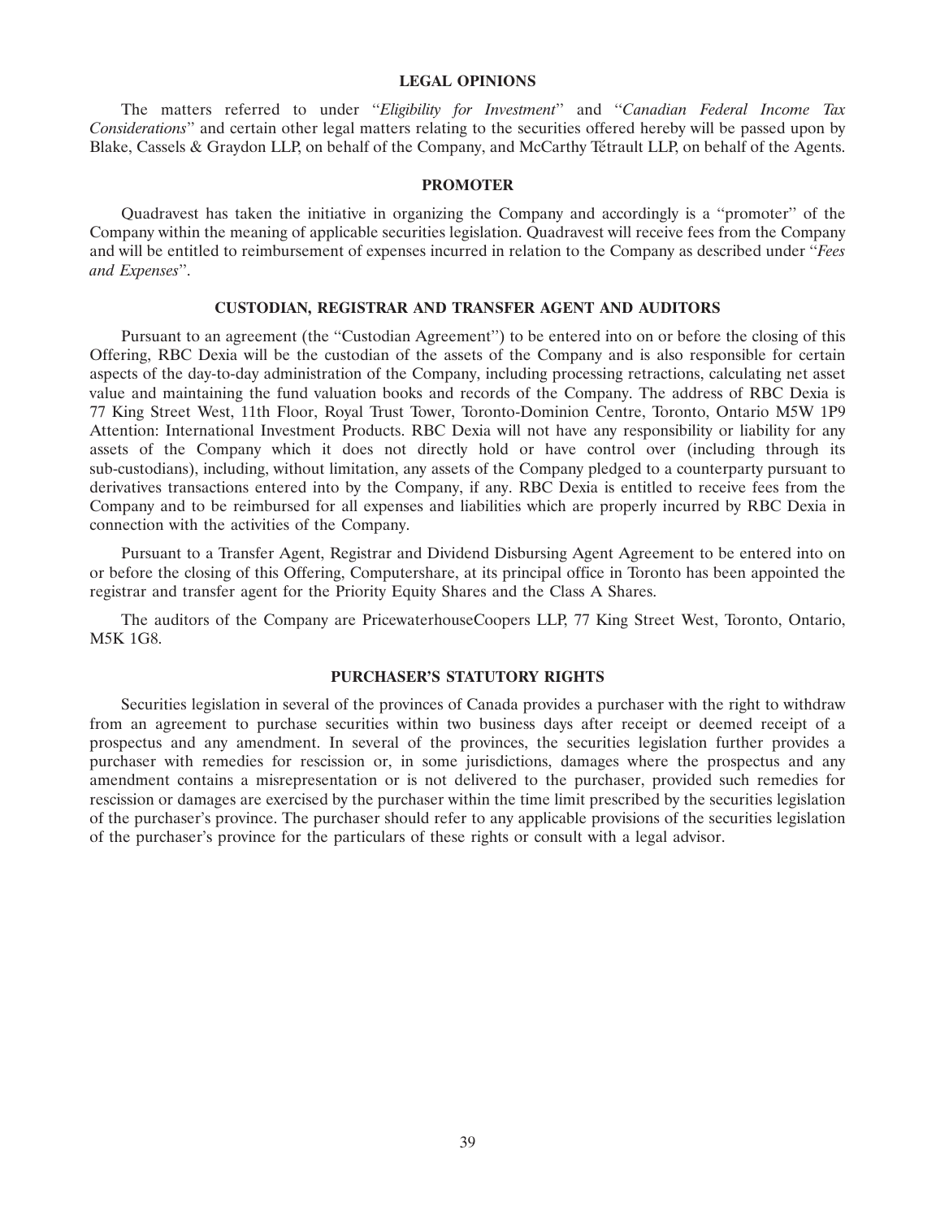## LEGAL OPINIONS

The matters referred to under "*Eligibility for Investment*" and "*Canadian Federal Income Tax Considerations*" and certain other legal matters relating to the securities offered hereby will be passed upon by Blake, Cassels & Graydon LLP, on behalf of the Company, and McCarthy Tétrault LLP, on behalf of the Agents.

## PROMOTER

Quadravest has taken the initiative in organizing the Company and accordingly is a "promoter" of the Company within the meaning of applicable securities legislation. Quadravest will receive fees from the Company and will be entitled to reimbursement of expenses incurred in relation to the Company as described under "*Fees and Expenses*".

## CUSTODIAN, REGISTRAR AND TRANSFER AGENT AND AUDITORS

Pursuant to an agreement (the "Custodian Agreement") to be entered into on or before the closing of this Offering, RBC Dexia will be the custodian of the assets of the Company and is also responsible for certain aspects of the day-to-day administration of the Company, including processing retractions, calculating net asset value and maintaining the fund valuation books and records of the Company. The address of RBC Dexia is 77 King Street West, 11th Floor, Royal Trust Tower, Toronto-Dominion Centre, Toronto, Ontario M5W 1P9 Attention: International Investment Products. RBC Dexia will not have any responsibility or liability for any assets of the Company which it does not directly hold or have control over (including through its sub-custodians), including, without limitation, any assets of the Company pledged to a counterparty pursuant to derivatives transactions entered into by the Company, if any. RBC Dexia is entitled to receive fees from the Company and to be reimbursed for all expenses and liabilities which are properly incurred by RBC Dexia in connection with the activities of the Company.

Pursuant to a Transfer Agent, Registrar and Dividend Disbursing Agent Agreement to be entered into on or before the closing of this Offering, Computershare, at its principal office in Toronto has been appointed the registrar and transfer agent for the Priority Equity Shares and the Class A Shares.

The auditors of the Company are PricewaterhouseCoopers LLP, 77 King Street West, Toronto, Ontario, M5K 1G8.

## PURCHASER'S STATUTORY RIGHTS

Securities legislation in several of the provinces of Canada provides a purchaser with the right to withdraw from an agreement to purchase securities within two business days after receipt or deemed receipt of a prospectus and any amendment. In several of the provinces, the securities legislation further provides a purchaser with remedies for rescission or, in some jurisdictions, damages where the prospectus and any amendment contains a misrepresentation or is not delivered to the purchaser, provided such remedies for rescission or damages are exercised by the purchaser within the time limit prescribed by the securities legislation of the purchaser's province. The purchaser should refer to any applicable provisions of the securities legislation of the purchaser's province for the particulars of these rights or consult with a legal advisor.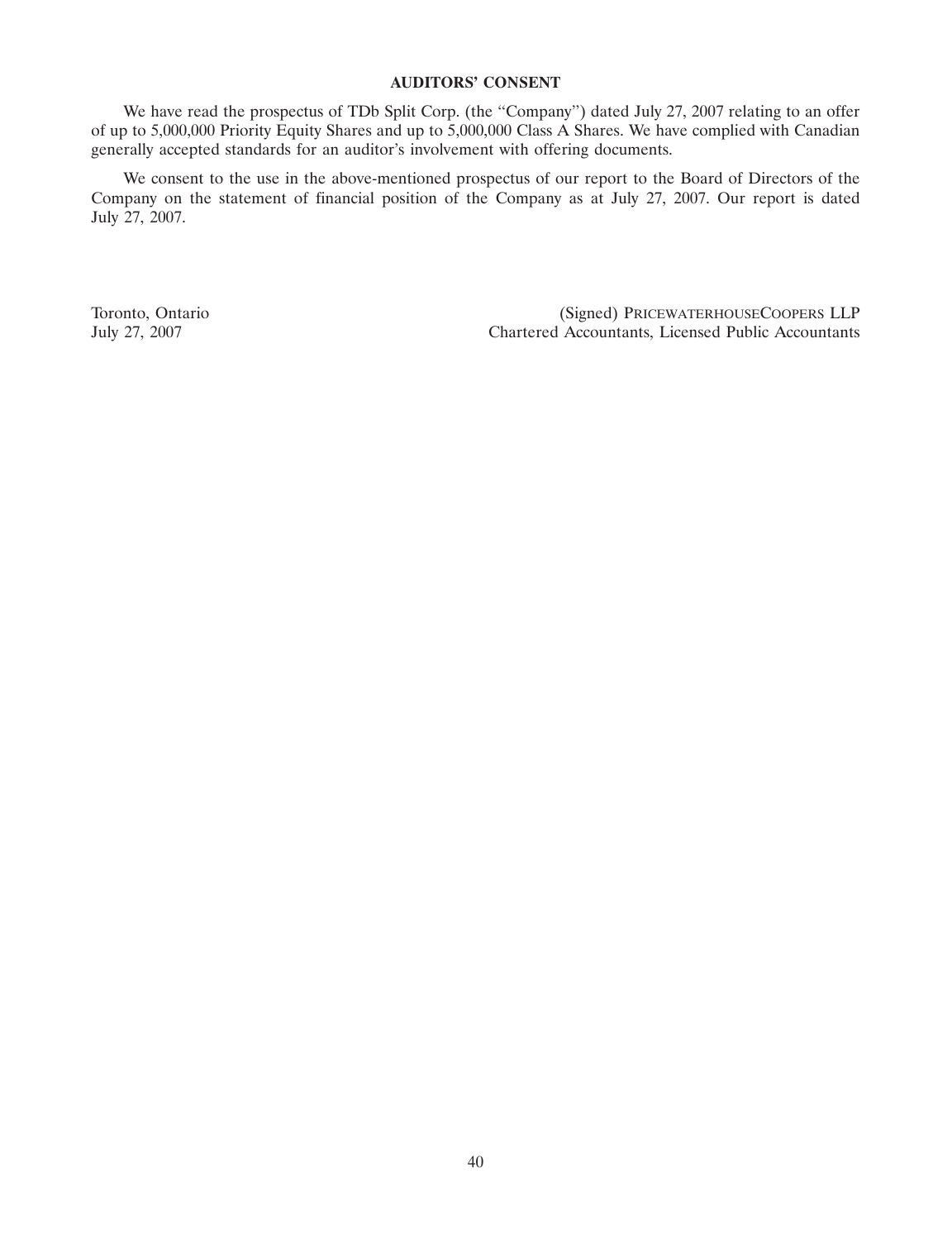## AUDITORS' CONSENT

We have read the prospectus of TDb Split Corp. (the "Company") dated July 27, 2007 relating to an offer of up to 5,000,000 Priority Equity Shares and up to 5,000,000 Class A Shares. We have complied with Canadian generally accepted standards for an auditor's involvement with offering documents.

We consent to the use in the above-mentioned prospectus of our report to the Board of Directors of the Company on the statement of financial position of the Company as at July 27, 2007. Our report is dated July 27, 2007.

Toronto, Ontario
July 27, 2007

(Signed) PRICEWATERHOUSECOOPERS LLP
Chartered Accountants, Licensed Public Accountants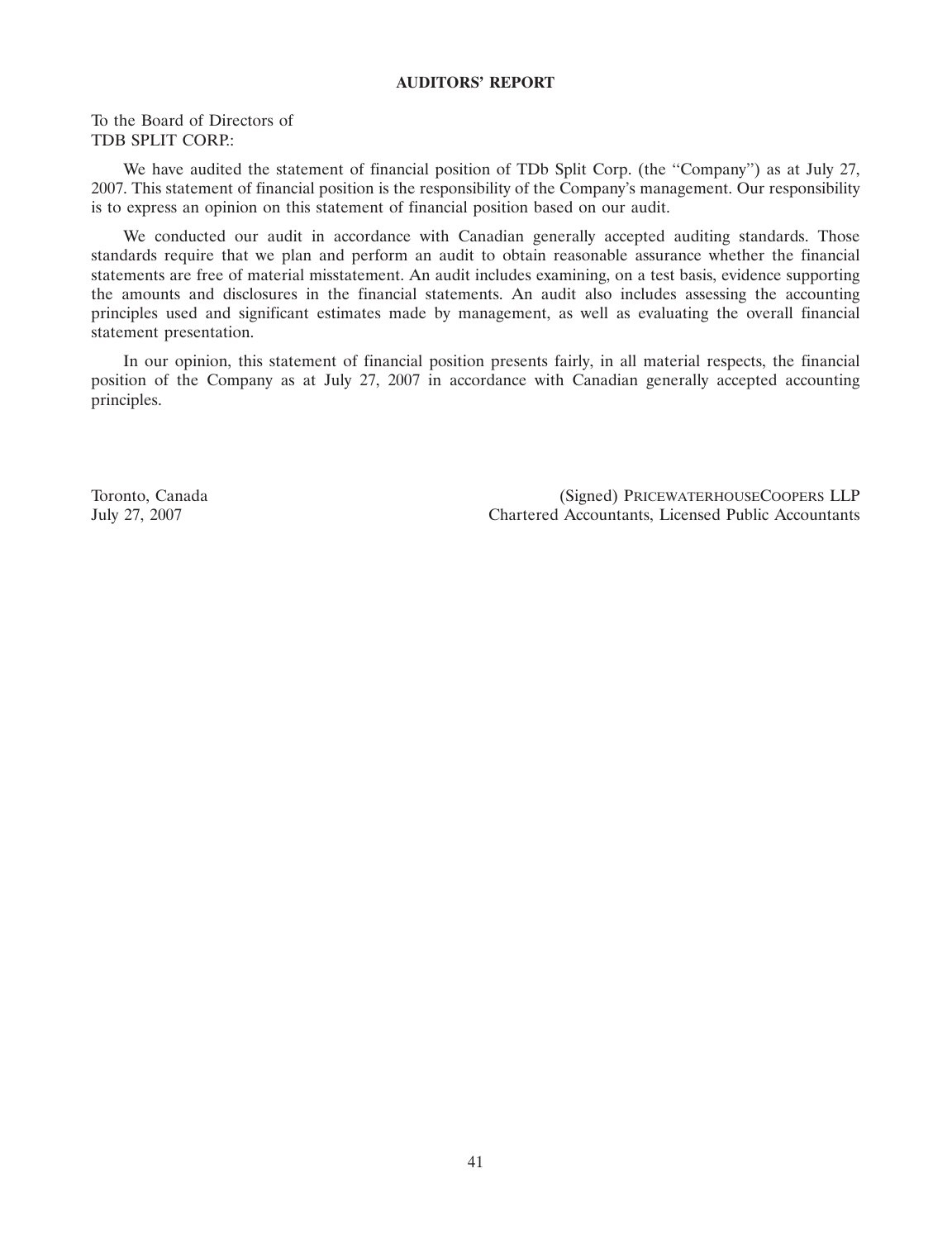## AUDITORS' REPORT

To the Board of Directors of
TDB SPLIT CORP.:

We have audited the statement of financial position of TDb Split Corp. (the "Company") as at July 27, 2007. This statement of financial position is the responsibility of the Company's management. Our responsibility is to express an opinion on this statement of financial position based on our audit.

We conducted our audit in accordance with Canadian generally accepted auditing standards. Those standards require that we plan and perform an audit to obtain reasonable assurance whether the financial statements are free of material misstatement. An audit includes examining, on a test basis, evidence supporting the amounts and disclosures in the financial statements. An audit also includes assessing the accounting principles used and significant estimates made by management, as well as evaluating the overall financial statement presentation.

In our opinion, this statement of financial position presents fairly, in all material respects, the financial position of the Company as at July 27, 2007 in accordance with Canadian generally accepted accounting principles.

Toronto, Canada
July 27, 2007

(Signed) PRICEWATERHOUSECOOPERS LLP
Chartered Accountants, Licensed Public Accountants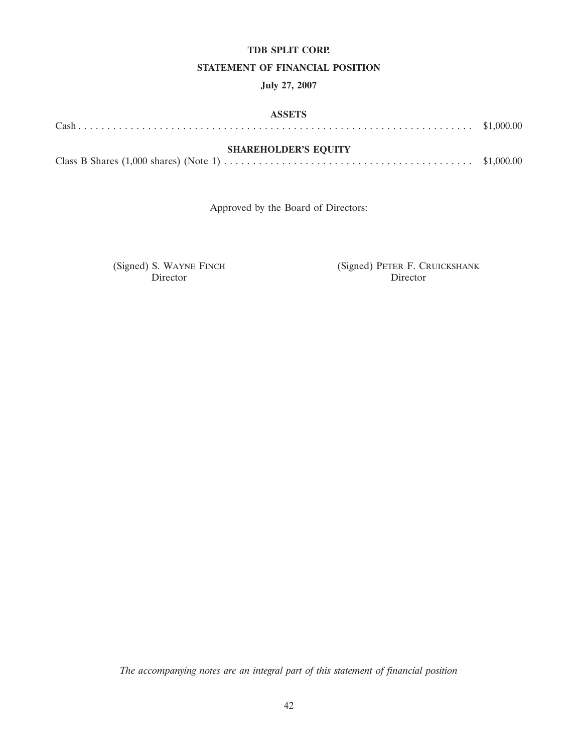**TDB SPLIT CORP.**

**STATEMENT OF FINANCIAL POSITION**

**July 27, 2007**

**ASSETS**

| | |
|---|---|
| Cash | $1,000.00 |

**SHAREHOLDER'S EQUITY**

| | |
|---|---|
| Class B Shares (1,000 shares) (Note 1) | $1,000.00 |

Approved by the Board of Directors:

(Signed) S. WAYNE FINCH
Director

(Signed) PETER F. CRUICKSHANK
Director

*The accompanying notes are an integral part of this statement of financial position*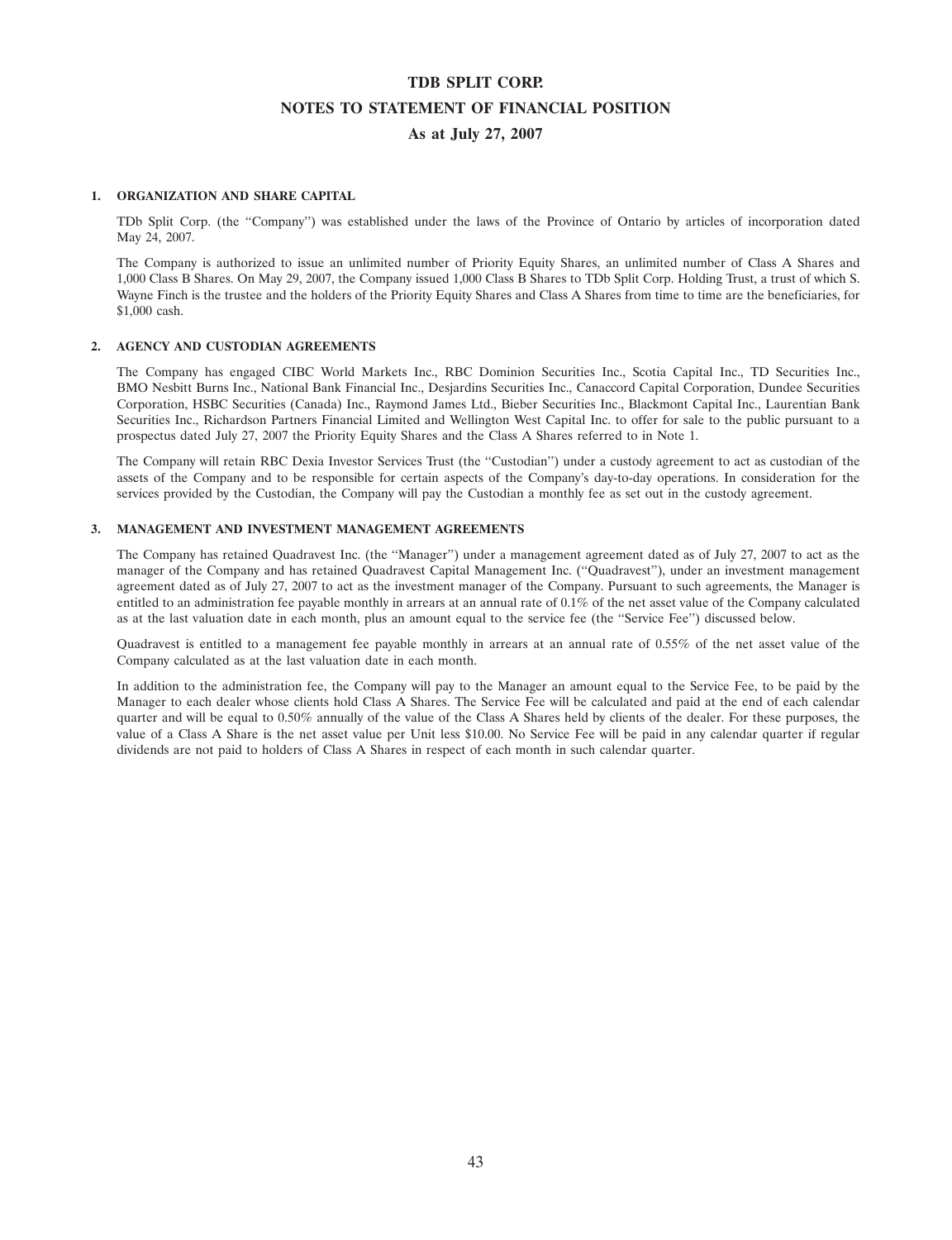# TDB SPLIT CORP.

## NOTES TO STATEMENT OF FINANCIAL POSITION

### As at July 27, 2007

**1. ORGANIZATION AND SHARE CAPITAL**

TDb Split Corp. (the "Company") was established under the laws of the Province of Ontario by articles of incorporation dated May 24, 2007.

The Company is authorized to issue an unlimited number of Priority Equity Shares, an unlimited number of Class A Shares and 1,000 Class B Shares. On May 29, 2007, the Company issued 1,000 Class B Shares to TDb Split Corp. Holding Trust, a trust of which S. Wayne Finch is the trustee and the holders of the Priority Equity Shares and Class A Shares from time to time are the beneficiaries, for $1,000 cash.

**2. AGENCY AND CUSTODIAN AGREEMENTS**

The Company has engaged CIBC World Markets Inc., RBC Dominion Securities Inc., Scotia Capital Inc., TD Securities Inc., BMO Nesbitt Burns Inc., National Bank Financial Inc., Desjardins Securities Inc., Canaccord Capital Corporation, Dundee Securities Corporation, HSBC Securities (Canada) Inc., Raymond James Ltd., Bieber Securities Inc., Blackmont Capital Inc., Laurentian Bank Securities Inc., Richardson Partners Financial Limited and Wellington West Capital Inc. to offer for sale to the public pursuant to a prospectus dated July 27, 2007 the Priority Equity Shares and the Class A Shares referred to in Note 1.

The Company will retain RBC Dexia Investor Services Trust (the "Custodian") under a custody agreement to act as custodian of the assets of the Company and to be responsible for certain aspects of the Company's day-to-day operations. In consideration for the services provided by the Custodian, the Company will pay the Custodian a monthly fee as set out in the custody agreement.

**3. MANAGEMENT AND INVESTMENT MANAGEMENT AGREEMENTS**

The Company has retained Quadravest Inc. (the "Manager") under a management agreement dated as of July 27, 2007 to act as the manager of the Company and has retained Quadravest Capital Management Inc. ("Quadravest"), under an investment management agreement dated as of July 27, 2007 to act as the investment manager of the Company. Pursuant to such agreements, the Manager is entitled to an administration fee payable monthly in arrears at an annual rate of 0.1% of the net asset value of the Company calculated as at the last valuation date in each month, plus an amount equal to the service fee (the "Service Fee") discussed below.

Quadravest is entitled to a management fee payable monthly in arrears at an annual rate of 0.55% of the net asset value of the Company calculated as at the last valuation date in each month.

In addition to the administration fee, the Company will pay to the Manager an amount equal to the Service Fee, to be paid by the Manager to each dealer whose clients hold Class A Shares. The Service Fee will be calculated and paid at the end of each calendar quarter and will be equal to 0.50% annually of the value of the Class A Shares held by clients of the dealer. For these purposes, the value of a Class A Share is the net asset value per Unit less $10.00. No Service Fee will be paid in any calendar quarter if regular dividends are not paid to holders of Class A Shares in respect of each month in such calendar quarter.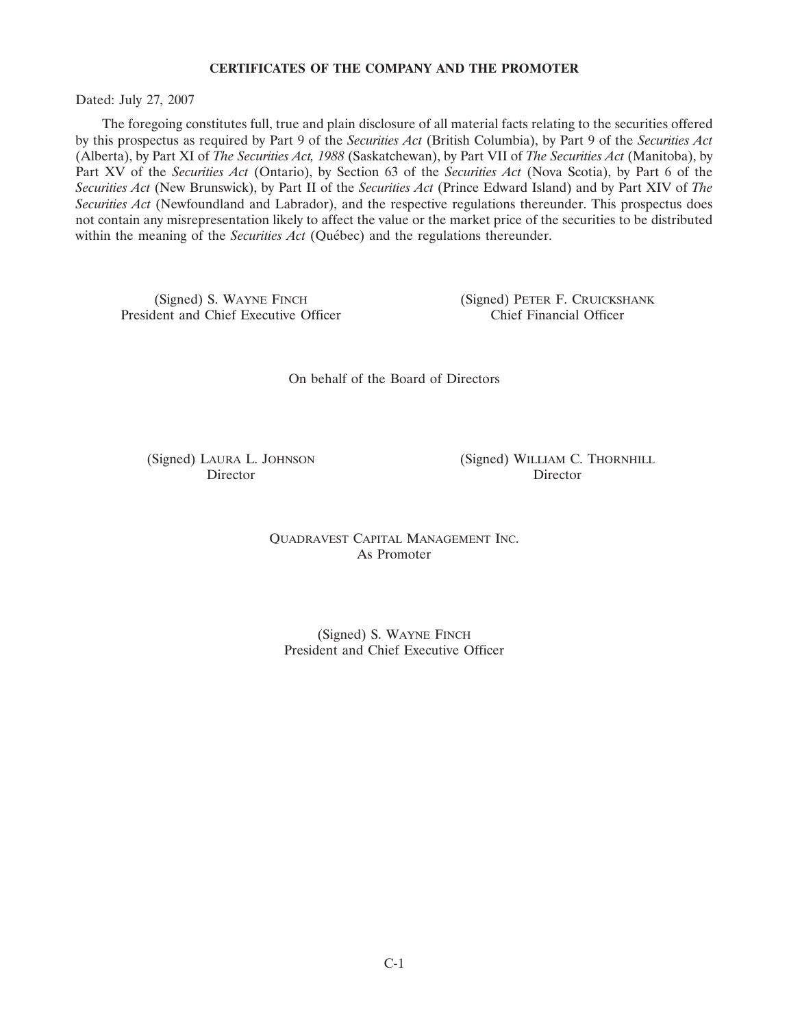# CERTIFICATES OF THE COMPANY AND THE PROMOTER

Dated: July 27, 2007

The foregoing constitutes full, true and plain disclosure of all material facts relating to the securities offered by this prospectus as required by Part 9 of the *Securities Act* (British Columbia), by Part 9 of the *Securities Act* (Alberta), by Part XI of *The Securities Act, 1988* (Saskatchewan), by Part VII of *The Securities Act* (Manitoba), by Part XV of the *Securities Act* (Ontario), by Section 63 of the *Securities Act* (Nova Scotia), by Part 6 of the *Securities Act* (New Brunswick), by Part II of the *Securities Act* (Prince Edward Island) and by Part XIV of *The Securities Act* (Newfoundland and Labrador), and the respective regulations thereunder. This prospectus does not contain any misrepresentation likely to affect the value or the market price of the securities to be distributed within the meaning of the *Securities Act* (Québec) and the regulations thereunder.

(Signed) S. WAYNE FINCH
President and Chief Executive Officer

(Signed) PETER F. CRUICKSHANK
Chief Financial Officer

On behalf of the Board of Directors

(Signed) LAURA L. JOHNSON
Director

(Signed) WILLIAM C. THORNHILL
Director

QUADRAVEST CAPITAL MANAGEMENT INC.
As Promoter

(Signed) S. WAYNE FINCH
President and Chief Executive Officer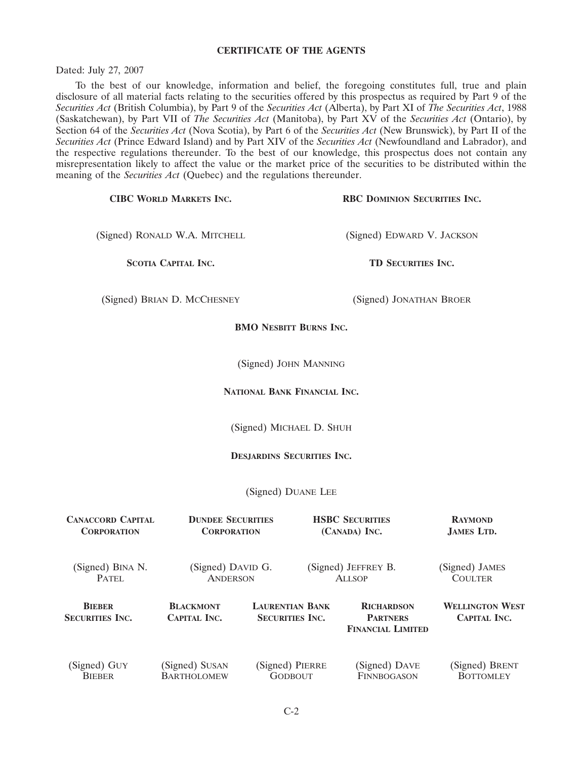## CERTIFICATE OF THE AGENTS

Dated: July 27, 2007

To the best of our knowledge, information and belief, the foregoing constitutes full, true and plain disclosure of all material facts relating to the securities offered by this prospectus as required by Part 9 of the *Securities Act* (British Columbia), by Part 9 of the *Securities Act* (Alberta), by Part XI of *The Securities Act*, 1988 (Saskatchewan), by Part VII of *The Securities Act* (Manitoba), by Part XV of the *Securities Act* (Ontario), by Section 64 of the *Securities Act* (Nova Scotia), by Part 6 of the *Securities Act* (New Brunswick), by Part II of the *Securities Act* (Prince Edward Island) and by Part XIV of the *Securities Act* (Newfoundland and Labrador), and the respective regulations thereunder. To the best of our knowledge, this prospectus does not contain any misrepresentation likely to affect the value or the market price of the securities to be distributed within the meaning of the *Securities Act* (Quebec) and the regulations thereunder.

| **CIBC WORLD MARKETS INC.** | **RBC DOMINION SECURITIES INC.** |
|---|---|
| (Signed) RONALD W.A. MITCHELL | (Signed) EDWARD V. JACKSON |
| **SCOTIA CAPITAL INC.** | **TD SECURITIES INC.** |
| (Signed) BRIAN D. MCCHESNEY | (Signed) JONATHAN BROER |

**BMO NESBITT BURNS INC.**

(Signed) JOHN MANNING

**NATIONAL BANK FINANCIAL INC.**

(Signed) MICHAEL D. SHUH

**DESJARDINS SECURITIES INC.**

(Signed) DUANE LEE

| **CANACCORD CAPITAL CORPORATION** | **DUNDEE SECURITIES CORPORATION** | **HSBC SECURITIES (CANADA) INC.** | **RAYMOND JAMES LTD.** |
|---|---|---|---|
| (Signed) BINA N. PATEL | (Signed) DAVID G. ANDERSON | (Signed) JEFFREY B. ALLSOP | (Signed) JAMES COULTER |

| **BIEBER SECURITIES INC.** | **BLACKMONT CAPITAL INC.** | **LAURENTIAN BANK SECURITIES INC.** | **RICHARDSON PARTNERS FINANCIAL LIMITED** | **WELLINGTON WEST CAPITAL INC.** |
|---|---|---|---|---|
| (Signed) GUY BIEBER | (Signed) SUSAN BARTHOLOMEW | (Signed) PIERRE GODBOUT | (Signed) DAVE FINNBOGASON | (Signed) BRENT BOTTOMLEY |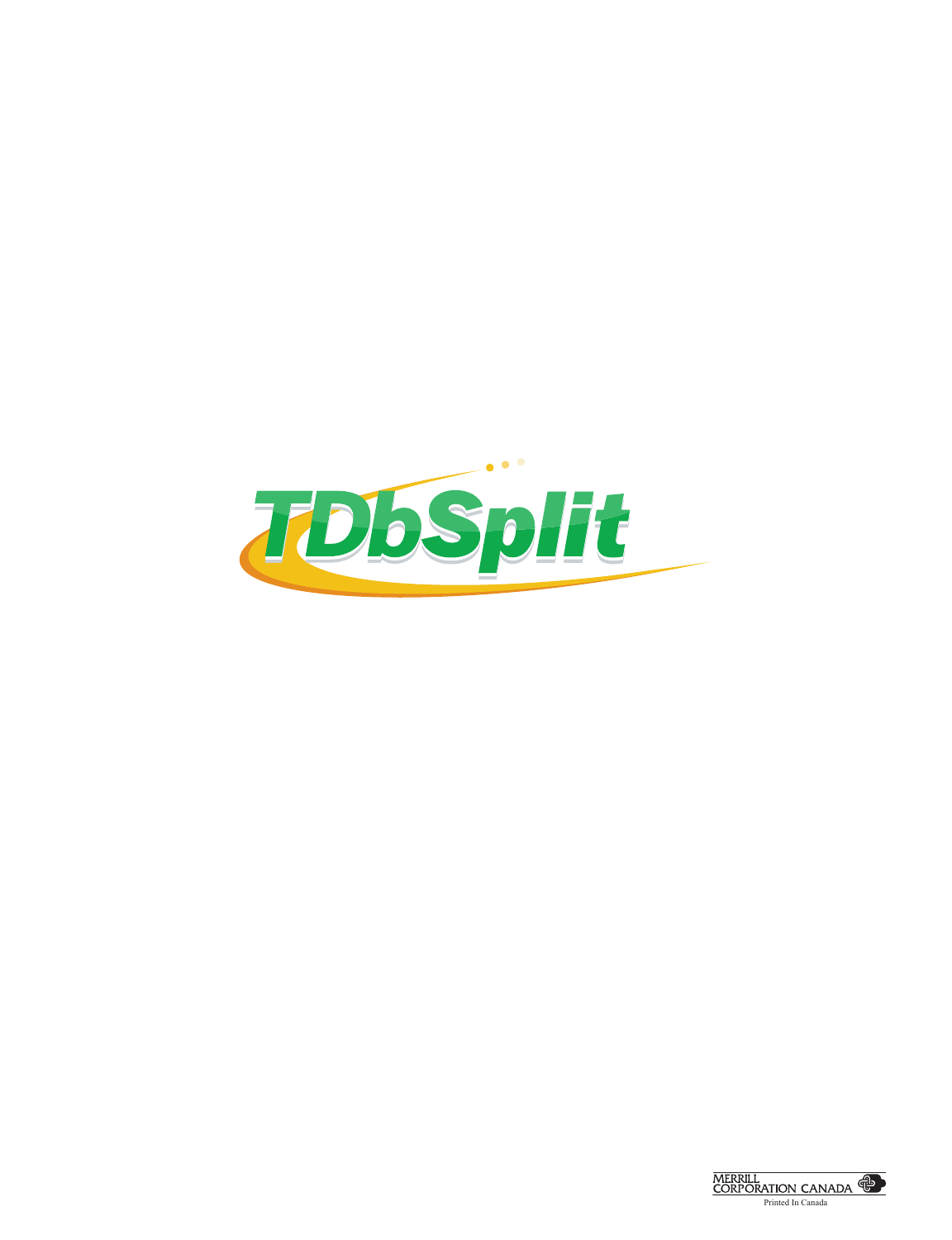TDbSplit

MERRILL CORPORATION CANADA

Printed In Canada